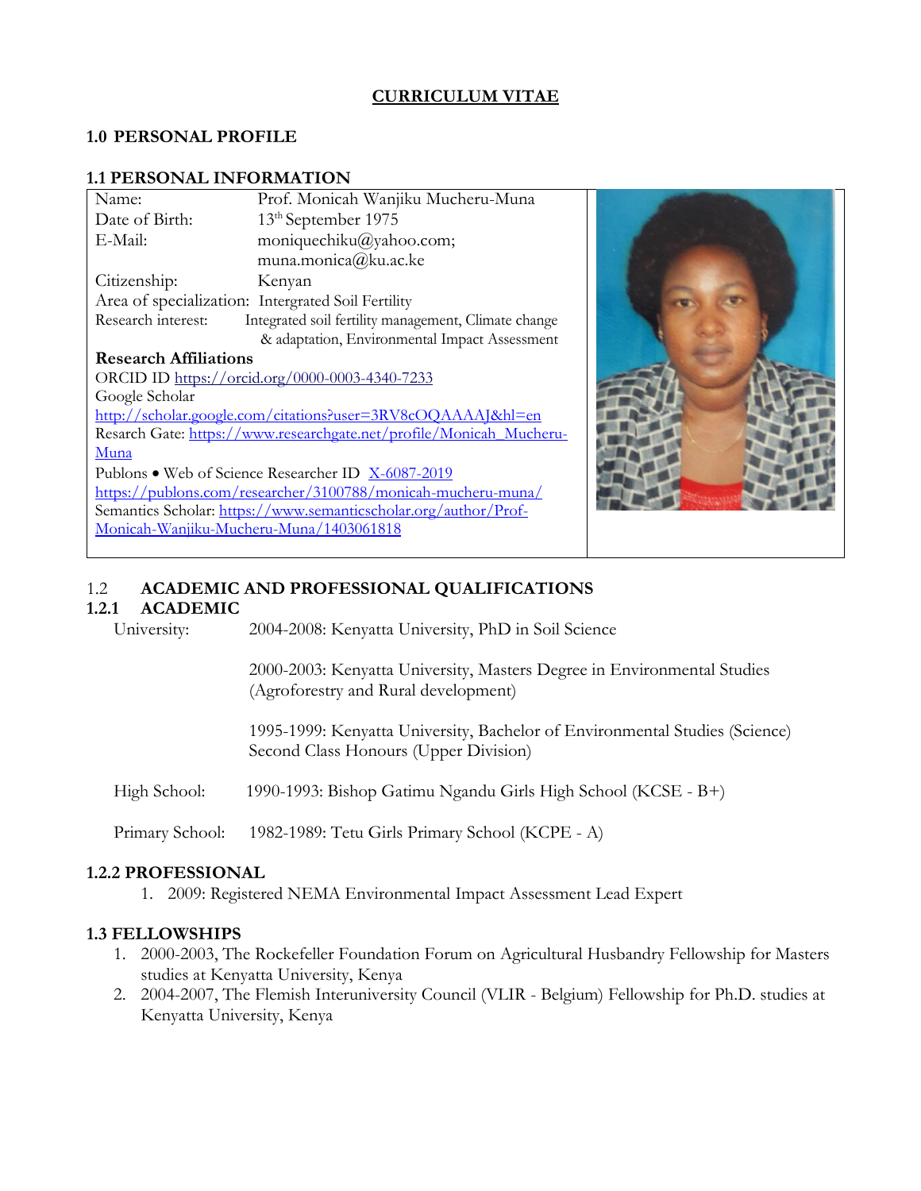# CURRICULUM VITAE

## 1.0 PERSONAL PROFILE

### 1.1 PERSONAL INFORMATION

| | |
|---|---|
| Name: | Prof. Monicah Wanjiku Mucheru-Muna |
| Date of Birth: | 13th September 1975 |
| E-Mail: | moniquechiku@yahoo.com; muna.monica@ku.ac.ke |
| Citizenship: | Kenyan |
| Area of specialization: | Intergrated Soil Fertility |
| Research interest: | Integrated soil fertility management, Climate change & adaptation, Environmental Impact Assessment |

**Research Affiliations**

ORCID ID https://orcid.org/0000-0003-4340-7233

Google Scholar
http://scholar.google.com/citations?user=3RV8cOQAAAAJ&hl=en

Resarch Gate: https://www.researchgate.net/profile/Monicah_Mucheru-Muna

Publons • Web of Science Researcher ID X-6087-2019
https://publons.com/researcher/3100788/monicah-mucheru-muna/

Semantics Scholar: https://www.semanticscholar.org/author/Prof-Monicah-Wanjiku-Mucheru-Muna/1403061818

### 1.2 ACADEMIC AND PROFESSIONAL QUALIFICATIONS

#### 1.2.1 ACADEMIC

University:

2004-2008: Kenyatta University, PhD in Soil Science

2000-2003: Kenyatta University, Masters Degree in Environmental Studies (Agroforestry and Rural development)

1995-1999: Kenyatta University, Bachelor of Environmental Studies (Science) Second Class Honours (Upper Division)

High School: 1990-1993: Bishop Gatimu Ngandu Girls High School (KCSE - B+)

Primary School: 1982-1989: Tetu Girls Primary School (KCPE - A)

#### 1.2.2 PROFESSIONAL

1. 2009: Registered NEMA Environmental Impact Assessment Lead Expert

### 1.3 FELLOWSHIPS

1. 2000-2003, The Rockefeller Foundation Forum on Agricultural Husbandry Fellowship for Masters studies at Kenyatta University, Kenya
2. 2004-2007, The Flemish Interuniversity Council (VLIR - Belgium) Fellowship for Ph.D. studies at Kenyatta University, Kenya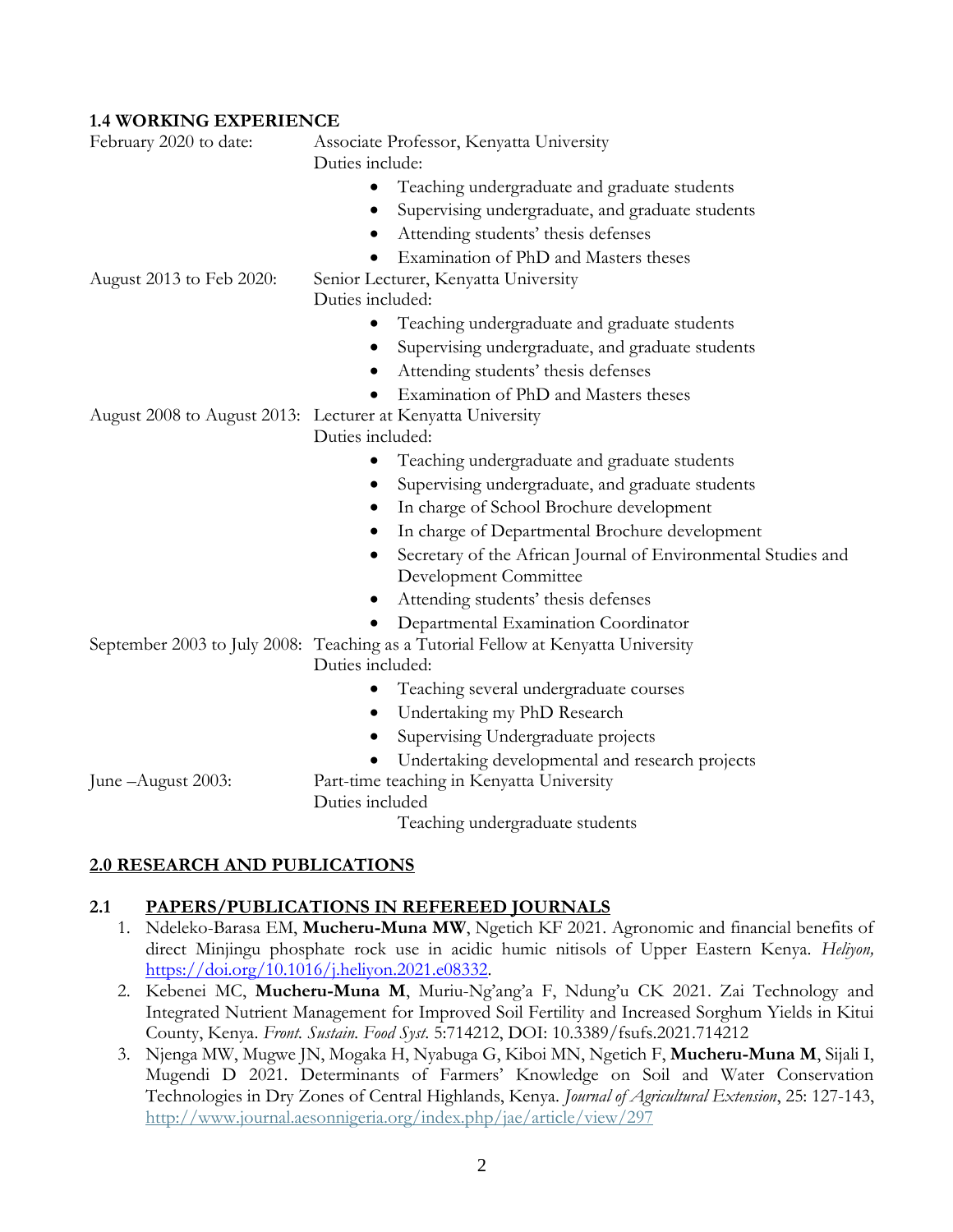**1.4 WORKING EXPERIENCE**

February 2020 to date: Associate Professor, Kenyatta University

Duties include:

- Teaching undergraduate and graduate students
- Supervising undergraduate, and graduate students
- Attending students' thesis defenses
- Examination of PhD and Masters theses

August 2013 to Feb 2020: Senior Lecturer, Kenyatta University

Duties included:

- Teaching undergraduate and graduate students
- Supervising undergraduate, and graduate students
- Attending students' thesis defenses
- Examination of PhD and Masters theses

August 2008 to August 2013: Lecturer at Kenyatta University

Duties included:

- Teaching undergraduate and graduate students
- Supervising undergraduate, and graduate students
- In charge of School Brochure development
- In charge of Departmental Brochure development
- Secretary of the African Journal of Environmental Studies and Development Committee
- Attending students' thesis defenses
- Departmental Examination Coordinator

September 2003 to July 2008: Teaching as a Tutorial Fellow at Kenyatta University

Duties included:

- Teaching several undergraduate courses
- Undertaking my PhD Research
- Supervising Undergraduate projects
- Undertaking developmental and research projects

June –August 2003: Part-time teaching in Kenyatta University

Duties included

Teaching undergraduate students

## 2.0 RESEARCH AND PUBLICATIONS

### 2.1 PAPERS/PUBLICATIONS IN REFEREED JOURNALS

1. Ndeleko-Barasa EM, **Mucheru-Muna MW**, Ngetich KF 2021. Agronomic and financial benefits of direct Minjingu phosphate rock use in acidic humic nitisols of Upper Eastern Kenya. *Heliyon,* https://doi.org/10.1016/j.heliyon.2021.e08332.
2. Kebenei MC, **Mucheru-Muna M**, Muriu-Ng'ang'a F, Ndung'u CK 2021. Zai Technology and Integrated Nutrient Management for Improved Soil Fertility and Increased Sorghum Yields in Kitui County, Kenya. *Front. Sustain. Food Syst.* 5:714212, DOI: 10.3389/fsufs.2021.714212
3. Njenga MW, Mugwe JN, Mogaka H, Nyabuga G, Kiboi MN, Ngetich F, **Mucheru-Muna M**, Sijali I, Mugendi D 2021. Determinants of Farmers' Knowledge on Soil and Water Conservation Technologies in Dry Zones of Central Highlands, Kenya. *Journal of Agricultural Extension*, 25: 127-143, http://www.journal.aesonnigeria.org/index.php/jae/article/view/297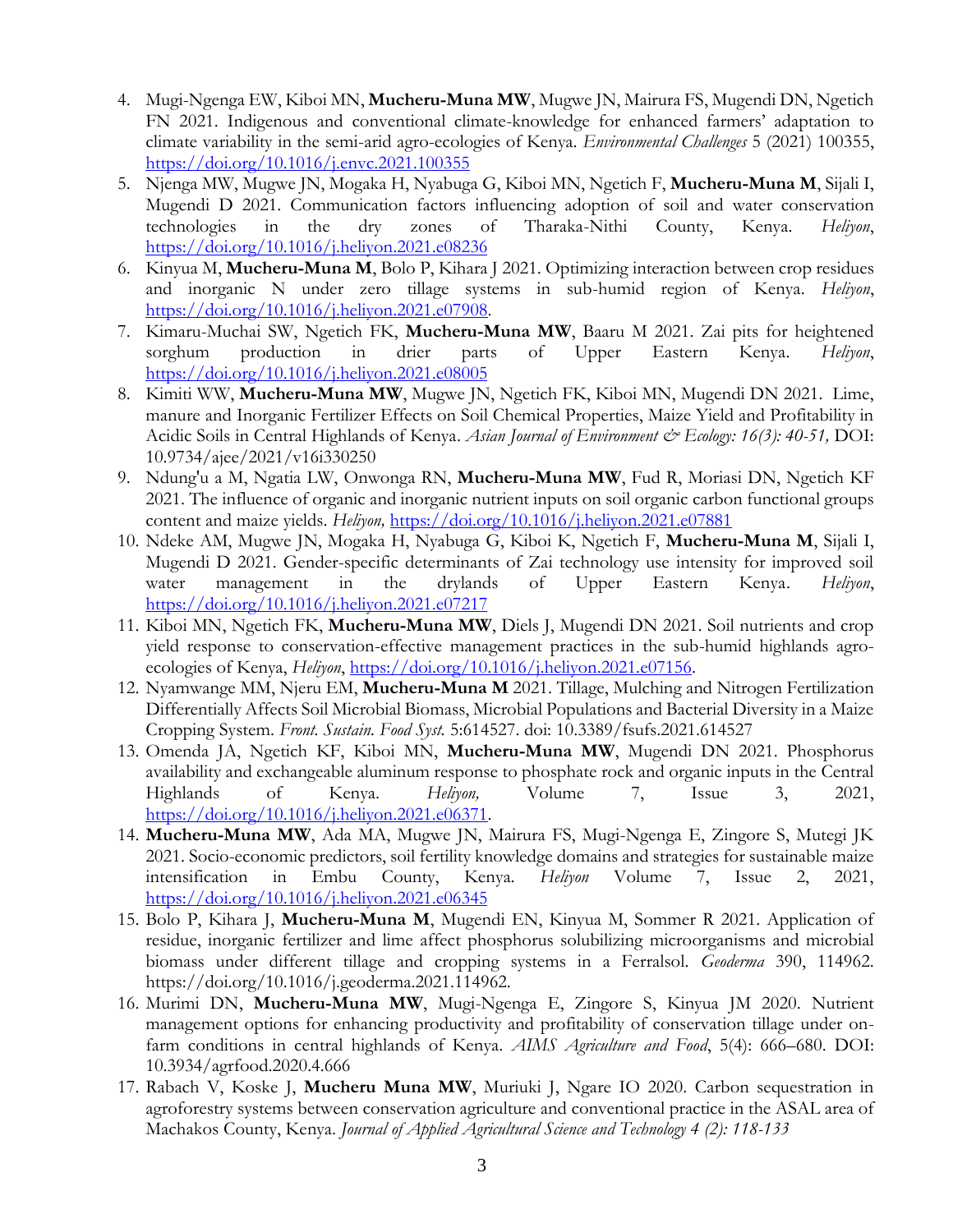4. Mugi-Ngenga EW, Kiboi MN, **Mucheru-Muna MW**, Mugwe JN, Mairura FS, Mugendi DN, Ngetich FN 2021. Indigenous and conventional climate-knowledge for enhanced farmers' adaptation to climate variability in the semi-arid agro-ecologies of Kenya. *Environmental Challenges* 5 (2021) 100355, https://doi.org/10.1016/j.envc.2021.100355
5. Njenga MW, Mugwe JN, Mogaka H, Nyabuga G, Kiboi MN, Ngetich F, **Mucheru-Muna M**, Sijali I, Mugendi D 2021. Communication factors influencing adoption of soil and water conservation technologies in the dry zones of Tharaka-Nithi County, Kenya. *Heliyon*, https://doi.org/10.1016/j.heliyon.2021.e08236
6. Kinyua M, **Mucheru-Muna M**, Bolo P, Kihara J 2021. Optimizing interaction between crop residues and inorganic N under zero tillage systems in sub-humid region of Kenya. *Heliyon*, https://doi.org/10.1016/j.heliyon.2021.e07908.
7. Kimaru-Muchai SW, Ngetich FK, **Mucheru-Muna MW**, Baaru M 2021. Zai pits for heightened sorghum production in drier parts of Upper Eastern Kenya. *Heliyon*, https://doi.org/10.1016/j.heliyon.2021.e08005
8. Kimiti WW, **Mucheru-Muna MW**, Mugwe JN, Ngetich FK, Kiboi MN, Mugendi DN 2021. Lime, manure and Inorganic Fertilizer Effects on Soil Chemical Properties, Maize Yield and Profitability in Acidic Soils in Central Highlands of Kenya. *Asian Journal of Environment & Ecology: 16(3): 40-51,* DOI: 10.9734/ajee/2021/v16i330250
9. Ndung'u a M, Ngatia LW, Onwonga RN, **Mucheru-Muna MW**, Fud R, Moriasi DN, Ngetich KF 2021. The influence of organic and inorganic nutrient inputs on soil organic carbon functional groups content and maize yields. *Heliyon,* https://doi.org/10.1016/j.heliyon.2021.e07881
10. Ndeke AM, Mugwe JN, Mogaka H, Nyabuga G, Kiboi K, Ngetich F, **Mucheru-Muna M**, Sijali I, Mugendi D 2021. Gender-specific determinants of Zai technology use intensity for improved soil water management in the drylands of Upper Eastern Kenya. *Heliyon*, https://doi.org/10.1016/j.heliyon.2021.e07217
11. Kiboi MN, Ngetich FK, **Mucheru-Muna MW**, Diels J, Mugendi DN 2021. Soil nutrients and crop yield response to conservation-effective management practices in the sub-humid highlands agro-ecologies of Kenya, *Heliyon*, https://doi.org/10.1016/j.heliyon.2021.e07156.
12. Nyamwange MM, Njeru EM, **Mucheru-Muna M** 2021. Tillage, Mulching and Nitrogen Fertilization Differentially Affects Soil Microbial Biomass, Microbial Populations and Bacterial Diversity in a Maize Cropping System. *Front. Sustain. Food Syst.* 5:614527. doi: 10.3389/fsufs.2021.614527
13. Omenda JA, Ngetich KF, Kiboi MN, **Mucheru-Muna MW**, Mugendi DN 2021. Phosphorus availability and exchangeable aluminum response to phosphate rock and organic inputs in the Central Highlands of Kenya. *Heliyon,* Volume 7, Issue 3, 2021, https://doi.org/10.1016/j.heliyon.2021.e06371.
14. **Mucheru-Muna MW**, Ada MA, Mugwe JN, Mairura FS, Mugi-Ngenga E, Zingore S, Mutegi JK 2021. Socio-economic predictors, soil fertility knowledge domains and strategies for sustainable maize intensification in Embu County, Kenya. *Heliyon* Volume 7, Issue 2, 2021, https://doi.org/10.1016/j.heliyon.2021.e06345
15. Bolo P, Kihara J, **Mucheru-Muna M**, Mugendi EN, Kinyua M, Sommer R 2021. Application of residue, inorganic fertilizer and lime affect phosphorus solubilizing microorganisms and microbial biomass under different tillage and cropping systems in a Ferralsol. *Geoderma* 390, 114962. https://doi.org/10.1016/j.geoderma.2021.114962.
16. Murimi DN, **Mucheru-Muna MW**, Mugi-Ngenga E, Zingore S, Kinyua JM 2020. Nutrient management options for enhancing productivity and profitability of conservation tillage under on-farm conditions in central highlands of Kenya. *AIMS Agriculture and Food*, 5(4): 666–680. DOI: 10.3934/agrfood.2020.4.666
17. Rabach V, Koske J, **Mucheru Muna MW**, Muriuki J, Ngare IO 2020. Carbon sequestration in agroforestry systems between conservation agriculture and conventional practice in the ASAL area of Machakos County, Kenya. *Journal of Applied Agricultural Science and Technology 4 (2): 118-133*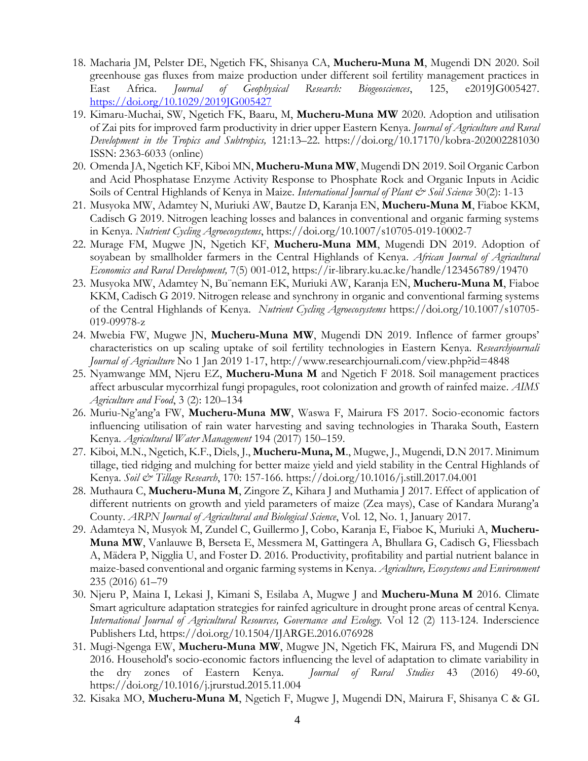18. Macharia JM, Pelster DE, Ngetich FK, Shisanya CA, **Mucheru-Muna M**, Mugendi DN 2020. Soil greenhouse gas fluxes from maize production under different soil fertility management practices in East Africa. *Journal of Geophysical Research: Biogeosciences*, 125, e2019JG005427. https://doi.org/10.1029/2019JG005427
19. Kimaru-Muchai, SW, Ngetich FK, Baaru, M, **Mucheru-Muna MW** 2020. Adoption and utilisation of Zai pits for improved farm productivity in drier upper Eastern Kenya. *Journal of Agriculture and Rural Development in the Tropics and Subtropics,* 121:13–22. https://doi.org/10.17170/kobra-202002281030 ISSN: 2363-6033 (online)
20. Omenda JA, Ngetich KF, Kiboi MN, **Mucheru-Muna MW**, Mugendi DN 2019. Soil Organic Carbon and Acid Phosphatase Enzyme Activity Response to Phosphate Rock and Organic Inputs in Acidic Soils of Central Highlands of Kenya in Maize. *International Journal of Plant & Soil Science* 30(2): 1-13
21. Musyoka MW, Adamtey N, Muriuki AW, Bautze D, Karanja EN, **Mucheru-Muna M**, Fiaboe KKM, Cadisch G 2019. Nitrogen leaching losses and balances in conventional and organic farming systems in Kenya. *Nutrient Cycling Agroecosystems*, https://doi.org/10.1007/s10705-019-10002-7
22. Murage FM, Mugwe JN, Ngetich KF, **Mucheru-Muna MM**, Mugendi DN 2019. Adoption of soyabean by smallholder farmers in the Central Highlands of Kenya. *African Journal of Agricultural Economics and Rural Development,* 7(5) 001-012, https://ir-library.ku.ac.ke/handle/123456789/19470
23. Musyoka MW, Adamtey N, Bu¨nemann EK, Muriuki AW, Karanja EN, **Mucheru-Muna M**, Fiaboe KKM, Cadisch G 2019. Nitrogen release and synchrony in organic and conventional farming systems of the Central Highlands of Kenya. *Nutrient Cycling Agroecosystems* https://doi.org/10.1007/s10705-019-09978-z
24. Mwebia FW, Mugwe JN, **Mucheru-Muna MW**, Mugendi DN 2019. Inflence of farmer groups' characteristics on up scaling uptake of soil fertility technologies in Eastern Kenya. *Researchjournali Journal of Agriculture* No 1 Jan 2019 1-17, http://www.researchjournali.com/view.php?id=4848
25. Nyamwange MM, Njeru EZ, **Mucheru-Muna M** and Ngetich F 2018. Soil management practices affect arbuscular mycorrhizal fungi propagules, root colonization and growth of rainfed maize. *AIMS Agriculture and Food*, 3 (2): 120–134
26. Muriu-Ng'ang'a FW, **Mucheru-Muna MW**, Waswa F, Mairura FS 2017. Socio-economic factors influencing utilisation of rain water harvesting and saving technologies in Tharaka South, Eastern Kenya. *Agricultural Water Management* 194 (2017) 150–159.
27. Kiboi, M.N., Ngetich, K.F., Diels, J., **Mucheru-Muna, M**., Mugwe, J., Mugendi, D.N 2017. Minimum tillage, tied ridging and mulching for better maize yield and yield stability in the Central Highlands of Kenya. *Soil & Tillage Research*, 170: 157-166. https://doi.org/10.1016/j.still.2017.04.001
28. Muthaura C, **Mucheru-Muna M**, Zingore Z, Kihara J and Muthamia J 2017. Effect of application of different nutrients on growth and yield parameters of maize (Zea mays), Case of Kandara Murang'a County. *ARPN Journal of Agricultural and Biological Science*, Vol. 12, No. 1, January 2017.
29. Adamteya N, Musyok M, Zundel C, Guillermo J, Cobo, Karanja E, Fiaboe K, Muriuki A, **Mucheru-Muna MW**, Vanlauwe B, Berseta E, Messmera M, Gattingera A, Bhullara G, Cadisch G, Fliessbach A, Mädera P, Nigglia U, and Foster D. 2016. Productivity, profitability and partial nutrient balance in maize-based conventional and organic farming systems in Kenya. *Agriculture, Ecosystems and Environment* 235 (2016) 61–79
30. Njeru P, Maina I, Lekasi J, Kimani S, Esilaba A, Mugwe J and **Mucheru-Muna M** 2016. Climate Smart agriculture adaptation strategies for rainfed agriculture in drought prone areas of central Kenya. *International Journal of Agricultural Resources, Governance and Ecology.* Vol 12 (2) 113-124. Inderscience Publishers Ltd, https://doi.org/10.1504/IJARGE.2016.076928
31. Mugi-Ngenga EW, **Mucheru-Muna MW**, Mugwe JN, Ngetich FK, Mairura FS, and Mugendi DN 2016. Household's socio-economic factors influencing the level of adaptation to climate variability in the dry zones of Eastern Kenya. *Journal of Rural Studies* 43 (2016) 49-60, https://doi.org/10.1016/j.jrurstud.2015.11.004
32. Kisaka MO, **Mucheru-Muna M**, Ngetich F, Mugwe J, Mugendi DN, Mairura F, Shisanya C & GL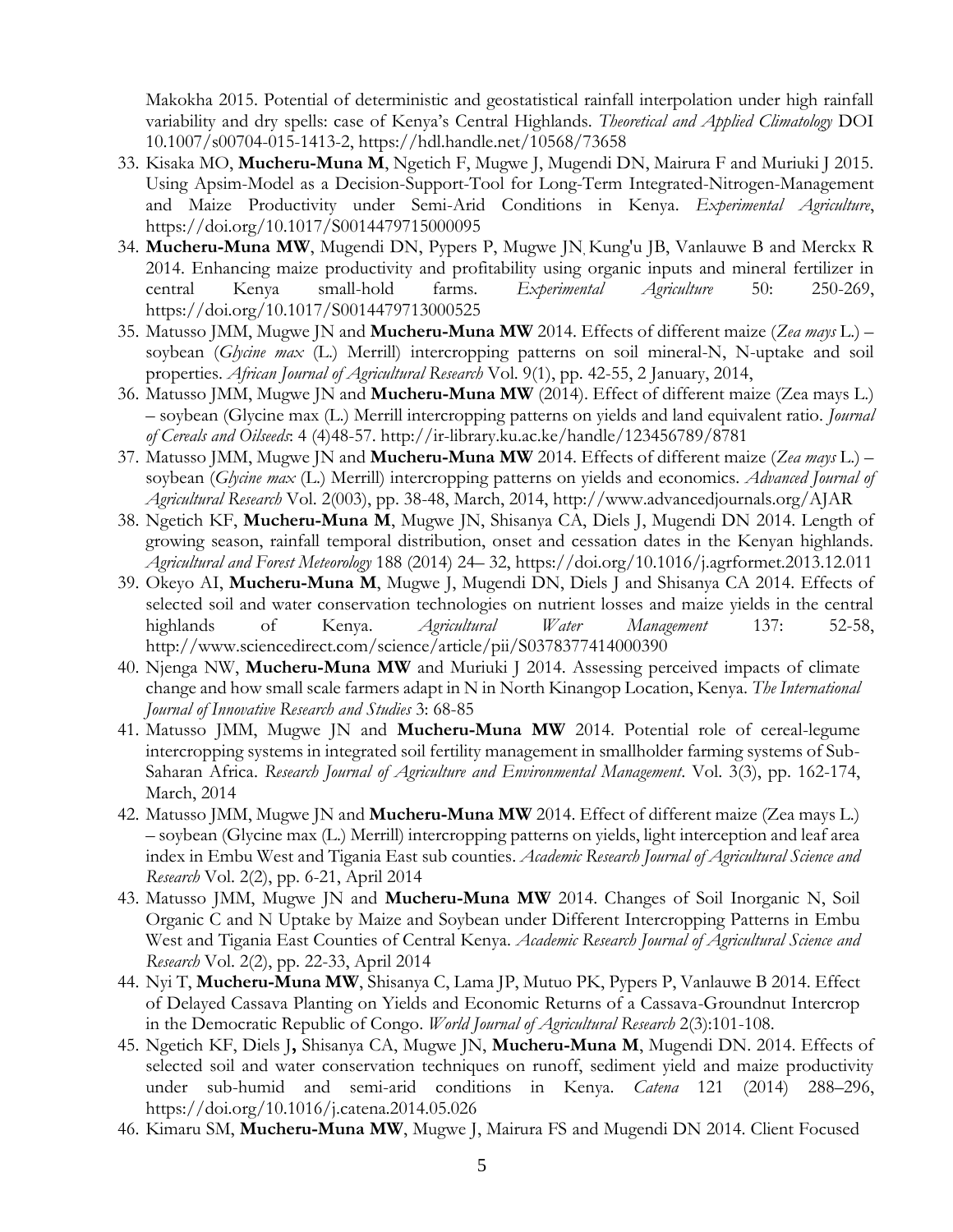Makokha 2015. Potential of deterministic and geostatistical rainfall interpolation under high rainfall variability and dry spells: case of Kenya's Central Highlands. *Theoretical and Applied Climatology* DOI 10.1007/s00704-015-1413-2, https://hdl.handle.net/10568/73658

33. Kisaka MO, **Mucheru-Muna M**, Ngetich F, Mugwe J, Mugendi DN, Mairura F and Muriuki J 2015. Using Apsim-Model as a Decision-Support-Tool for Long-Term Integrated-Nitrogen-Management and Maize Productivity under Semi-Arid Conditions in Kenya. *Experimental Agriculture*, https://doi.org/10.1017/S0014479715000095
34. **Mucheru-Muna MW**, Mugendi DN, Pypers P, Mugwe JN, Kung'u JB, Vanlauwe B and Merckx R 2014. Enhancing maize productivity and profitability using organic inputs and mineral fertilizer in central Kenya small-hold farms. *Experimental Agriculture* 50: 250-269, https://doi.org/10.1017/S0014479713000525
35. Matusso JMM, Mugwe JN and **Mucheru-Muna MW** 2014. Effects of different maize (*Zea mays* L.) – soybean (*Glycine max* (L.) Merrill) intercropping patterns on soil mineral-N, N-uptake and soil properties. *African Journal of Agricultural Research* Vol. 9(1), pp. 42-55, 2 January, 2014,
36. Matusso JMM, Mugwe JN and **Mucheru-Muna MW** (2014). Effect of different maize (Zea mays L.) – soybean (Glycine max (L.) Merrill intercropping patterns on yields and land equivalent ratio. *Journal of Cereals and Oilseeds*: 4 (4)48-57. http://ir-library.ku.ac.ke/handle/123456789/8781
37. Matusso JMM, Mugwe JN and **Mucheru-Muna MW** 2014. Effects of different maize (*Zea mays* L.) – soybean (*Glycine max* (L.) Merrill) intercropping patterns on yields and economics. *Advanced Journal of Agricultural Research* Vol. 2(003), pp. 38-48, March, 2014, http://www.advancedjournals.org/AJAR
38. Ngetich KF, **Mucheru-Muna M**, Mugwe JN, Shisanya CA, Diels J, Mugendi DN 2014. Length of growing season, rainfall temporal distribution, onset and cessation dates in the Kenyan highlands. *Agricultural and Forest Meteorology* 188 (2014) 24– 32, https://doi.org/10.1016/j.agrformet.2013.12.011
39. Okeyo AI, **Mucheru-Muna M**, Mugwe J, Mugendi DN, Diels J and Shisanya CA 2014. Effects of selected soil and water conservation technologies on nutrient losses and maize yields in the central highlands of Kenya. *Agricultural Water Management* 137: 52-58, http://www.sciencedirect.com/science/article/pii/S0378377414000390
40. Njenga NW, **Mucheru-Muna MW** and Muriuki J 2014. Assessing perceived impacts of climate change and how small scale farmers adapt in N in North Kinangop Location, Kenya. *The International Journal of Innovative Research and Studies* 3: 68-85
41. Matusso JMM, Mugwe JN and **Mucheru-Muna MW** 2014. Potential role of cereal-legume intercropping systems in integrated soil fertility management in smallholder farming systems of Sub-Saharan Africa. *Research Journal of Agriculture and Environmental Management*. Vol. 3(3), pp. 162-174, March, 2014
42. Matusso JMM, Mugwe JN and **Mucheru-Muna MW** 2014. Effect of different maize (Zea mays L.) – soybean (Glycine max (L.) Merrill) intercropping patterns on yields, light interception and leaf area index in Embu West and Tigania East sub counties. *Academic Research Journal of Agricultural Science and Research* Vol. 2(2), pp. 6-21, April 2014
43. Matusso JMM, Mugwe JN and **Mucheru-Muna MW** 2014. Changes of Soil Inorganic N, Soil Organic C and N Uptake by Maize and Soybean under Different Intercropping Patterns in Embu West and Tigania East Counties of Central Kenya. *Academic Research Journal of Agricultural Science and Research* Vol. 2(2), pp. 22-33, April 2014
44. Nyi T, **Mucheru-Muna MW**, Shisanya C, Lama JP, Mutuo PK, Pypers P, Vanlauwe B 2014. Effect of Delayed Cassava Planting on Yields and Economic Returns of a Cassava-Groundnut Intercrop in the Democratic Republic of Congo. *World Journal of Agricultural Research* 2(3):101-108.
45. Ngetich KF, Diels J**,** Shisanya CA, Mugwe JN, **Mucheru-Muna M**, Mugendi DN. 2014. Effects of selected soil and water conservation techniques on runoff, sediment yield and maize productivity under sub-humid and semi-arid conditions in Kenya. *Catena* 121 (2014) 288–296, https://doi.org/10.1016/j.catena.2014.05.026
46. Kimaru SM, **Mucheru-Muna MW**, Mugwe J, Mairura FS and Mugendi DN 2014. Client Focused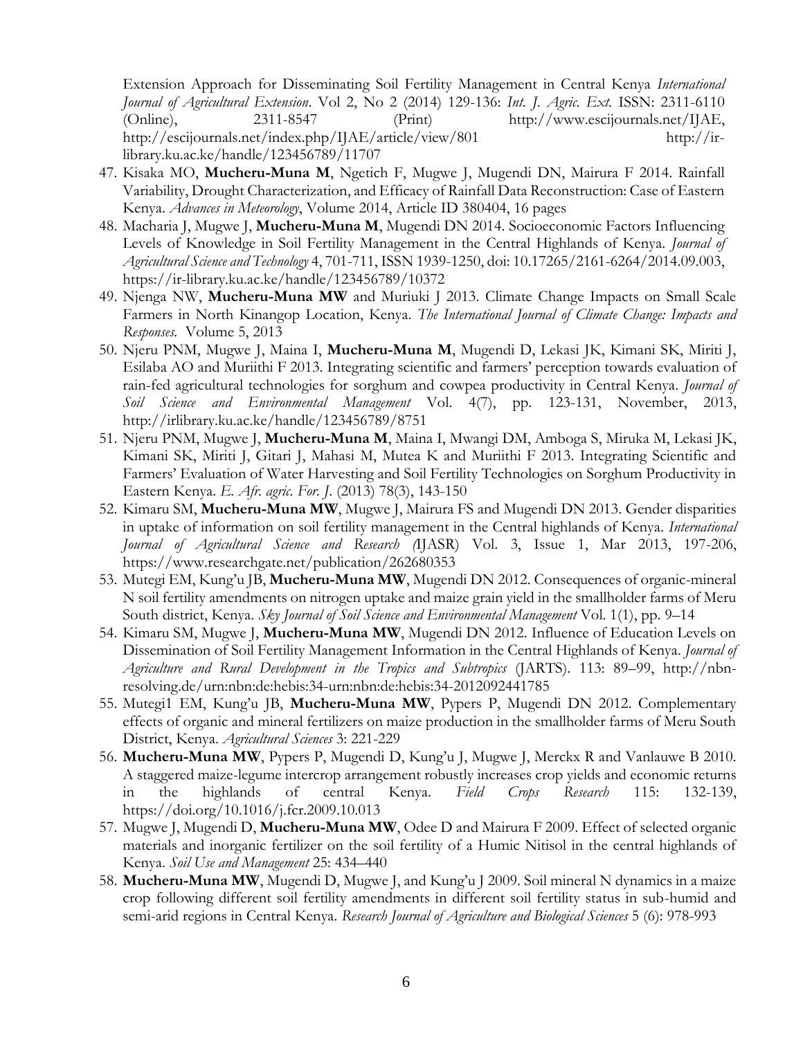Extension Approach for Disseminating Soil Fertility Management in Central Kenya *International Journal of Agricultural Extension*. Vol 2, No 2 (2014) 129-136: *Int. J. Agric. Ext.* ISSN: 2311-6110 (Online), 2311-8547 (Print) http://www.escijournals.net/IJAE, http://escijournals.net/index.php/IJAE/article/view/801 http://ir-library.ku.ac.ke/handle/123456789/11707

47. Kisaka MO, **Mucheru-Muna M**, Ngetich F, Mugwe J, Mugendi DN, Mairura F 2014. Rainfall Variability, Drought Characterization, and Efficacy of Rainfall Data Reconstruction: Case of Eastern Kenya. *Advances in Meteorology*, Volume 2014, Article ID 380404, 16 pages
48. Macharia J, Mugwe J, **Mucheru-Muna M**, Mugendi DN 2014. Socioeconomic Factors Influencing Levels of Knowledge in Soil Fertility Management in the Central Highlands of Kenya. *Journal of Agricultural Science and Technology* 4, 701-711, ISSN 1939-1250, doi: 10.17265/2161-6264/2014.09.003, https://ir-library.ku.ac.ke/handle/123456789/10372
49. Njenga NW, **Mucheru-Muna MW** and Muriuki J 2013. Climate Change Impacts on Small Scale Farmers in North Kinangop Location, Kenya. *The International Journal of Climate Change: Impacts and Responses.* Volume 5, 2013
50. Njeru PNM, Mugwe J, Maina I, **Mucheru-Muna M**, Mugendi D, Lekasi JK, Kimani SK, Miriti J, Esilaba AO and Muriithi F 2013. Integrating scientific and farmers' perception towards evaluation of rain-fed agricultural technologies for sorghum and cowpea productivity in Central Kenya. *Journal of Soil Science and Environmental Management* Vol. 4(7), pp. 123-131, November, 2013, http://irlibrary.ku.ac.ke/handle/123456789/8751
51. Njeru PNM, Mugwe J, **Mucheru-Muna M**, Maina I, Mwangi DM, Amboga S, Miruka M, Lekasi JK, Kimani SK, Miriti J, Gitari J, Mahasi M, Mutea K and Muriithi F 2013. Integrating Scientific and Farmers' Evaluation of Water Harvesting and Soil Fertility Technologies on Sorghum Productivity in Eastern Kenya. *E. Afr. agric. For. J.* (2013) 78(3), 143-150
52. Kimaru SM, **Mucheru-Muna MW**, Mugwe J, Mairura FS and Mugendi DN 2013. Gender disparities in uptake of information on soil fertility management in the Central highlands of Kenya. *International Journal of Agricultural Science and Research (*IJASR) Vol. 3, Issue 1, Mar 2013, 197-206, https://www.researchgate.net/publication/262680353
53. Mutegi EM, Kung'u JB, **Mucheru-Muna MW**, Mugendi DN 2012. Consequences of organic-mineral N soil fertility amendments on nitrogen uptake and maize grain yield in the smallholder farms of Meru South district, Kenya. *Sky Journal of Soil Science and Environmental Management* Vol. 1(1), pp. 9–14
54. Kimaru SM, Mugwe J, **Mucheru-Muna MW**, Mugendi DN 2012. Influence of Education Levels on Dissemination of Soil Fertility Management Information in the Central Highlands of Kenya. *Journal of Agriculture and Rural Development in the Tropics and Subtropics* (JARTS). 113: 89–99, http://nbn-resolving.de/urn:nbn:de:hebis:34-urn:nbn:de:hebis:34-2012092441785
55. Mutegi1 EM, Kung'u JB, **Mucheru-Muna MW**, Pypers P, Mugendi DN 2012. Complementary effects of organic and mineral fertilizers on maize production in the smallholder farms of Meru South District, Kenya. *Agricultural Sciences* 3: 221-229
56. **Mucheru-Muna MW**, Pypers P, Mugendi D, Kung'u J, Mugwe J, Merckx R and Vanlauwe B 2010. A staggered maize-legume intercrop arrangement robustly increases crop yields and economic returns in the highlands of central Kenya. *Field Crops Research* 115: 132-139, https://doi.org/10.1016/j.fcr.2009.10.013
57. Mugwe J, Mugendi D, **Mucheru-Muna MW**, Odee D and Mairura F 2009. Effect of selected organic materials and inorganic fertilizer on the soil fertility of a Humic Nitisol in the central highlands of Kenya. *Soil Use and Management* 25: 434–440
58. **Mucheru-Muna MW**, Mugendi D, Mugwe J, and Kung'u J 2009. Soil mineral N dynamics in a maize crop following different soil fertility amendments in different soil fertility status in sub-humid and semi-arid regions in Central Kenya. *Research Journal of Agriculture and Biological Sciences* 5 (6): 978-993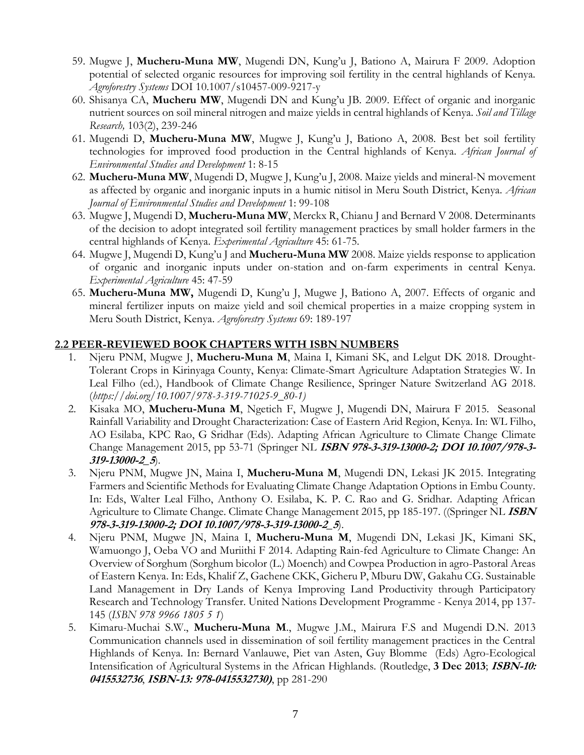59. Mugwe J, **Mucheru-Muna MW**, Mugendi DN, Kung'u J, Bationo A, Mairura F 2009. Adoption potential of selected organic resources for improving soil fertility in the central highlands of Kenya. *Agroforestry Systems* DOI 10.1007/s10457-009-9217-y
60. Shisanya CA, **Mucheru MW**, Mugendi DN and Kung'u JB. 2009. Effect of organic and inorganic nutrient sources on soil mineral nitrogen and maize yields in central highlands of Kenya. *Soil and Tillage Research,* 103(2), 239-246
61. Mugendi D, **Mucheru-Muna MW**, Mugwe J, Kung'u J, Bationo A, 2008. Best bet soil fertility technologies for improved food production in the Central highlands of Kenya. *African Journal of Environmental Studies and Development* 1: 8-15
62. **Mucheru-Muna MW**, Mugendi D, Mugwe J, Kung'u J, 2008. Maize yields and mineral-N movement as affected by organic and inorganic inputs in a humic nitisol in Meru South District, Kenya. *African Journal of Environmental Studies and Development* 1: 99-108
63. Mugwe J, Mugendi D, **Mucheru-Muna MW**, Merckx R, Chianu J and Bernard V 2008. Determinants of the decision to adopt integrated soil fertility management practices by small holder farmers in the central highlands of Kenya. *Experimental Agriculture* 45: 61-75.
64. Mugwe J, Mugendi D, Kung'u J and **Mucheru-Muna MW** 2008. Maize yields response to application of organic and inorganic inputs under on-station and on-farm experiments in central Kenya. *Experimental Agriculture* 45: 47-59
65. **Mucheru-Muna MW,** Mugendi D, Kung'u J, Mugwe J, Bationo A, 2007. Effects of organic and mineral fertilizer inputs on maize yield and soil chemical properties in a maize cropping system in Meru South District, Kenya. *Agroforestry Systems* 69: 189-197

## 2.2 PEER-REVIEWED BOOK CHAPTERS WITH ISBN NUMBERS

1. Njeru PNM, Mugwe J, **Mucheru-Muna M**, Maina I, Kimani SK, and Lelgut DK 2018. Drought-Tolerant Crops in Kirinyaga County, Kenya: Climate-Smart Agriculture Adaptation Strategies W. In Leal Filho (ed.), Handbook of Climate Change Resilience, Springer Nature Switzerland AG 2018. (*https://doi.org/10.1007/978-3-319-71025-9_80-1)*
2. Kisaka MO, **Mucheru-Muna M**, Ngetich F, Mugwe J, Mugendi DN, Mairura F 2015. Seasonal Rainfall Variability and Drought Characterization: Case of Eastern Arid Region, Kenya. In: WL Filho, AO Esilaba, KPC Rao, G Sridhar (Eds). Adapting African Agriculture to Climate Change Climate Change Management 2015, pp 53-71 (Springer NL ***ISBN 978-3-319-13000-2; DOI 10.1007/978-3-319-13000-2_5***).
3. Njeru PNM, Mugwe JN, Maina I, **Mucheru-Muna M**, Mugendi DN, Lekasi JK 2015. Integrating Farmers and Scientific Methods for Evaluating Climate Change Adaptation Options in Embu County. In: Eds, Walter Leal Filho, Anthony O. Esilaba, K. P. C. Rao and G. Sridhar. Adapting African Agriculture to Climate Change. Climate Change Management 2015, pp 185-197. ((Springer NL ***ISBN 978-3-319-13000-2; DOI 10.1007/978-3-319-13000-2_5***).
4. Njeru PNM, Mugwe JN, Maina I, **Mucheru-Muna M**, Mugendi DN, Lekasi JK, Kimani SK, Wamuongo J, Oeba VO and Muriithi F 2014. Adapting Rain-fed Agriculture to Climate Change: An Overview of Sorghum (Sorghum bicolor (L.) Moench) and Cowpea Production in agro-Pastoral Areas of Eastern Kenya. In: Eds, Khalif Z, Gachene CKK, Gicheru P, Mburu DW, Gakahu CG. Sustainable Land Management in Dry Lands of Kenya Improving Land Productivity through Participatory Research and Technology Transfer. United Nations Development Programme - Kenya 2014, pp 137-145 (*ISBN 978 9966 1805 5 1*)
5. Kimaru-Muchai S.W., **Mucheru-Muna M**., Mugwe J.M., Mairura F.S and Mugendi D.N. 2013 Communication channels used in dissemination of soil fertility management practices in the Central Highlands of Kenya. In: Bernard Vanlauwe, Piet van Asten, Guy Blomme (Eds) Agro-Ecological Intensification of Agricultural Systems in the African Highlands. (Routledge, **3 Dec 2013**; ***ISBN-10: 0415532736***, ***ISBN-13: 978-0415532730)***, pp 281-290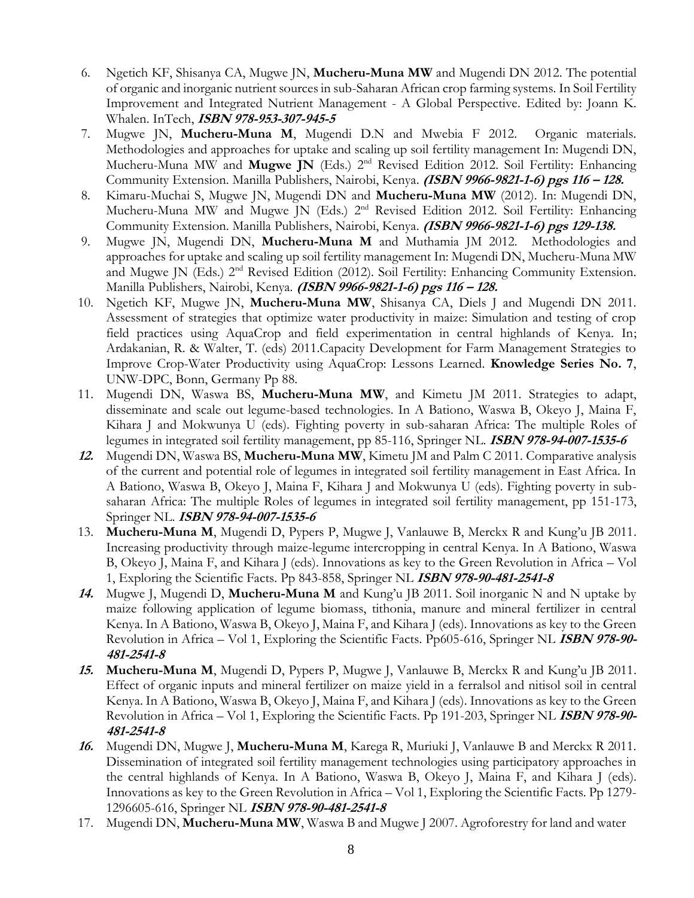6. Ngetich KF, Shisanya CA, Mugwe JN, **Mucheru-Muna MW** and Mugendi DN 2012. The potential of organic and inorganic nutrient sources in sub-Saharan African crop farming systems. In Soil Fertility Improvement and Integrated Nutrient Management - A Global Perspective. Edited by: Joann K. Whalen. InTech, ***ISBN 978-953-307-945-5***
7. Mugwe JN, **Mucheru-Muna M**, Mugendi D.N and Mwebia F 2012. Organic materials. Methodologies and approaches for uptake and scaling up soil fertility management In: Mugendi DN, Mucheru-Muna MW and **Mugwe JN** (Eds.) 2nd Revised Edition 2012. Soil Fertility: Enhancing Community Extension. Manilla Publishers, Nairobi, Kenya. ***(ISBN 9966-9821-1-6) pgs 116 – 128.***
8. Kimaru-Muchai S, Mugwe JN, Mugendi DN and **Mucheru-Muna MW** (2012). In: Mugendi DN, Mucheru-Muna MW and Mugwe JN (Eds.) 2nd Revised Edition 2012. Soil Fertility: Enhancing Community Extension. Manilla Publishers, Nairobi, Kenya. ***(ISBN 9966-9821-1-6) pgs 129-138.***
9. Mugwe JN, Mugendi DN, **Mucheru-Muna M** and Muthamia JM 2012. Methodologies and approaches for uptake and scaling up soil fertility management In: Mugendi DN, Mucheru-Muna MW and Mugwe JN (Eds.) 2nd Revised Edition (2012). Soil Fertility: Enhancing Community Extension. Manilla Publishers, Nairobi, Kenya. ***(ISBN 9966-9821-1-6) pgs 116 – 128.***
10. Ngetich KF, Mugwe JN, **Mucheru-Muna MW**, Shisanya CA, Diels J and Mugendi DN 2011. Assessment of strategies that optimize water productivity in maize: Simulation and testing of crop field practices using AquaCrop and field experimentation in central highlands of Kenya. In; Ardakanian, R. & Walter, T. (eds) 2011.Capacity Development for Farm Management Strategies to Improve Crop-Water Productivity using AquaCrop: Lessons Learned. **Knowledge Series No. 7**, UNW-DPC, Bonn, Germany Pp 88.
11. Mugendi DN, Waswa BS, **Mucheru-Muna MW**, and Kimetu JM 2011. Strategies to adapt, disseminate and scale out legume-based technologies. In A Bationo, Waswa B, Okeyo J, Maina F, Kihara J and Mokwunya U (eds). Fighting poverty in sub-saharan Africa: The multiple Roles of legumes in integrated soil fertility management, pp 85-116, Springer NL. ***ISBN 978-94-007-1535-6***
12. Mugendi DN, Waswa BS, **Mucheru-Muna MW**, Kimetu JM and Palm C 2011. Comparative analysis of the current and potential role of legumes in integrated soil fertility management in East Africa. In A Bationo, Waswa B, Okeyo J, Maina F, Kihara J and Mokwunya U (eds). Fighting poverty in sub-saharan Africa: The multiple Roles of legumes in integrated soil fertility management, pp 151-173, Springer NL. ***ISBN 978-94-007-1535-6***
13. **Mucheru-Muna M**, Mugendi D, Pypers P, Mugwe J, Vanlauwe B, Merckx R and Kung'u JB 2011. Increasing productivity through maize-legume intercropping in central Kenya. In A Bationo, Waswa B, Okeyo J, Maina F, and Kihara J (eds). Innovations as key to the Green Revolution in Africa – Vol 1, Exploring the Scientific Facts. Pp 843-858, Springer NL ***ISBN 978-90-481-2541-8***
14. Mugwe J, Mugendi D, **Mucheru-Muna M** and Kung'u JB 2011. Soil inorganic N and N uptake by maize following application of legume biomass, tithonia, manure and mineral fertilizer in central Kenya. In A Bationo, Waswa B, Okeyo J, Maina F, and Kihara J (eds). Innovations as key to the Green Revolution in Africa – Vol 1, Exploring the Scientific Facts. Pp605-616, Springer NL ***ISBN 978-90-481-2541-8***
15. **Mucheru-Muna M**, Mugendi D, Pypers P, Mugwe J, Vanlauwe B, Merckx R and Kung'u JB 2011. Effect of organic inputs and mineral fertilizer on maize yield in a ferralsol and nitisol soil in central Kenya. In A Bationo, Waswa B, Okeyo J, Maina F, and Kihara J (eds). Innovations as key to the Green Revolution in Africa – Vol 1, Exploring the Scientific Facts. Pp 191-203, Springer NL ***ISBN 978-90-481-2541-8***
16. Mugendi DN, Mugwe J, **Mucheru-Muna M**, Karega R, Muriuki J, Vanlauwe B and Merckx R 2011. Dissemination of integrated soil fertility management technologies using participatory approaches in the central highlands of Kenya. In A Bationo, Waswa B, Okeyo J, Maina F, and Kihara J (eds). Innovations as key to the Green Revolution in Africa – Vol 1, Exploring the Scientific Facts. Pp 1279-1296605-616, Springer NL ***ISBN 978-90-481-2541-8***
17. Mugendi DN, **Mucheru-Muna MW**, Waswa B and Mugwe J 2007. Agroforestry for land and water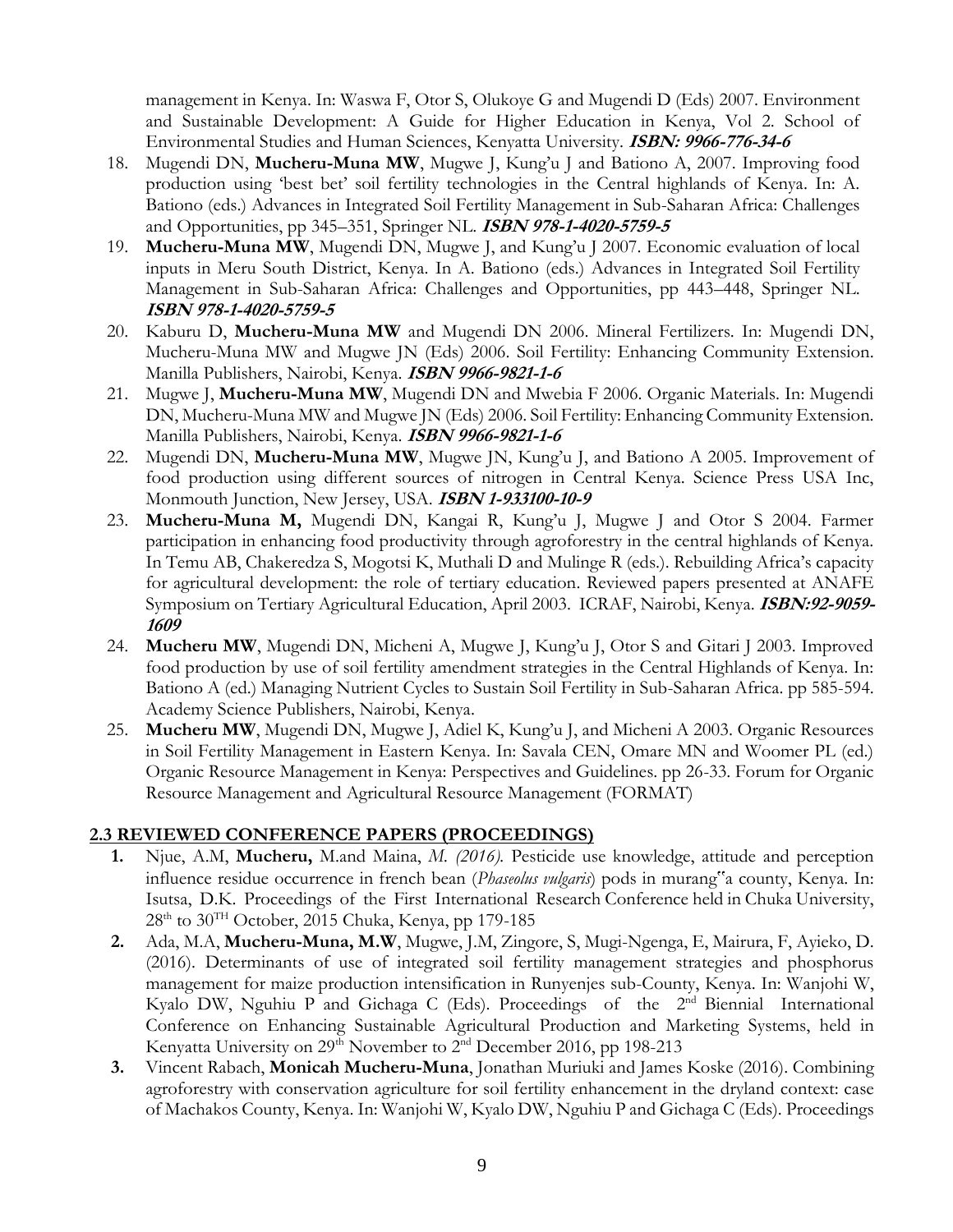management in Kenya. In: Waswa F, Otor S, Olukoye G and Mugendi D (Eds) 2007. Environment and Sustainable Development: A Guide for Higher Education in Kenya, Vol 2. School of Environmental Studies and Human Sciences, Kenyatta University. ***ISBN: 9966-776-34-6***

18. Mugendi DN, **Mucheru-Muna MW**, Mugwe J, Kung'u J and Bationo A, 2007. Improving food production using 'best bet' soil fertility technologies in the Central highlands of Kenya. In: A. Bationo (eds.) Advances in Integrated Soil Fertility Management in Sub-Saharan Africa: Challenges and Opportunities, pp 345–351, Springer NL. ***ISBN 978-1-4020-5759-5***
19. **Mucheru-Muna MW**, Mugendi DN, Mugwe J, and Kung'u J 2007. Economic evaluation of local inputs in Meru South District, Kenya. In A. Bationo (eds.) Advances in Integrated Soil Fertility Management in Sub-Saharan Africa: Challenges and Opportunities, pp 443–448, Springer NL. ***ISBN 978-1-4020-5759-5***
20. Kaburu D, **Mucheru-Muna MW** and Mugendi DN 2006. Mineral Fertilizers. In: Mugendi DN, Mucheru-Muna MW and Mugwe JN (Eds) 2006. Soil Fertility: Enhancing Community Extension. Manilla Publishers, Nairobi, Kenya. ***ISBN 9966-9821-1-6***
21. Mugwe J, **Mucheru-Muna MW**, Mugendi DN and Mwebia F 2006. Organic Materials. In: Mugendi DN, Mucheru-Muna MW and Mugwe JN (Eds) 2006. Soil Fertility: Enhancing Community Extension. Manilla Publishers, Nairobi, Kenya. ***ISBN 9966-9821-1-6***
22. Mugendi DN, **Mucheru-Muna MW**, Mugwe JN, Kung'u J, and Bationo A 2005. Improvement of food production using different sources of nitrogen in Central Kenya. Science Press USA Inc, Monmouth Junction, New Jersey, USA. ***ISBN 1-933100-10-9***
23. **Mucheru-Muna M,** Mugendi DN, Kangai R, Kung'u J, Mugwe J and Otor S 2004. Farmer participation in enhancing food productivity through agroforestry in the central highlands of Kenya. In Temu AB, Chakeredza S, Mogotsi K, Muthali D and Mulinge R (eds.). Rebuilding Africa's capacity for agricultural development: the role of tertiary education. Reviewed papers presented at ANAFE Symposium on Tertiary Agricultural Education, April 2003. ICRAF, Nairobi, Kenya. ***ISBN:92-9059-1609***
24. **Mucheru MW**, Mugendi DN, Micheni A, Mugwe J, Kung'u J, Otor S and Gitari J 2003. Improved food production by use of soil fertility amendment strategies in the Central Highlands of Kenya. In: Bationo A (ed.) Managing Nutrient Cycles to Sustain Soil Fertility in Sub-Saharan Africa. pp 585-594. Academy Science Publishers, Nairobi, Kenya.
25. **Mucheru MW**, Mugendi DN, Mugwe J, Adiel K, Kung'u J, and Micheni A 2003. Organic Resources in Soil Fertility Management in Eastern Kenya. In: Savala CEN, Omare MN and Woomer PL (ed.) Organic Resource Management in Kenya: Perspectives and Guidelines. pp 26-33. Forum for Organic Resource Management and Agricultural Resource Management (FORMAT)

## 2.3 REVIEWED CONFERENCE PAPERS (PROCEEDINGS)

1. Njue, A.M, **Mucheru,** M.and Maina, *M. (2016).* Pesticide use knowledge, attitude and perception influence residue occurrence in french bean (*Phaseolus vulgaris*) pods in murang"a county, Kenya. In: Isutsa, D.K. Proceedings of the First International Research Conference held in Chuka University, 28th to 30TH October, 2015 Chuka, Kenya, pp 179-185
2. Ada, M.A, **Mucheru-Muna, M.W**, Mugwe, J.M, Zingore, S, Mugi-Ngenga, E, Mairura, F, Ayieko, D. (2016). Determinants of use of integrated soil fertility management strategies and phosphorus management for maize production intensification in Runyenjes sub-County, Kenya. In: Wanjohi W, Kyalo DW, Nguhiu P and Gichaga C (Eds). Proceedings of the 2nd Biennial International Conference on Enhancing Sustainable Agricultural Production and Marketing Systems, held in Kenyatta University on 29th November to 2nd December 2016, pp 198-213
3. Vincent Rabach, **Monicah Mucheru-Muna**, Jonathan Muriuki and James Koske (2016). Combining agroforestry with conservation agriculture for soil fertility enhancement in the dryland context: case of Machakos County, Kenya. In: Wanjohi W, Kyalo DW, Nguhiu P and Gichaga C (Eds). Proceedings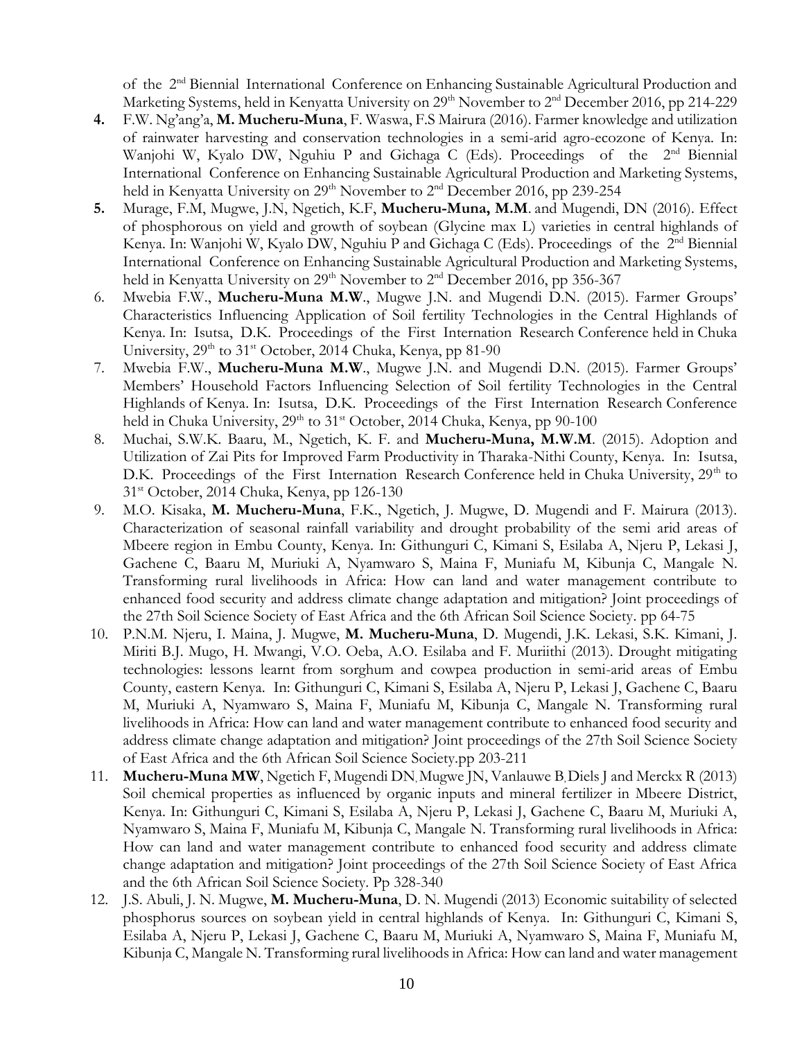of the 2nd Biennial International Conference on Enhancing Sustainable Agricultural Production and Marketing Systems, held in Kenyatta University on 29th November to 2nd December 2016, pp 214-229

4. F.W. Ng'ang'a, **M. Mucheru-Muna**, F. Waswa, F.S Mairura (2016). Farmer knowledge and utilization of rainwater harvesting and conservation technologies in a semi-arid agro-ecozone of Kenya. In: Wanjohi W, Kyalo DW, Nguhiu P and Gichaga C (Eds). Proceedings of the 2nd Biennial International Conference on Enhancing Sustainable Agricultural Production and Marketing Systems, held in Kenyatta University on 29th November to 2nd December 2016, pp 239-254
5. Murage, F.M, Mugwe, J.N, Ngetich, K.F, **Mucheru-Muna, M.M**. and Mugendi, DN (2016). Effect of phosphorous on yield and growth of soybean (Glycine max L) varieties in central highlands of Kenya. In: Wanjohi W, Kyalo DW, Nguhiu P and Gichaga C (Eds). Proceedings of the 2nd Biennial International Conference on Enhancing Sustainable Agricultural Production and Marketing Systems, held in Kenyatta University on 29th November to 2nd December 2016, pp 356-367
6. Mwebia F.W., **Mucheru-Muna M.W**., Mugwe J.N. and Mugendi D.N. (2015). Farmer Groups' Characteristics Influencing Application of Soil fertility Technologies in the Central Highlands of Kenya. In: Isutsa, D.K. Proceedings of the First Internation Research Conference held in Chuka University, 29th to 31st October, 2014 Chuka, Kenya, pp 81-90
7. Mwebia F.W., **Mucheru-Muna M.W**., Mugwe J.N. and Mugendi D.N. (2015). Farmer Groups' Members' Household Factors Influencing Selection of Soil fertility Technologies in the Central Highlands of Kenya. In: Isutsa, D.K. Proceedings of the First Internation Research Conference held in Chuka University, 29th to 31st October, 2014 Chuka, Kenya, pp 90-100
8. Muchai, S.W.K. Baaru, M., Ngetich, K. F. and **Mucheru-Muna, M.W.M**. (2015). Adoption and Utilization of Zai Pits for Improved Farm Productivity in Tharaka-Nithi County, Kenya. In: Isutsa, D.K. Proceedings of the First Internation Research Conference held in Chuka University, 29th to 31st October, 2014 Chuka, Kenya, pp 126-130
9. M.O. Kisaka, **M. Mucheru-Muna**, F.K., Ngetich, J. Mugwe, D. Mugendi and F. Mairura (2013). Characterization of seasonal rainfall variability and drought probability of the semi arid areas of Mbeere region in Embu County, Kenya. In: Githunguri C, Kimani S, Esilaba A, Njeru P, Lekasi J, Gachene C, Baaru M, Muriuki A, Nyamwaro S, Maina F, Muniafu M, Kibunja C, Mangale N. Transforming rural livelihoods in Africa: How can land and water management contribute to enhanced food security and address climate change adaptation and mitigation? Joint proceedings of the 27th Soil Science Society of East Africa and the 6th African Soil Science Society. pp 64-75
10. P.N.M. Njeru, I. Maina, J. Mugwe, **M. Mucheru-Muna**, D. Mugendi, J.K. Lekasi, S.K. Kimani, J. Miriti B.J. Mugo, H. Mwangi, V.O. Oeba, A.O. Esilaba and F. Muriithi (2013). Drought mitigating technologies: lessons learnt from sorghum and cowpea production in semi-arid areas of Embu County, eastern Kenya. In: Githunguri C, Kimani S, Esilaba A, Njeru P, Lekasi J, Gachene C, Baaru M, Muriuki A, Nyamwaro S, Maina F, Muniafu M, Kibunja C, Mangale N. Transforming rural livelihoods in Africa: How can land and water management contribute to enhanced food security and address climate change adaptation and mitigation? Joint proceedings of the 27th Soil Science Society of East Africa and the 6th African Soil Science Society.pp 203-211
11. **Mucheru-Muna MW**, Ngetich F, Mugendi DN, Mugwe JN, Vanlauwe B, Diels J and Merckx R (2013) Soil chemical properties as influenced by organic inputs and mineral fertilizer in Mbeere District, Kenya. In: Githunguri C, Kimani S, Esilaba A, Njeru P, Lekasi J, Gachene C, Baaru M, Muriuki A, Nyamwaro S, Maina F, Muniafu M, Kibunja C, Mangale N. Transforming rural livelihoods in Africa: How can land and water management contribute to enhanced food security and address climate change adaptation and mitigation? Joint proceedings of the 27th Soil Science Society of East Africa and the 6th African Soil Science Society. Pp 328-340
12. J.S. Abuli, J. N. Mugwe, **M. Mucheru-Muna**, D. N. Mugendi (2013) Economic suitability of selected phosphorus sources on soybean yield in central highlands of Kenya. In: Githunguri C, Kimani S, Esilaba A, Njeru P, Lekasi J, Gachene C, Baaru M, Muriuki A, Nyamwaro S, Maina F, Muniafu M, Kibunja C, Mangale N. Transforming rural livelihoods in Africa: How can land and water management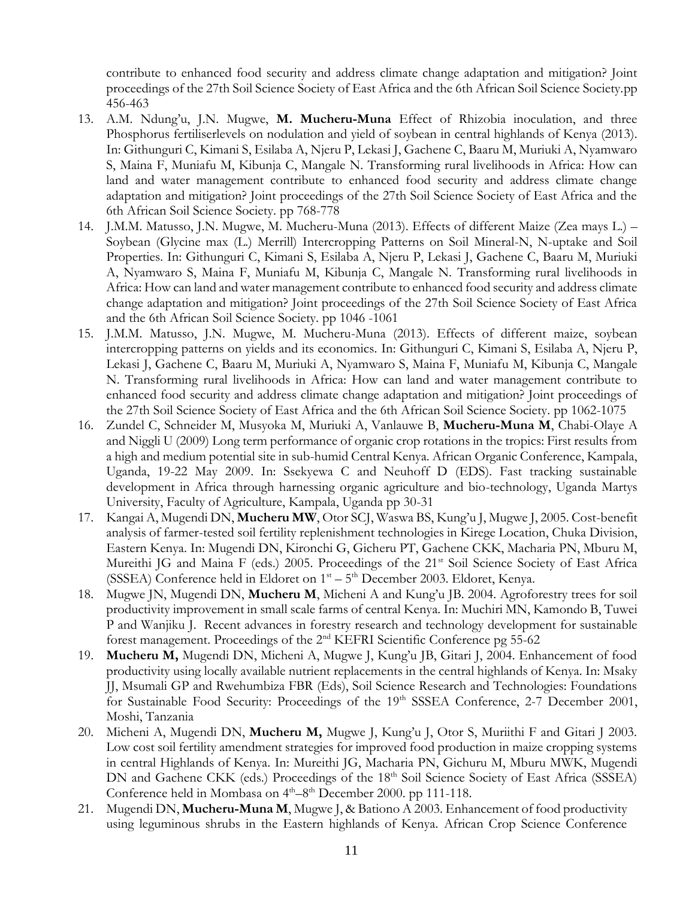contribute to enhanced food security and address climate change adaptation and mitigation? Joint proceedings of the 27th Soil Science Society of East Africa and the 6th African Soil Science Society.pp 456-463

13. A.M. Ndung'u, J.N. Mugwe, **M. Mucheru-Muna** Effect of Rhizobia inoculation, and three Phosphorus fertiliserlevels on nodulation and yield of soybean in central highlands of Kenya (2013). In: Githunguri C, Kimani S, Esilaba A, Njeru P, Lekasi J, Gachene C, Baaru M, Muriuki A, Nyamwaro S, Maina F, Muniafu M, Kibunja C, Mangale N. Transforming rural livelihoods in Africa: How can land and water management contribute to enhanced food security and address climate change adaptation and mitigation? Joint proceedings of the 27th Soil Science Society of East Africa and the 6th African Soil Science Society. pp 768-778
14. J.M.M. Matusso, J.N. Mugwe, M. Mucheru-Muna (2013). Effects of different Maize (Zea mays L.) – Soybean (Glycine max (L.) Merrill) Intercropping Patterns on Soil Mineral-N, N-uptake and Soil Properties. In: Githunguri C, Kimani S, Esilaba A, Njeru P, Lekasi J, Gachene C, Baaru M, Muriuki A, Nyamwaro S, Maina F, Muniafu M, Kibunja C, Mangale N. Transforming rural livelihoods in Africa: How can land and water management contribute to enhanced food security and address climate change adaptation and mitigation? Joint proceedings of the 27th Soil Science Society of East Africa and the 6th African Soil Science Society. pp 1046 -1061
15. J.M.M. Matusso, J.N. Mugwe, M. Mucheru-Muna (2013). Effects of different maize, soybean intercropping patterns on yields and its economics. In: Githunguri C, Kimani S, Esilaba A, Njeru P, Lekasi J, Gachene C, Baaru M, Muriuki A, Nyamwaro S, Maina F, Muniafu M, Kibunja C, Mangale N. Transforming rural livelihoods in Africa: How can land and water management contribute to enhanced food security and address climate change adaptation and mitigation? Joint proceedings of the 27th Soil Science Society of East Africa and the 6th African Soil Science Society. pp 1062-1075
16. Zundel C, Schneider M, Musyoka M, Muriuki A, Vanlauwe B, **Mucheru-Muna M**, Chabi-Olaye A and Niggli U (2009) Long term performance of organic crop rotations in the tropics: First results from a high and medium potential site in sub-humid Central Kenya. African Organic Conference, Kampala, Uganda, 19-22 May 2009. In: Ssekyewa C and Neuhoff D (EDS). Fast tracking sustainable development in Africa through harnessing organic agriculture and bio-technology, Uganda Martys University, Faculty of Agriculture, Kampala, Uganda pp 30-31
17. Kangai A, Mugendi DN, **Mucheru MW**, Otor SCJ, Waswa BS, Kung'u J, Mugwe J, 2005. Cost-benefit analysis of farmer-tested soil fertility replenishment technologies in Kirege Location, Chuka Division, Eastern Kenya. In: Mugendi DN, Kironchi G, Gicheru PT, Gachene CKK, Macharia PN, Mburu M, Mureithi JG and Maina F (eds.) 2005. Proceedings of the 21st Soil Science Society of East Africa (SSSEA) Conference held in Eldoret on 1st – 5th December 2003. Eldoret, Kenya.
18. Mugwe JN, Mugendi DN, **Mucheru M**, Micheni A and Kung'u JB. 2004. Agroforestry trees for soil productivity improvement in small scale farms of central Kenya. In: Muchiri MN, Kamondo B, Tuwei P and Wanjiku J. Recent advances in forestry research and technology development for sustainable forest management. Proceedings of the 2nd KEFRI Scientific Conference pg 55-62
19. **Mucheru M,** Mugendi DN, Micheni A, Mugwe J, Kung'u JB, Gitari J, 2004. Enhancement of food productivity using locally available nutrient replacements in the central highlands of Kenya. In: Msaky JJ, Msumali GP and Rwehumbiza FBR (Eds), Soil Science Research and Technologies: Foundations for Sustainable Food Security: Proceedings of the 19th SSSEA Conference, 2-7 December 2001, Moshi, Tanzania
20. Micheni A, Mugendi DN, **Mucheru M,** Mugwe J, Kung'u J, Otor S, Muriithi F and Gitari J 2003. Low cost soil fertility amendment strategies for improved food production in maize cropping systems in central Highlands of Kenya. In: Mureithi JG, Macharia PN, Gichuru M, Mburu MWK, Mugendi DN and Gachene CKK (eds.) Proceedings of the 18th Soil Science Society of East Africa (SSSEA) Conference held in Mombasa on 4th–8th December 2000. pp 111-118.
21. Mugendi DN, **Mucheru-Muna M**, Mugwe J, & Bationo A 2003. Enhancement of food productivity using leguminous shrubs in the Eastern highlands of Kenya. African Crop Science Conference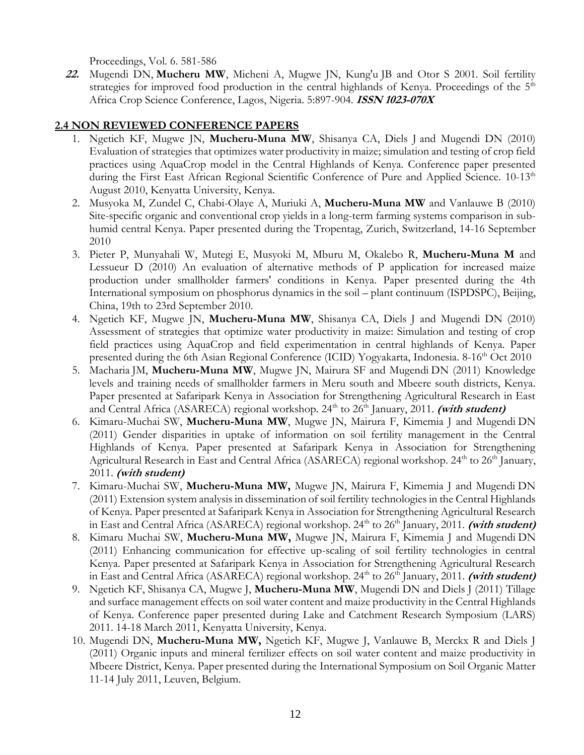Proceedings, Vol. 6. 581-586

***22.*** Mugendi DN, **Mucheru MW**, Micheni A, Mugwe JN, Kung'u JB and Otor S 2001. Soil fertility strategies for improved food production in the central highlands of Kenya. Proceedings of the 5th Africa Crop Science Conference, Lagos, Nigeria. 5:897-904. ***ISSN 1023-070X***

## 2.4 NON REVIEWED CONFERENCE PAPERS

1. Ngetich KF, Mugwe JN, **Mucheru-Muna MW**, Shisanya CA, Diels J and Mugendi DN (2010) Evaluation of strategies that optimizes water productivity in maize; simulation and testing of crop field practices using AquaCrop model in the Central Highlands of Kenya. Conference paper presented during the First East African Regional Scientific Conference of Pure and Applied Science. 10-13th August 2010, Kenyatta University, Kenya.
2. Musyoka M, Zundel C, Chabi-Olaye A, Muriuki A, **Mucheru-Muna MW** and Vanlauwe B (2010) Site-specific organic and conventional crop yields in a long-term farming systems comparison in sub-humid central Kenya. Paper presented during the Tropentag, Zurich, Switzerland, 14-16 September 2010
3. Pieter P, Munyahali W, Mutegi E, Musyoki M, Mburu M, Okalebo R, **Mucheru-Muna M** and Lessueur D (2010) An evaluation of alternative methods of P application for increased maize production under smallholder farmers' conditions in Kenya. Paper presented during the 4th International symposium on phosphorus dynamics in the soil – plant continuum (ISPDSPC), Beijing, China, 19th to 23rd September 2010.
4. Ngetich KF, Mugwe JN, **Mucheru-Muna MW**, Shisanya CA, Diels J and Mugendi DN (2010) Assessment of strategies that optimize water productivity in maize: Simulation and testing of crop field practices using AquaCrop and field experimentation in central highlands of Kenya. Paper presented during the 6th Asian Regional Conference (ICID) Yogyakarta, Indonesia. 8-16th Oct 2010
5. Macharia JM, **Mucheru-Muna MW**, Mugwe JN, Mairura SF and Mugendi DN (2011) Knowledge levels and training needs of smallholder farmers in Meru south and Mbeere south districts, Kenya. Paper presented at Safaripark Kenya in Association for Strengthening Agricultural Research in East and Central Africa (ASARECA) regional workshop. 24th to 26th January, 2011. ***(with student)***
6. Kimaru-Muchai SW, **Mucheru-Muna MW**, Mugwe JN, Mairura F, Kimemia J and Mugendi DN (2011) Gender disparities in uptake of information on soil fertility management in the Central Highlands of Kenya. Paper presented at Safaripark Kenya in Association for Strengthening Agricultural Research in East and Central Africa (ASARECA) regional workshop. 24th to 26th January, 2011. ***(with student)***
7. Kimaru-Muchai SW, **Mucheru-Muna MW,** Mugwe JN, Mairura F, Kimemia J and Mugendi DN (2011) Extension system analysis in dissemination of soil fertility technologies in the Central Highlands of Kenya. Paper presented at Safaripark Kenya in Association for Strengthening Agricultural Research in East and Central Africa (ASARECA) regional workshop. 24th to 26th January, 2011. ***(with student)***
8. Kimaru Muchai SW, **Mucheru-Muna MW,** Mugwe JN, Mairura F, Kimemia J and Mugendi DN (2011) Enhancing communication for effective up-scaling of soil fertility technologies in central Kenya. Paper presented at Safaripark Kenya in Association for Strengthening Agricultural Research in East and Central Africa (ASARECA) regional workshop. 24th to 26th January, 2011. ***(with student)***
9. Ngetich KF, Shisanya CA, Mugwe J, **Mucheru-Muna MW**, Mugendi DN and Diels J (2011) Tillage and surface management effects on soil water content and maize productivity in the Central Highlands of Kenya. Conference paper presented during Lake and Catchment Research Symposium (LARS) 2011. 14-18 March 2011, Kenyatta University, Kenya.
10. Mugendi DN, **Mucheru-Muna MW,** Ngetich KF, Mugwe J, Vanlauwe B, Merckx R and Diels J (2011) Organic inputs and mineral fertilizer effects on soil water content and maize productivity in Mbeere District, Kenya. Paper presented during the International Symposium on Soil Organic Matter 11-14 July 2011, Leuven, Belgium.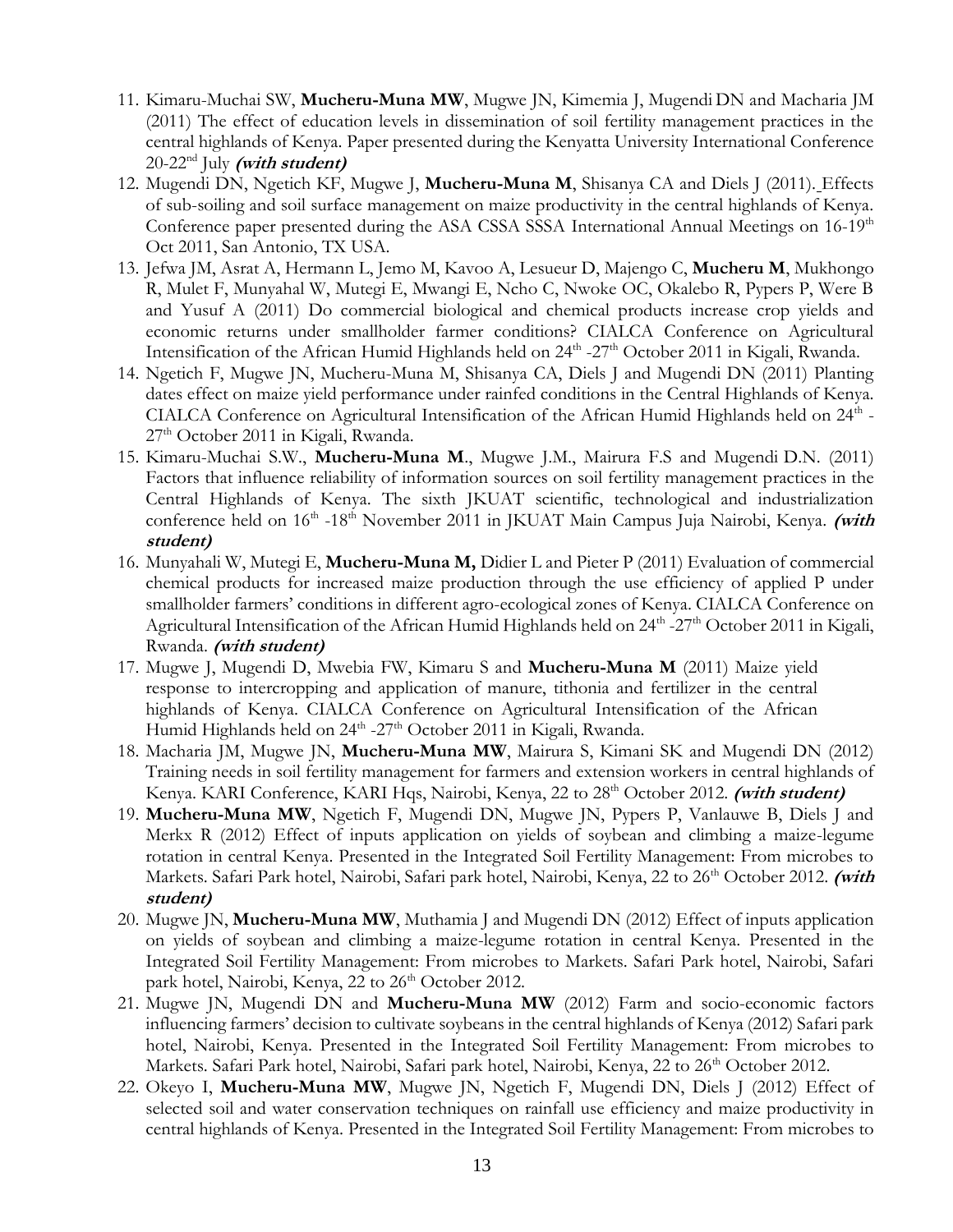11. Kimaru-Muchai SW, **Mucheru-Muna MW**, Mugwe JN, Kimemia J, Mugendi DN and Macharia JM (2011) The effect of education levels in dissemination of soil fertility management practices in the central highlands of Kenya. Paper presented during the Kenyatta University International Conference 20-22[nd] July ***(with student)***
12. Mugendi DN, Ngetich KF, Mugwe J, **Mucheru-Muna M**, Shisanya CA and Diels J (2011). Effects of sub-soiling and soil surface management on maize productivity in the central highlands of Kenya. Conference paper presented during the ASA CSSA SSSA International Annual Meetings on 16-19[th] Oct 2011, San Antonio, TX USA.
13. Jefwa JM, Asrat A, Hermann L, Jemo M, Kavoo A, Lesueur D, Majengo C, **Mucheru M**, Mukhongo R, Mulet F, Munyahal W, Mutegi E, Mwangi E, Ncho C, Nwoke OC, Okalebo R, Pypers P, Were B and Yusuf A (2011) Do commercial biological and chemical products increase crop yields and economic returns under smallholder farmer conditions? CIALCA Conference on Agricultural Intensification of the African Humid Highlands held on 24[th] -27[th] October 2011 in Kigali, Rwanda.
14. Ngetich F, Mugwe JN, Mucheru-Muna M, Shisanya CA, Diels J and Mugendi DN (2011) Planting dates effect on maize yield performance under rainfed conditions in the Central Highlands of Kenya. CIALCA Conference on Agricultural Intensification of the African Humid Highlands held on 24[th] - 27[th] October 2011 in Kigali, Rwanda.
15. Kimaru-Muchai S.W., **Mucheru-Muna M**., Mugwe J.M., Mairura F.S and Mugendi D.N. (2011) Factors that influence reliability of information sources on soil fertility management practices in the Central Highlands of Kenya. The sixth JKUAT scientific, technological and industrialization conference held on 16[th] -18[th] November 2011 in JKUAT Main Campus Juja Nairobi, Kenya. ***(with student)***
16. Munyahali W, Mutegi E, **Mucheru-Muna M,** Didier L and Pieter P (2011) Evaluation of commercial chemical products for increased maize production through the use efficiency of applied P under smallholder farmers' conditions in different agro-ecological zones of Kenya. CIALCA Conference on Agricultural Intensification of the African Humid Highlands held on 24[th] -27[th] October 2011 in Kigali, Rwanda. ***(with student)***
17. Mugwe J, Mugendi D, Mwebia FW, Kimaru S and **Mucheru-Muna M** (2011) Maize yield response to intercropping and application of manure, tithonia and fertilizer in the central highlands of Kenya. CIALCA Conference on Agricultural Intensification of the African Humid Highlands held on 24[th] -27[th] October 2011 in Kigali, Rwanda.
18. Macharia JM, Mugwe JN, **Mucheru-Muna MW**, Mairura S, Kimani SK and Mugendi DN (2012) Training needs in soil fertility management for farmers and extension workers in central highlands of Kenya. KARI Conference, KARI Hqs, Nairobi, Kenya, 22 to 28[th] October 2012. ***(with student)***
19. **Mucheru-Muna MW**, Ngetich F, Mugendi DN, Mugwe JN, Pypers P, Vanlauwe B, Diels J and Merkx R (2012) Effect of inputs application on yields of soybean and climbing a maize-legume rotation in central Kenya. Presented in the Integrated Soil Fertility Management: From microbes to Markets. Safari Park hotel, Nairobi, Safari park hotel, Nairobi, Kenya, 22 to 26[th] October 2012. ***(with student)***
20. Mugwe JN, **Mucheru-Muna MW**, Muthamia J and Mugendi DN (2012) Effect of inputs application on yields of soybean and climbing a maize-legume rotation in central Kenya. Presented in the Integrated Soil Fertility Management: From microbes to Markets. Safari Park hotel, Nairobi, Safari park hotel, Nairobi, Kenya, 22 to 26[th] October 2012.
21. Mugwe JN, Mugendi DN and **Mucheru-Muna MW** (2012) Farm and socio-economic factors influencing farmers' decision to cultivate soybeans in the central highlands of Kenya (2012) Safari park hotel, Nairobi, Kenya. Presented in the Integrated Soil Fertility Management: From microbes to Markets. Safari Park hotel, Nairobi, Safari park hotel, Nairobi, Kenya, 22 to 26[th] October 2012.
22. Okeyo I, **Mucheru-Muna MW**, Mugwe JN, Ngetich F, Mugendi DN, Diels J (2012) Effect of selected soil and water conservation techniques on rainfall use efficiency and maize productivity in central highlands of Kenya. Presented in the Integrated Soil Fertility Management: From microbes to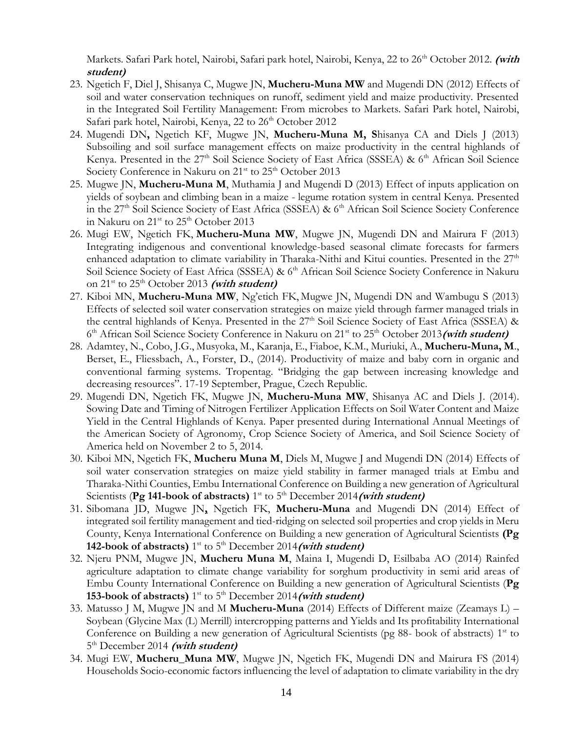Markets. Safari Park hotel, Nairobi, Safari park hotel, Nairobi, Kenya, 22 to 26th October 2012. ***(with student)***

23. Ngetich F, Diel J, Shisanya C, Mugwe JN, **Mucheru-Muna MW** and Mugendi DN (2012) Effects of soil and water conservation techniques on runoff, sediment yield and maize productivity. Presented in the Integrated Soil Fertility Management: From microbes to Markets. Safari Park hotel, Nairobi, Safari park hotel, Nairobi, Kenya, 22 to 26th October 2012
24. Mugendi DN**,** Ngetich KF, Mugwe JN, **Mucheru-Muna M, S**hisanya CA and Diels J (2013) Subsoiling and soil surface management effects on maize productivity in the central highlands of Kenya. Presented in the 27th Soil Science Society of East Africa (SSSEA) & 6th African Soil Science Society Conference in Nakuru on 21st to 25th October 2013
25. Mugwe JN, **Mucheru-Muna M**, Muthamia J and Mugendi D (2013) Effect of inputs application on yields of soybean and climbing bean in a maize - legume rotation system in central Kenya. Presented in the 27th Soil Science Society of East Africa (SSSEA) & 6th African Soil Science Society Conference in Nakuru on 21st to 25th October 2013
26. Mugi EW, Ngetich FK, **Mucheru-Muna MW**, Mugwe JN, Mugendi DN and Mairura F (2013) Integrating indigenous and conventional knowledge-based seasonal climate forecasts for farmers enhanced adaptation to climate variability in Tharaka-Nithi and Kitui counties. Presented in the 27th Soil Science Society of East Africa (SSSEA) & 6th African Soil Science Society Conference in Nakuru on 21st to 25th October 2013 ***(with student)***
27. Kiboi MN, **Mucheru-Muna MW**, Ng'etich FK, Mugwe JN, Mugendi DN and Wambugu S (2013) Effects of selected soil water conservation strategies on maize yield through farmer managed trials in the central highlands of Kenya. Presented in the 27th Soil Science Society of East Africa (SSSEA) & 6th African Soil Science Society Conference in Nakuru on 21st to 25th October 2013***(with student)***
28. Adamtey, N., Cobo, J.G., Musyoka, M., Karanja, E., Fiaboe, K.M., Muriuki, A., **Mucheru-Muna, M**., Berset, E., Fliessbach, A., Forster, D., (2014). Productivity of maize and baby corn in organic and conventional farming systems. Tropentag. "Bridging the gap between increasing knowledge and decreasing resources". 17-19 September, Prague, Czech Republic.
29. Mugendi DN, Ngetich FK, Mugwe JN, **Mucheru-Muna MW**, Shisanya AC and Diels J. (2014). Sowing Date and Timing of Nitrogen Fertilizer Application Effects on Soil Water Content and Maize Yield in the Central Highlands of Kenya. Paper presented during International Annual Meetings of the American Society of Agronomy, Crop Science Society of America, and Soil Science Society of America held on November 2 to 5, 2014.
30. Kiboi MN, Ngetich FK, **Mucheru Muna M**, Diels M, Mugwe J and Mugendi DN (2014) Effects of soil water conservation strategies on maize yield stability in farmer managed trials at Embu and Tharaka-Nithi Counties, Embu International Conference on Building a new generation of Agricultural Scientists (**Pg 141-book of abstracts)** 1st to 5th December 2014***(with student)***
31. Sibomana JD, Mugwe JN**,** Ngetich FK, **Mucheru-Muna** and Mugendi DN (2014) Effect of integrated soil fertility management and tied-ridging on selected soil properties and crop yields in Meru County, Kenya International Conference on Building a new generation of Agricultural Scientists **(Pg 142-book of abstracts)** 1st to 5th December 2014***(with student)***
32. Njeru PNM, Mugwe JN, **Mucheru Muna M**, Maina I, Mugendi D, Esilbaba AO (2014) Rainfed agriculture adaptation to climate change variability for sorghum productivity in semi arid areas of Embu County International Conference on Building a new generation of Agricultural Scientists (**Pg 153-book of abstracts)** 1st to 5th December 2014***(with student)***
33. Matusso J M, Mugwe JN and M **Mucheru-Muna** (2014) Effects of Different maize (Zeamays L) – Soybean (Glycine Max (L) Merrill) intercropping patterns and Yields and Its profitability International Conference on Building a new generation of Agricultural Scientists (pg 88- book of abstracts) 1st to 5th December 2014 ***(with student)***
34. Mugi EW, **Mucheru_Muna MW**, Mugwe JN, Ngetich FK, Mugendi DN and Mairura FS (2014) Households Socio-economic factors influencing the level of adaptation to climate variability in the dry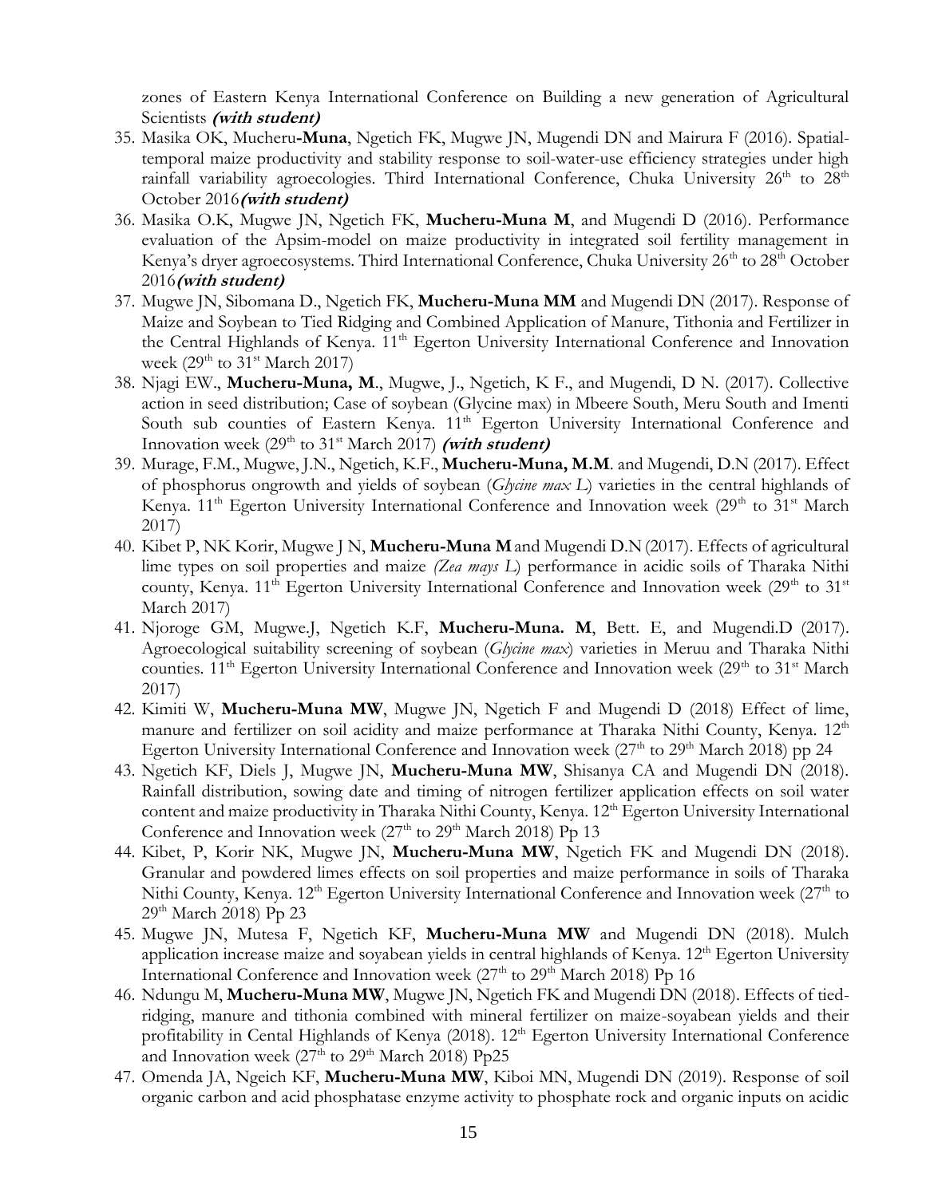zones of Eastern Kenya International Conference on Building a new generation of Agricultural Scientists ***(with student)***

35. Masika OK, Mucheru-**Muna**, Ngetich FK, Mugwe JN, Mugendi DN and Mairura F (2016). Spatial-temporal maize productivity and stability response to soil-water-use efficiency strategies under high rainfall variability agroecologies. Third International Conference, Chuka University 26th to 28th October 2016***(with student)***
36. Masika O.K, Mugwe JN, Ngetich FK, **Mucheru-Muna M**, and Mugendi D (2016). Performance evaluation of the Apsim-model on maize productivity in integrated soil fertility management in Kenya's dryer agroecosystems. Third International Conference, Chuka University 26th to 28th October 2016***(with student)***
37. Mugwe JN, Sibomana D., Ngetich FK, **Mucheru-Muna MM** and Mugendi DN (2017). Response of Maize and Soybean to Tied Ridging and Combined Application of Manure, Tithonia and Fertilizer in the Central Highlands of Kenya. 11th Egerton University International Conference and Innovation week (29th to 31st March 2017)
38. Njagi EW., **Mucheru-Muna, M**., Mugwe, J., Ngetich, K F., and Mugendi, D N. (2017). Collective action in seed distribution; Case of soybean (Glycine max) in Mbeere South, Meru South and Imenti South sub counties of Eastern Kenya. 11th Egerton University International Conference and Innovation week (29th to 31st March 2017) ***(with student)***
39. Murage, F.M., Mugwe, J.N., Ngetich, K.F., **Mucheru-Muna, M.M**. and Mugendi, D.N (2017). Effect of phosphorus ongrowth and yields of soybean (*Glycine max L*) varieties in the central highlands of Kenya. 11th Egerton University International Conference and Innovation week (29th to 31st March 2017)
40. Kibet P, NK Korir, Mugwe J N, **Mucheru-Muna M** and Mugendi D.N (2017). Effects of agricultural lime types on soil properties and maize *(Zea mays L*) performance in acidic soils of Tharaka Nithi county, Kenya. 11th Egerton University International Conference and Innovation week (29th to 31st March 2017)
41. Njoroge GM, Mugwe.J, Ngetich K.F, **Mucheru-Muna. M**, Bett. E, and Mugendi.D (2017). Agroecological suitability screening of soybean (*Glycine max*) varieties in Meruu and Tharaka Nithi counties. 11th Egerton University International Conference and Innovation week (29th to 31st March 2017)
42. Kimiti W, **Mucheru-Muna MW**, Mugwe JN, Ngetich F and Mugendi D (2018) Effect of lime, manure and fertilizer on soil acidity and maize performance at Tharaka Nithi County, Kenya. 12th Egerton University International Conference and Innovation week (27th to 29th March 2018) pp 24
43. Ngetich KF, Diels J, Mugwe JN, **Mucheru-Muna MW**, Shisanya CA and Mugendi DN (2018). Rainfall distribution, sowing date and timing of nitrogen fertilizer application effects on soil water content and maize productivity in Tharaka Nithi County, Kenya. 12th Egerton University International Conference and Innovation week (27th to 29th March 2018) Pp 13
44. Kibet, P, Korir NK, Mugwe JN, **Mucheru-Muna MW**, Ngetich FK and Mugendi DN (2018). Granular and powdered limes effects on soil properties and maize performance in soils of Tharaka Nithi County, Kenya. 12th Egerton University International Conference and Innovation week (27th to 29th March 2018) Pp 23
45. Mugwe JN, Mutesa F, Ngetich KF, **Mucheru-Muna MW** and Mugendi DN (2018). Mulch application increase maize and soyabean yields in central highlands of Kenya. 12th Egerton University International Conference and Innovation week (27th to 29th March 2018) Pp 16
46. Ndungu M, **Mucheru-Muna MW**, Mugwe JN, Ngetich FK and Mugendi DN (2018). Effects of tied-ridging, manure and tithonia combined with mineral fertilizer on maize-soyabean yields and their profitability in Cental Highlands of Kenya (2018). 12th Egerton University International Conference and Innovation week (27th to 29th March 2018) Pp25
47. Omenda JA, Ngeich KF, **Mucheru-Muna MW**, Kiboi MN, Mugendi DN (2019). Response of soil organic carbon and acid phosphatase enzyme activity to phosphate rock and organic inputs on acidic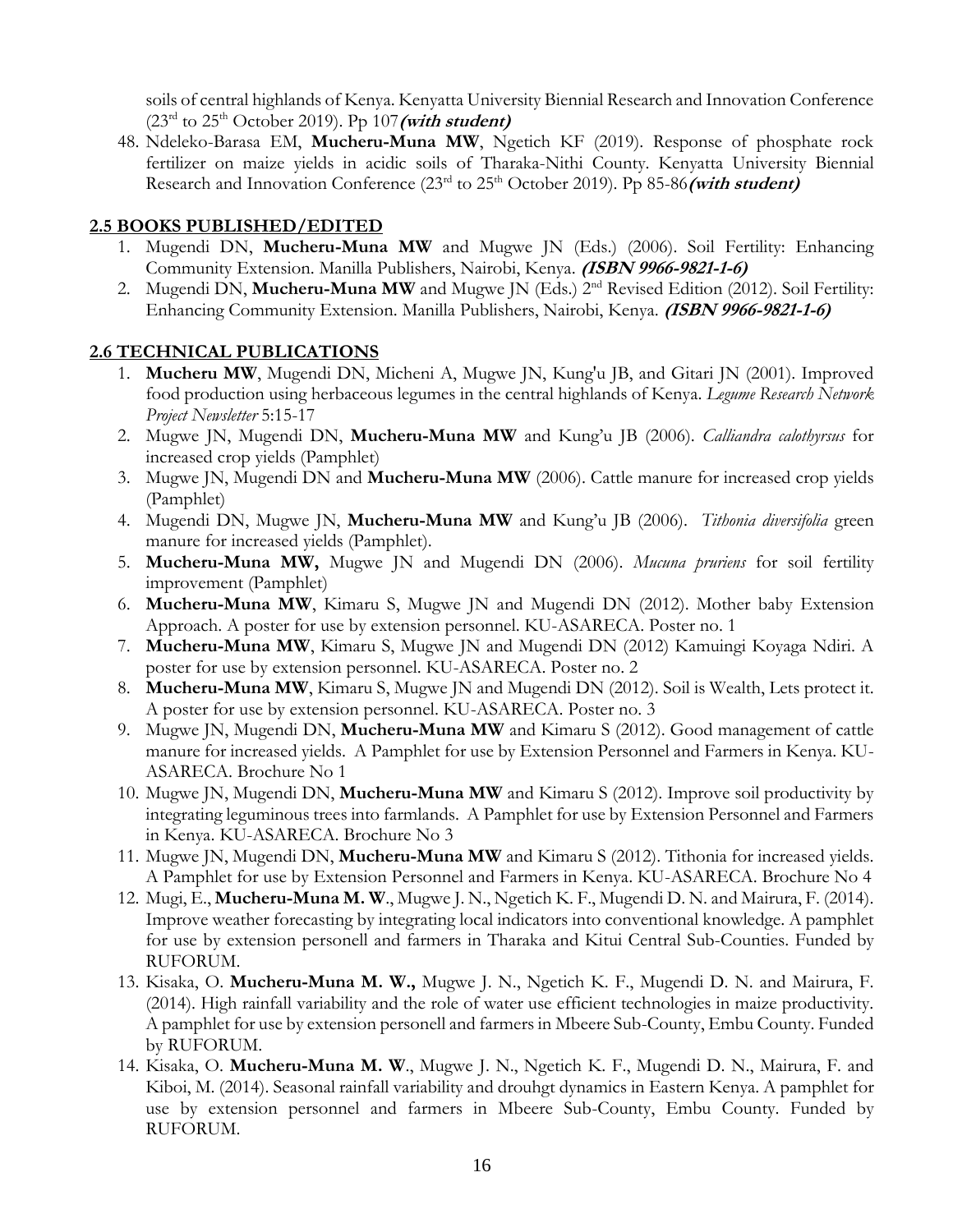soils of central highlands of Kenya. Kenyatta University Biennial Research and Innovation Conference (23rd to 25th October 2019). Pp 107 ***(with student)***

48. Ndeleko-Barasa EM, **Mucheru-Muna MW**, Ngetich KF (2019). Response of phosphate rock fertilizer on maize yields in acidic soils of Tharaka-Nithi County. Kenyatta University Biennial Research and Innovation Conference (23rd to 25th October 2019). Pp 85-86 ***(with student)***

## 2.5 BOOKS PUBLISHED/EDITED

1. Mugendi DN, **Mucheru-Muna MW** and Mugwe JN (Eds.) (2006). Soil Fertility: Enhancing Community Extension. Manilla Publishers, Nairobi, Kenya. ***(ISBN 9966-9821-1-6)***
2. Mugendi DN, **Mucheru-Muna MW** and Mugwe JN (Eds.) 2nd Revised Edition (2012). Soil Fertility: Enhancing Community Extension. Manilla Publishers, Nairobi, Kenya. ***(ISBN 9966-9821-1-6)***

## 2.6 TECHNICAL PUBLICATIONS

1. **Mucheru MW**, Mugendi DN, Micheni A, Mugwe JN, Kung'u JB, and Gitari JN (2001). Improved food production using herbaceous legumes in the central highlands of Kenya. *Legume Research Network Project Newsletter* 5:15-17
2. Mugwe JN, Mugendi DN, **Mucheru-Muna MW** and Kung'u JB (2006). *Calliandra calothyrsus* for increased crop yields (Pamphlet)
3. Mugwe JN, Mugendi DN and **Mucheru-Muna MW** (2006). Cattle manure for increased crop yields (Pamphlet)
4. Mugendi DN, Mugwe JN, **Mucheru-Muna MW** and Kung'u JB (2006). *Tithonia diversifolia* green manure for increased yields (Pamphlet).
5. **Mucheru-Muna MW,** Mugwe JN and Mugendi DN (2006). *Mucuna pruriens* for soil fertility improvement (Pamphlet)
6. **Mucheru-Muna MW**, Kimaru S, Mugwe JN and Mugendi DN (2012). Mother baby Extension Approach. A poster for use by extension personnel. KU-ASARECA. Poster no. 1
7. **Mucheru-Muna MW**, Kimaru S, Mugwe JN and Mugendi DN (2012) Kamuingi Koyaga Ndiri. A poster for use by extension personnel. KU-ASARECA. Poster no. 2
8. **Mucheru-Muna MW**, Kimaru S, Mugwe JN and Mugendi DN (2012). Soil is Wealth, Lets protect it. A poster for use by extension personnel. KU-ASARECA. Poster no. 3
9. Mugwe JN, Mugendi DN, **Mucheru-Muna MW** and Kimaru S (2012). Good management of cattle manure for increased yields. A Pamphlet for use by Extension Personnel and Farmers in Kenya. KU-ASARECA. Brochure No 1
10. Mugwe JN, Mugendi DN, **Mucheru-Muna MW** and Kimaru S (2012). Improve soil productivity by integrating leguminous trees into farmlands. A Pamphlet for use by Extension Personnel and Farmers in Kenya. KU-ASARECA. Brochure No 3
11. Mugwe JN, Mugendi DN, **Mucheru-Muna MW** and Kimaru S (2012). Tithonia for increased yields. A Pamphlet for use by Extension Personnel and Farmers in Kenya. KU-ASARECA. Brochure No 4
12. Mugi, E., **Mucheru-Muna M. W**., Mugwe J. N., Ngetich K. F., Mugendi D. N. and Mairura, F. (2014). Improve weather forecasting by integrating local indicators into conventional knowledge. A pamphlet for use by extension personell and farmers in Tharaka and Kitui Central Sub-Counties. Funded by RUFORUM.
13. Kisaka, O. **Mucheru-Muna M. W.,** Mugwe J. N., Ngetich K. F., Mugendi D. N. and Mairura, F. (2014). High rainfall variability and the role of water use efficient technologies in maize productivity. A pamphlet for use by extension personell and farmers in Mbeere Sub-County, Embu County. Funded by RUFORUM.
14. Kisaka, O. **Mucheru-Muna M. W**., Mugwe J. N., Ngetich K. F., Mugendi D. N., Mairura, F. and Kiboi, M. (2014). Seasonal rainfall variability and drouhgt dynamics in Eastern Kenya. A pamphlet for use by extension personnel and farmers in Mbeere Sub-County, Embu County. Funded by RUFORUM.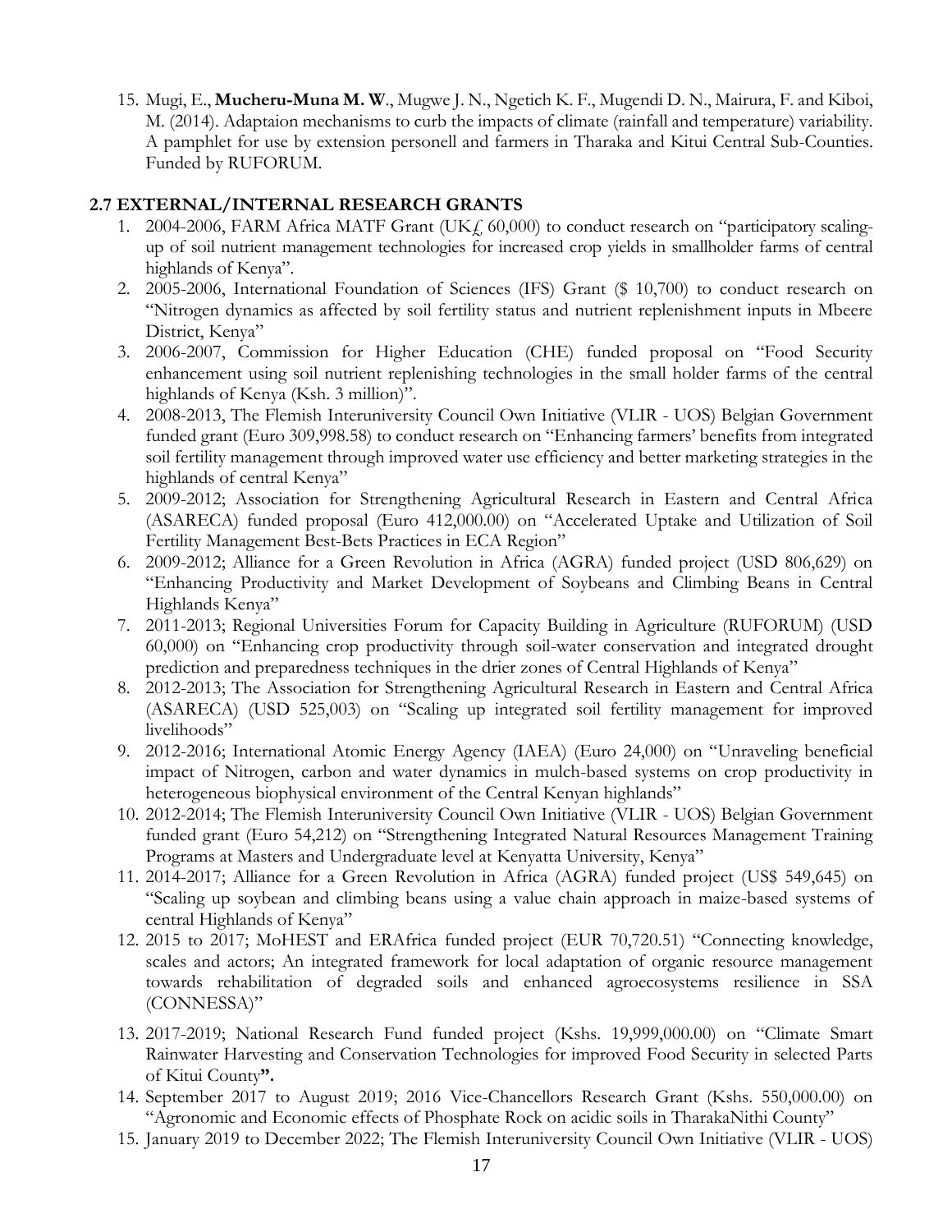15. Mugi, E., **Mucheru-Muna M. W**., Mugwe J. N., Ngetich K. F., Mugendi D. N., Mairura, F. and Kiboi, M. (2014). Adaptaion mechanisms to curb the impacts of climate (rainfall and temperature) variability. A pamphlet for use by extension personell and farmers in Tharaka and Kitui Central Sub-Counties. Funded by RUFORUM.

### 2.7 EXTERNAL/INTERNAL RESEARCH GRANTS

1. 2004-2006, FARM Africa MATF Grant (UK£ 60,000) to conduct research on "participatory scaling-up of soil nutrient management technologies for increased crop yields in smallholder farms of central highlands of Kenya".
2. 2005-2006, International Foundation of Sciences (IFS) Grant ($ 10,700) to conduct research on "Nitrogen dynamics as affected by soil fertility status and nutrient replenishment inputs in Mbeere District, Kenya"
3. 2006-2007, Commission for Higher Education (CHE) funded proposal on "Food Security enhancement using soil nutrient replenishing technologies in the small holder farms of the central highlands of Kenya (Ksh. 3 million)".
4. 2008-2013, The Flemish Interuniversity Council Own Initiative (VLIR - UOS) Belgian Government funded grant (Euro 309,998.58) to conduct research on "Enhancing farmers' benefits from integrated soil fertility management through improved water use efficiency and better marketing strategies in the highlands of central Kenya"
5. 2009-2012; Association for Strengthening Agricultural Research in Eastern and Central Africa (ASARECA) funded proposal (Euro 412,000.00) on "Accelerated Uptake and Utilization of Soil Fertility Management Best-Bets Practices in ECA Region"
6. 2009-2012; Alliance for a Green Revolution in Africa (AGRA) funded project (USD 806,629) on "Enhancing Productivity and Market Development of Soybeans and Climbing Beans in Central Highlands Kenya"
7. 2011-2013; Regional Universities Forum for Capacity Building in Agriculture (RUFORUM) (USD 60,000) on "Enhancing crop productivity through soil-water conservation and integrated drought prediction and preparedness techniques in the drier zones of Central Highlands of Kenya"
8. 2012-2013; The Association for Strengthening Agricultural Research in Eastern and Central Africa (ASARECA) (USD 525,003) on "Scaling up integrated soil fertility management for improved livelihoods"
9. 2012-2016; International Atomic Energy Agency (IAEA) (Euro 24,000) on "Unraveling beneficial impact of Nitrogen, carbon and water dynamics in mulch-based systems on crop productivity in heterogeneous biophysical environment of the Central Kenyan highlands"
10. 2012-2014; The Flemish Interuniversity Council Own Initiative (VLIR - UOS) Belgian Government funded grant (Euro 54,212) on "Strengthening Integrated Natural Resources Management Training Programs at Masters and Undergraduate level at Kenyatta University, Kenya"
11. 2014-2017; Alliance for a Green Revolution in Africa (AGRA) funded project (US$ 549,645) on "Scaling up soybean and climbing beans using a value chain approach in maize-based systems of central Highlands of Kenya"
12. 2015 to 2017; MoHEST and ERAfrica funded project (EUR 70,720.51) "Connecting knowledge, scales and actors; An integrated framework for local adaptation of organic resource management towards rehabilitation of degraded soils and enhanced agroecosystems resilience in SSA (CONNESSA)"
13. 2017-2019; National Research Fund funded project (Kshs. 19,999,000.00) on "Climate Smart Rainwater Harvesting and Conservation Technologies for improved Food Security in selected Parts of Kitui County**".**
14. September 2017 to August 2019; 2016 Vice-Chancellors Research Grant (Kshs. 550,000.00) on "Agronomic and Economic effects of Phosphate Rock on acidic soils in TharakaNithi County"
15. January 2019 to December 2022; The Flemish Interuniversity Council Own Initiative (VLIR - UOS)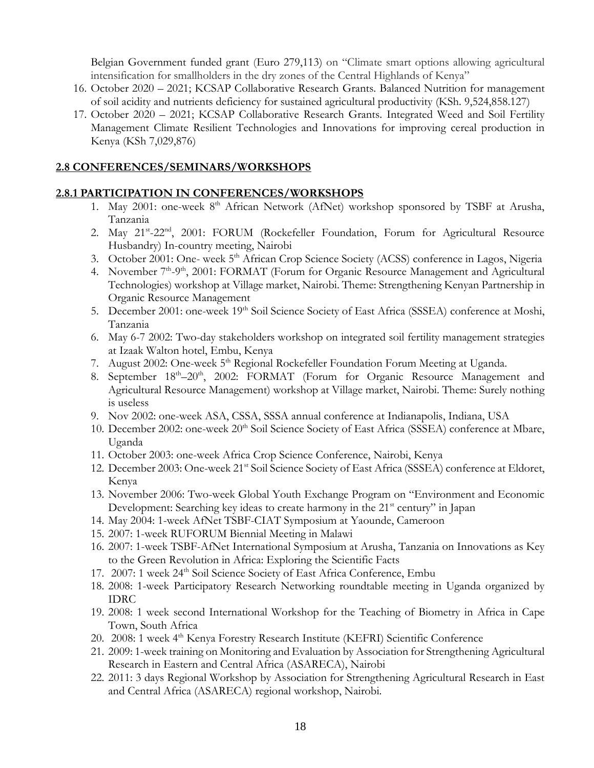Belgian Government funded grant (Euro 279,113) on "Climate smart options allowing agricultural intensification for smallholders in the dry zones of the Central Highlands of Kenya"

16. October 2020 – 2021; KCSAP Collaborative Research Grants. Balanced Nutrition for management of soil acidity and nutrients deficiency for sustained agricultural productivity (KSh. 9,524,858.127)
17. October 2020 – 2021; KCSAP Collaborative Research Grants. Integrated Weed and Soil Fertility Management Climate Resilient Technologies and Innovations for improving cereal production in Kenya (KSh 7,029,876)

## 2.8 CONFERENCES/SEMINARS/WORKSHOPS

### 2.8.1 PARTICIPATION IN CONFERENCES/WORKSHOPS

1. May 2001: one-week 8th African Network (AfNet) workshop sponsored by TSBF at Arusha, Tanzania
2. May 21st-22nd, 2001: FORUM (Rockefeller Foundation, Forum for Agricultural Resource Husbandry) In-country meeting, Nairobi
3. October 2001: One- week 5th African Crop Science Society (ACSS) conference in Lagos, Nigeria
4. November 7th-9th, 2001: FORMAT (Forum for Organic Resource Management and Agricultural Technologies) workshop at Village market, Nairobi. Theme: Strengthening Kenyan Partnership in Organic Resource Management
5. December 2001: one-week 19th Soil Science Society of East Africa (SSSEA) conference at Moshi, Tanzania
6. May 6-7 2002: Two-day stakeholders workshop on integrated soil fertility management strategies at Izaak Walton hotel, Embu, Kenya
7. August 2002: One-week 5th Regional Rockefeller Foundation Forum Meeting at Uganda.
8. September 18th–20th, 2002: FORMAT (Forum for Organic Resource Management and Agricultural Resource Management) workshop at Village market, Nairobi. Theme: Surely nothing is useless
9. Nov 2002: one-week ASA, CSSA, SSSA annual conference at Indianapolis, Indiana, USA
10. December 2002: one-week 20th Soil Science Society of East Africa (SSSEA) conference at Mbare, Uganda
11. October 2003: one-week Africa Crop Science Conference, Nairobi, Kenya
12. December 2003: One-week 21st Soil Science Society of East Africa (SSSEA) conference at Eldoret, Kenya
13. November 2006: Two-week Global Youth Exchange Program on "Environment and Economic Development: Searching key ideas to create harmony in the 21st century" in Japan
14. May 2004: 1-week AfNet TSBF-CIAT Symposium at Yaounde, Cameroon
15. 2007: 1-week RUFORUM Biennial Meeting in Malawi
16. 2007: 1-week TSBF-AfNet International Symposium at Arusha, Tanzania on Innovations as Key to the Green Revolution in Africa: Exploring the Scientific Facts
17. 2007: 1 week 24th Soil Science Society of East Africa Conference, Embu
18. 2008: 1-week Participatory Research Networking roundtable meeting in Uganda organized by IDRC
19. 2008: 1 week second International Workshop for the Teaching of Biometry in Africa in Cape Town, South Africa
20. 2008: 1 week 4th Kenya Forestry Research Institute (KEFRI) Scientific Conference
21. 2009: 1-week training on Monitoring and Evaluation by Association for Strengthening Agricultural Research in Eastern and Central Africa (ASARECA), Nairobi
22. 2011: 3 days Regional Workshop by Association for Strengthening Agricultural Research in East and Central Africa (ASARECA) regional workshop, Nairobi.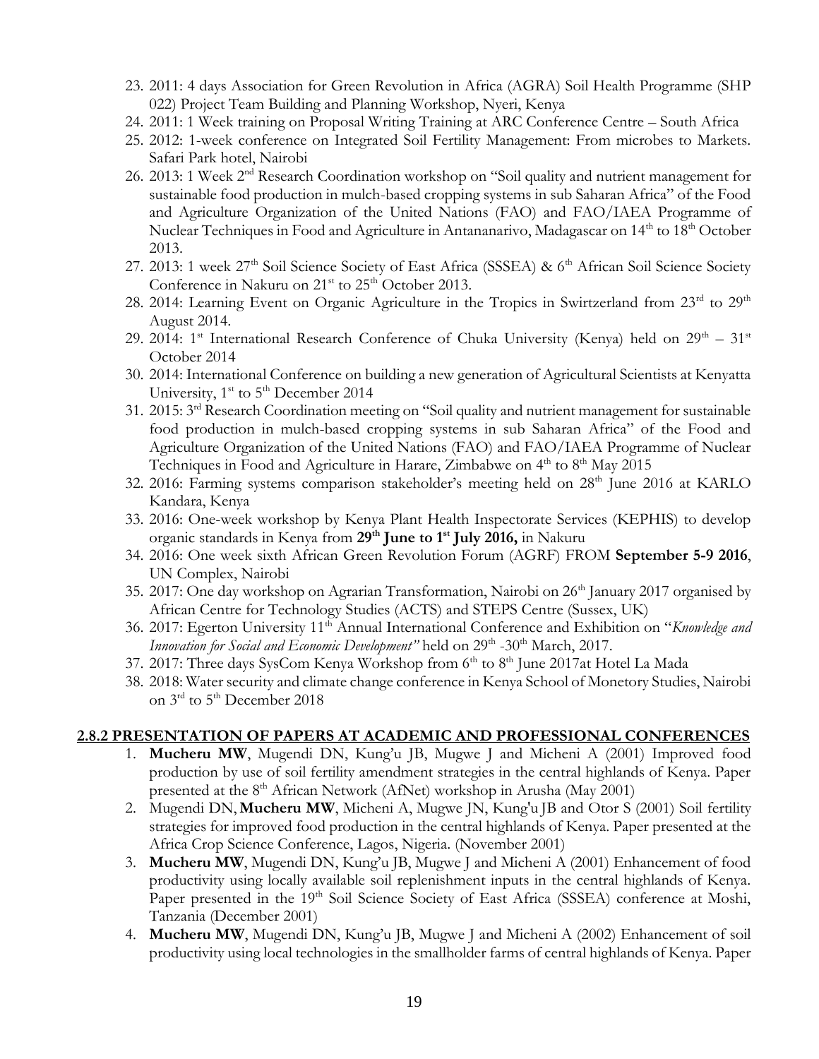23. 2011: 4 days Association for Green Revolution in Africa (AGRA) Soil Health Programme (SHP 022) Project Team Building and Planning Workshop, Nyeri, Kenya
24. 2011: 1 Week training on Proposal Writing Training at ARC Conference Centre – South Africa
25. 2012: 1-week conference on Integrated Soil Fertility Management: From microbes to Markets. Safari Park hotel, Nairobi
26. 2013: 1 Week 2nd Research Coordination workshop on "Soil quality and nutrient management for sustainable food production in mulch-based cropping systems in sub Saharan Africa" of the Food and Agriculture Organization of the United Nations (FAO) and FAO/IAEA Programme of Nuclear Techniques in Food and Agriculture in Antananarivo, Madagascar on 14th to 18th October 2013.
27. 2013: 1 week 27th Soil Science Society of East Africa (SSSEA) & 6th African Soil Science Society Conference in Nakuru on 21st to 25th October 2013.
28. 2014: Learning Event on Organic Agriculture in the Tropics in Swirtzerland from 23rd to 29th August 2014.
29. 2014: 1st International Research Conference of Chuka University (Kenya) held on 29th – 31st October 2014
30. 2014: International Conference on building a new generation of Agricultural Scientists at Kenyatta University, 1st to 5th December 2014
31. 2015: 3rd Research Coordination meeting on "Soil quality and nutrient management for sustainable food production in mulch-based cropping systems in sub Saharan Africa" of the Food and Agriculture Organization of the United Nations (FAO) and FAO/IAEA Programme of Nuclear Techniques in Food and Agriculture in Harare, Zimbabwe on 4th to 8th May 2015
32. 2016: Farming systems comparison stakeholder's meeting held on 28th June 2016 at KARLO Kandara, Kenya
33. 2016: One-week workshop by Kenya Plant Health Inspectorate Services (KEPHIS) to develop organic standards in Kenya from **29th June to 1st July 2016,** in Nakuru
34. 2016: One week sixth African Green Revolution Forum (AGRF) FROM **September 5-9 2016**, UN Complex, Nairobi
35. 2017: One day workshop on Agrarian Transformation, Nairobi on 26th January 2017 organised by African Centre for Technology Studies (ACTS) and STEPS Centre (Sussex, UK)
36. 2017: Egerton University 11th Annual International Conference and Exhibition on "*Knowledge and Innovation for Social and Economic Development"* held on 29th -30th March, 2017.
37. 2017: Three days SysCom Kenya Workshop from 6th to 8th June 2017at Hotel La Mada
38. 2018: Water security and climate change conference in Kenya School of Monetory Studies, Nairobi on 3rd to 5th December 2018

## 2.8.2 PRESENTATION OF PAPERS AT ACADEMIC AND PROFESSIONAL CONFERENCES

1. **Mucheru MW**, Mugendi DN, Kung'u JB, Mugwe J and Micheni A (2001) Improved food production by use of soil fertility amendment strategies in the central highlands of Kenya. Paper presented at the 8th African Network (AfNet) workshop in Arusha (May 2001)
2. Mugendi DN, **Mucheru MW**, Micheni A, Mugwe JN, Kung'u JB and Otor S (2001) Soil fertility strategies for improved food production in the central highlands of Kenya. Paper presented at the Africa Crop Science Conference, Lagos, Nigeria. (November 2001)
3. **Mucheru MW**, Mugendi DN, Kung'u JB, Mugwe J and Micheni A (2001) Enhancement of food productivity using locally available soil replenishment inputs in the central highlands of Kenya. Paper presented in the 19th Soil Science Society of East Africa (SSSEA) conference at Moshi, Tanzania (December 2001)
4. **Mucheru MW**, Mugendi DN, Kung'u JB, Mugwe J and Micheni A (2002) Enhancement of soil productivity using local technologies in the smallholder farms of central highlands of Kenya. Paper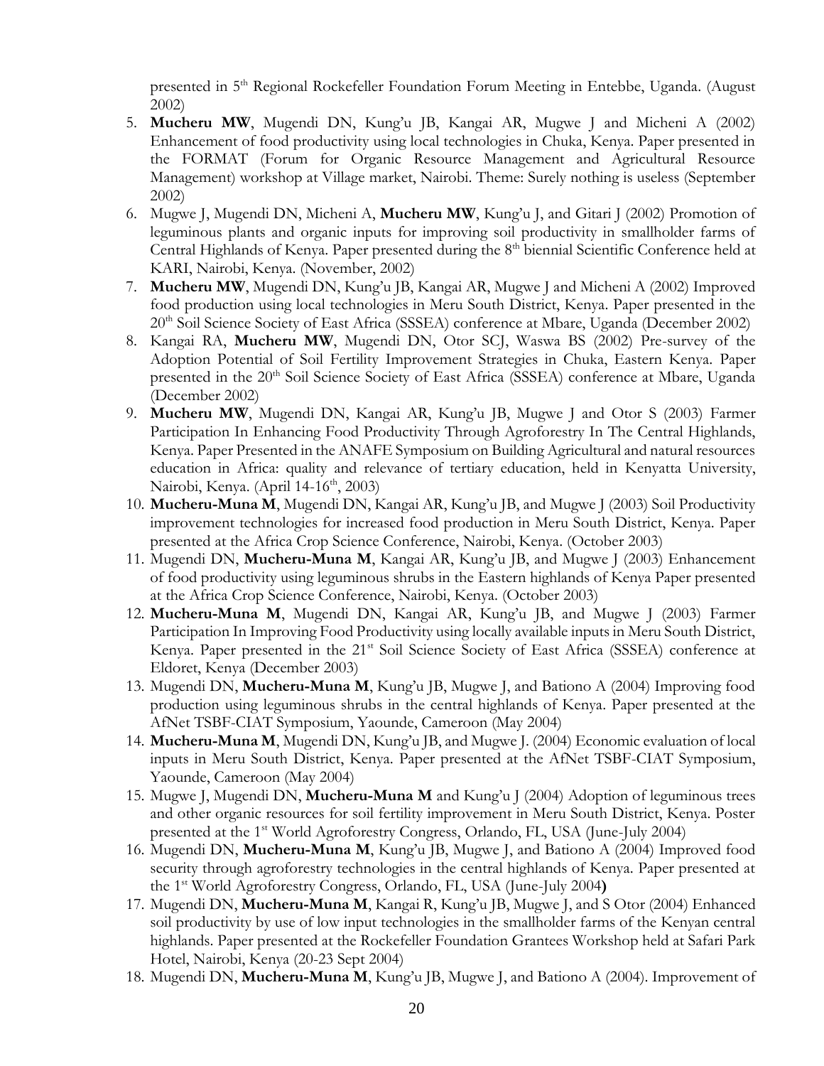presented in 5th Regional Rockefeller Foundation Forum Meeting in Entebbe, Uganda. (August 2002)

5. **Mucheru MW**, Mugendi DN, Kung'u JB, Kangai AR, Mugwe J and Micheni A (2002) Enhancement of food productivity using local technologies in Chuka, Kenya. Paper presented in the FORMAT (Forum for Organic Resource Management and Agricultural Resource Management) workshop at Village market, Nairobi. Theme: Surely nothing is useless (September 2002)
6. Mugwe J, Mugendi DN, Micheni A, **Mucheru MW**, Kung'u J, and Gitari J (2002) Promotion of leguminous plants and organic inputs for improving soil productivity in smallholder farms of Central Highlands of Kenya. Paper presented during the 8th biennial Scientific Conference held at KARI, Nairobi, Kenya. (November, 2002)
7. **Mucheru MW**, Mugendi DN, Kung'u JB, Kangai AR, Mugwe J and Micheni A (2002) Improved food production using local technologies in Meru South District, Kenya. Paper presented in the 20th Soil Science Society of East Africa (SSSEA) conference at Mbare, Uganda (December 2002)
8. Kangai RA, **Mucheru MW**, Mugendi DN, Otor SCJ, Waswa BS (2002) Pre-survey of the Adoption Potential of Soil Fertility Improvement Strategies in Chuka, Eastern Kenya. Paper presented in the 20th Soil Science Society of East Africa (SSSEA) conference at Mbare, Uganda (December 2002)
9. **Mucheru MW**, Mugendi DN, Kangai AR, Kung'u JB, Mugwe J and Otor S (2003) Farmer Participation In Enhancing Food Productivity Through Agroforestry In The Central Highlands, Kenya. Paper Presented in the ANAFE Symposium on Building Agricultural and natural resources education in Africa: quality and relevance of tertiary education, held in Kenyatta University, Nairobi, Kenya. (April 14-16th, 2003)
10. **Mucheru-Muna M**, Mugendi DN, Kangai AR, Kung'u JB, and Mugwe J (2003) Soil Productivity improvement technologies for increased food production in Meru South District, Kenya. Paper presented at the Africa Crop Science Conference, Nairobi, Kenya. (October 2003)
11. Mugendi DN, **Mucheru-Muna M**, Kangai AR, Kung'u JB, and Mugwe J (2003) Enhancement of food productivity using leguminous shrubs in the Eastern highlands of Kenya Paper presented at the Africa Crop Science Conference, Nairobi, Kenya. (October 2003)
12. **Mucheru-Muna M**, Mugendi DN, Kangai AR, Kung'u JB, and Mugwe J (2003) Farmer Participation In Improving Food Productivity using locally available inputs in Meru South District, Kenya. Paper presented in the 21st Soil Science Society of East Africa (SSSEA) conference at Eldoret, Kenya (December 2003)
13. Mugendi DN, **Mucheru-Muna M**, Kung'u JB, Mugwe J, and Bationo A (2004) Improving food production using leguminous shrubs in the central highlands of Kenya. Paper presented at the AfNet TSBF-CIAT Symposium, Yaounde, Cameroon (May 2004)
14. **Mucheru-Muna M**, Mugendi DN, Kung'u JB, and Mugwe J. (2004) Economic evaluation of local inputs in Meru South District, Kenya. Paper presented at the AfNet TSBF-CIAT Symposium, Yaounde, Cameroon (May 2004)
15. Mugwe J, Mugendi DN, **Mucheru-Muna M** and Kung'u J (2004) Adoption of leguminous trees and other organic resources for soil fertility improvement in Meru South District, Kenya. Poster presented at the 1st World Agroforestry Congress, Orlando, FL, USA (June-July 2004)
16. Mugendi DN, **Mucheru-Muna M**, Kung'u JB, Mugwe J, and Bationo A (2004) Improved food security through agroforestry technologies in the central highlands of Kenya. Paper presented at the 1st World Agroforestry Congress, Orlando, FL, USA (June-July 2004**)**
17. Mugendi DN, **Mucheru-Muna M**, Kangai R, Kung'u JB, Mugwe J, and S Otor (2004) Enhanced soil productivity by use of low input technologies in the smallholder farms of the Kenyan central highlands. Paper presented at the Rockefeller Foundation Grantees Workshop held at Safari Park Hotel, Nairobi, Kenya (20-23 Sept 2004)
18. Mugendi DN, **Mucheru-Muna M**, Kung'u JB, Mugwe J, and Bationo A (2004). Improvement of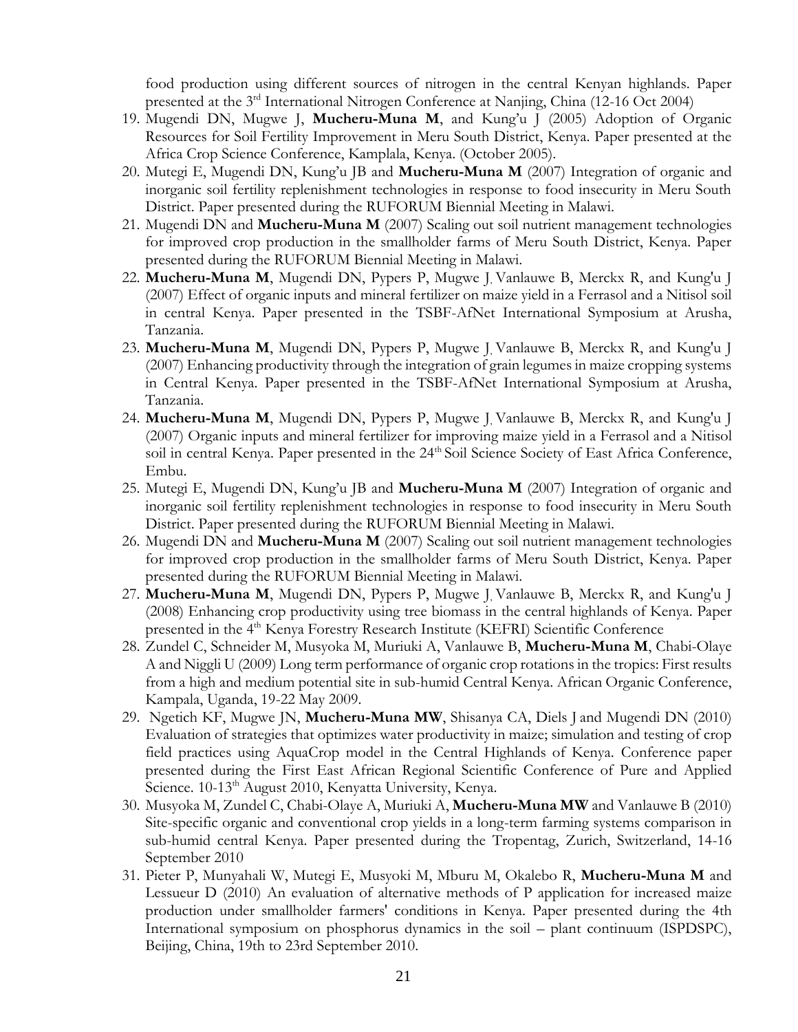food production using different sources of nitrogen in the central Kenyan highlands. Paper presented at the 3rd International Nitrogen Conference at Nanjing, China (12-16 Oct 2004)

19. Mugendi DN, Mugwe J, **Mucheru-Muna M**, and Kung'u J (2005) Adoption of Organic Resources for Soil Fertility Improvement in Meru South District, Kenya. Paper presented at the Africa Crop Science Conference, Kamplala, Kenya. (October 2005).
20. Mutegi E, Mugendi DN, Kung'u JB and **Mucheru-Muna M** (2007) Integration of organic and inorganic soil fertility replenishment technologies in response to food insecurity in Meru South District. Paper presented during the RUFORUM Biennial Meeting in Malawi.
21. Mugendi DN and **Mucheru-Muna M** (2007) Scaling out soil nutrient management technologies for improved crop production in the smallholder farms of Meru South District, Kenya. Paper presented during the RUFORUM Biennial Meeting in Malawi.
22. **Mucheru-Muna M**, Mugendi DN, Pypers P, Mugwe J, Vanlauwe B, Merckx R, and Kung'u J (2007) Effect of organic inputs and mineral fertilizer on maize yield in a Ferrasol and a Nitisol soil in central Kenya. Paper presented in the TSBF-AfNet International Symposium at Arusha, Tanzania.
23. **Mucheru-Muna M**, Mugendi DN, Pypers P, Mugwe J, Vanlauwe B, Merckx R, and Kung'u J (2007) Enhancing productivity through the integration of grain legumes in maize cropping systems in Central Kenya. Paper presented in the TSBF-AfNet International Symposium at Arusha, Tanzania.
24. **Mucheru-Muna M**, Mugendi DN, Pypers P, Mugwe J, Vanlauwe B, Merckx R, and Kung'u J (2007) Organic inputs and mineral fertilizer for improving maize yield in a Ferrasol and a Nitisol soil in central Kenya. Paper presented in the 24th Soil Science Society of East Africa Conference, Embu.
25. Mutegi E, Mugendi DN, Kung'u JB and **Mucheru-Muna M** (2007) Integration of organic and inorganic soil fertility replenishment technologies in response to food insecurity in Meru South District. Paper presented during the RUFORUM Biennial Meeting in Malawi.
26. Mugendi DN and **Mucheru-Muna M** (2007) Scaling out soil nutrient management technologies for improved crop production in the smallholder farms of Meru South District, Kenya. Paper presented during the RUFORUM Biennial Meeting in Malawi.
27. **Mucheru-Muna M**, Mugendi DN, Pypers P, Mugwe J, Vanlauwe B, Merckx R, and Kung'u J (2008) Enhancing crop productivity using tree biomass in the central highlands of Kenya. Paper presented in the 4th Kenya Forestry Research Institute (KEFRI) Scientific Conference
28. Zundel C, Schneider M, Musyoka M, Muriuki A, Vanlauwe B, **Mucheru-Muna M**, Chabi-Olaye A and Niggli U (2009) Long term performance of organic crop rotations in the tropics: First results from a high and medium potential site in sub-humid Central Kenya. African Organic Conference, Kampala, Uganda, 19-22 May 2009.
29. Ngetich KF, Mugwe JN, **Mucheru-Muna MW**, Shisanya CA, Diels J and Mugendi DN (2010) Evaluation of strategies that optimizes water productivity in maize; simulation and testing of crop field practices using AquaCrop model in the Central Highlands of Kenya. Conference paper presented during the First East African Regional Scientific Conference of Pure and Applied Science. 10-13th August 2010, Kenyatta University, Kenya.
30. Musyoka M, Zundel C, Chabi-Olaye A, Muriuki A, **Mucheru-Muna MW** and Vanlauwe B (2010) Site-specific organic and conventional crop yields in a long-term farming systems comparison in sub-humid central Kenya. Paper presented during the Tropentag, Zurich, Switzerland, 14-16 September 2010
31. Pieter P, Munyahali W, Mutegi E, Musyoki M, Mburu M, Okalebo R, **Mucheru-Muna M** and Lessueur D (2010) An evaluation of alternative methods of P application for increased maize production under smallholder farmers' conditions in Kenya. Paper presented during the 4th International symposium on phosphorus dynamics in the soil – plant continuum (ISPDSPC), Beijing, China, 19th to 23rd September 2010.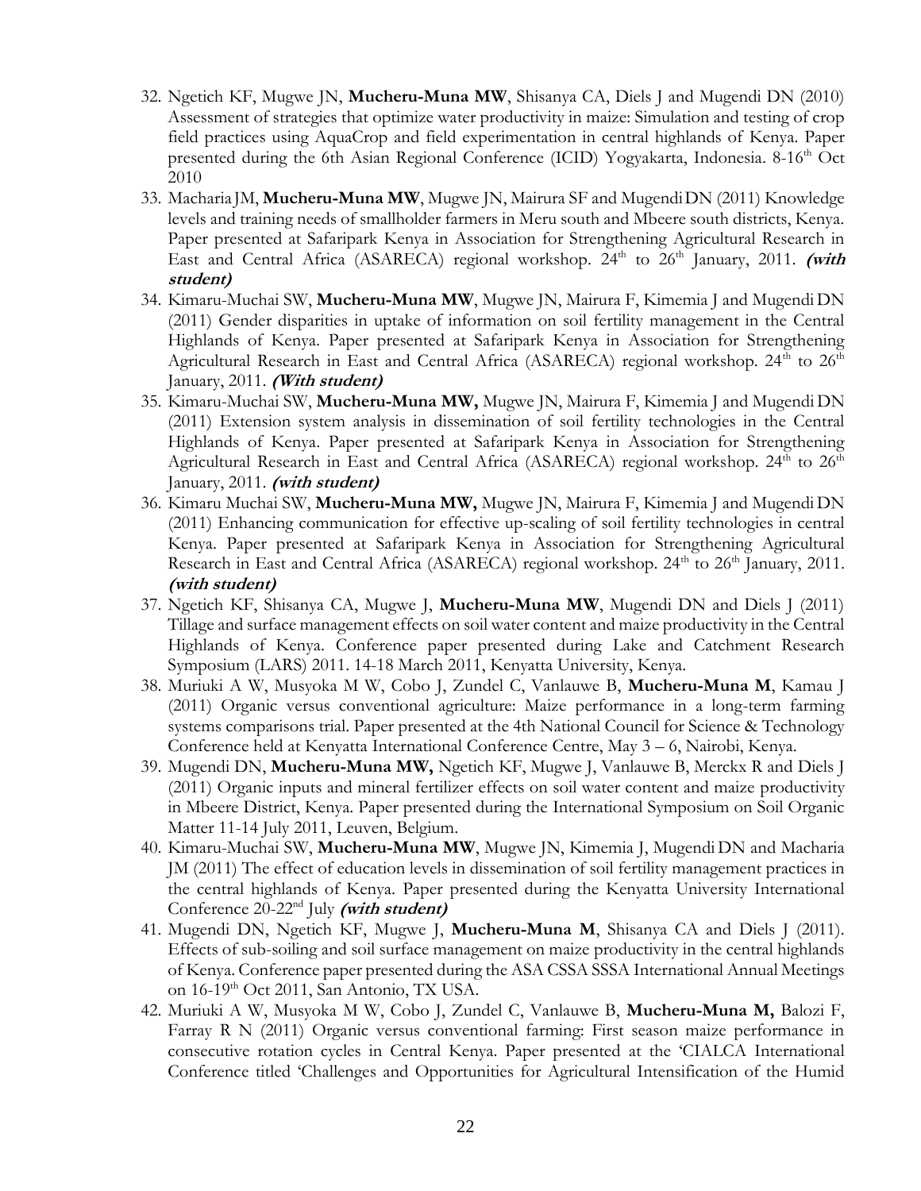32. Ngetich KF, Mugwe JN, **Mucheru-Muna MW**, Shisanya CA, Diels J and Mugendi DN (2010) Assessment of strategies that optimize water productivity in maize: Simulation and testing of crop field practices using AquaCrop and field experimentation in central highlands of Kenya. Paper presented during the 6th Asian Regional Conference (ICID) Yogyakarta, Indonesia. 8-16th Oct 2010
33. Macharia JM, **Mucheru-Muna MW**, Mugwe JN, Mairura SF and Mugendi DN (2011) Knowledge levels and training needs of smallholder farmers in Meru south and Mbeere south districts, Kenya. Paper presented at Safaripark Kenya in Association for Strengthening Agricultural Research in East and Central Africa (ASARECA) regional workshop. 24th to 26th January, 2011. ***(with student)***
34. Kimaru-Muchai SW, **Mucheru-Muna MW**, Mugwe JN, Mairura F, Kimemia J and Mugendi DN (2011) Gender disparities in uptake of information on soil fertility management in the Central Highlands of Kenya. Paper presented at Safaripark Kenya in Association for Strengthening Agricultural Research in East and Central Africa (ASARECA) regional workshop. 24th to 26th January, 2011. ***(With student)***
35. Kimaru-Muchai SW, **Mucheru-Muna MW,** Mugwe JN, Mairura F, Kimemia J and Mugendi DN (2011) Extension system analysis in dissemination of soil fertility technologies in the Central Highlands of Kenya. Paper presented at Safaripark Kenya in Association for Strengthening Agricultural Research in East and Central Africa (ASARECA) regional workshop. 24th to 26th January, 2011. ***(with student)***
36. Kimaru Muchai SW, **Mucheru-Muna MW,** Mugwe JN, Mairura F, Kimemia J and Mugendi DN (2011) Enhancing communication for effective up-scaling of soil fertility technologies in central Kenya. Paper presented at Safaripark Kenya in Association for Strengthening Agricultural Research in East and Central Africa (ASARECA) regional workshop. 24th to 26th January, 2011. ***(with student)***
37. Ngetich KF, Shisanya CA, Mugwe J, **Mucheru-Muna MW**, Mugendi DN and Diels J (2011) Tillage and surface management effects on soil water content and maize productivity in the Central Highlands of Kenya. Conference paper presented during Lake and Catchment Research Symposium (LARS) 2011. 14-18 March 2011, Kenyatta University, Kenya.
38. Muriuki A W, Musyoka M W, Cobo J, Zundel C, Vanlauwe B, **Mucheru-Muna M**, Kamau J (2011) Organic versus conventional agriculture: Maize performance in a long-term farming systems comparisons trial. Paper presented at the 4th National Council for Science & Technology Conference held at Kenyatta International Conference Centre, May 3 – 6, Nairobi, Kenya.
39. Mugendi DN, **Mucheru-Muna MW,** Ngetich KF, Mugwe J, Vanlauwe B, Merckx R and Diels J (2011) Organic inputs and mineral fertilizer effects on soil water content and maize productivity in Mbeere District, Kenya. Paper presented during the International Symposium on Soil Organic Matter 11-14 July 2011, Leuven, Belgium.
40. Kimaru-Muchai SW, **Mucheru-Muna MW**, Mugwe JN, Kimemia J, Mugendi DN and Macharia JM (2011) The effect of education levels in dissemination of soil fertility management practices in the central highlands of Kenya. Paper presented during the Kenyatta University International Conference 20-22nd July ***(with student)***
41. Mugendi DN, Ngetich KF, Mugwe J, **Mucheru-Muna M**, Shisanya CA and Diels J (2011). Effects of sub-soiling and soil surface management on maize productivity in the central highlands of Kenya. Conference paper presented during the ASA CSSA SSSA International Annual Meetings on 16-19th Oct 2011, San Antonio, TX USA.
42. Muriuki A W, Musyoka M W, Cobo J, Zundel C, Vanlauwe B, **Mucheru-Muna M,** Balozi F, Farray R N (2011) Organic versus conventional farming: First season maize performance in consecutive rotation cycles in Central Kenya. Paper presented at the 'CIALCA International Conference titled 'Challenges and Opportunities for Agricultural Intensification of the Humid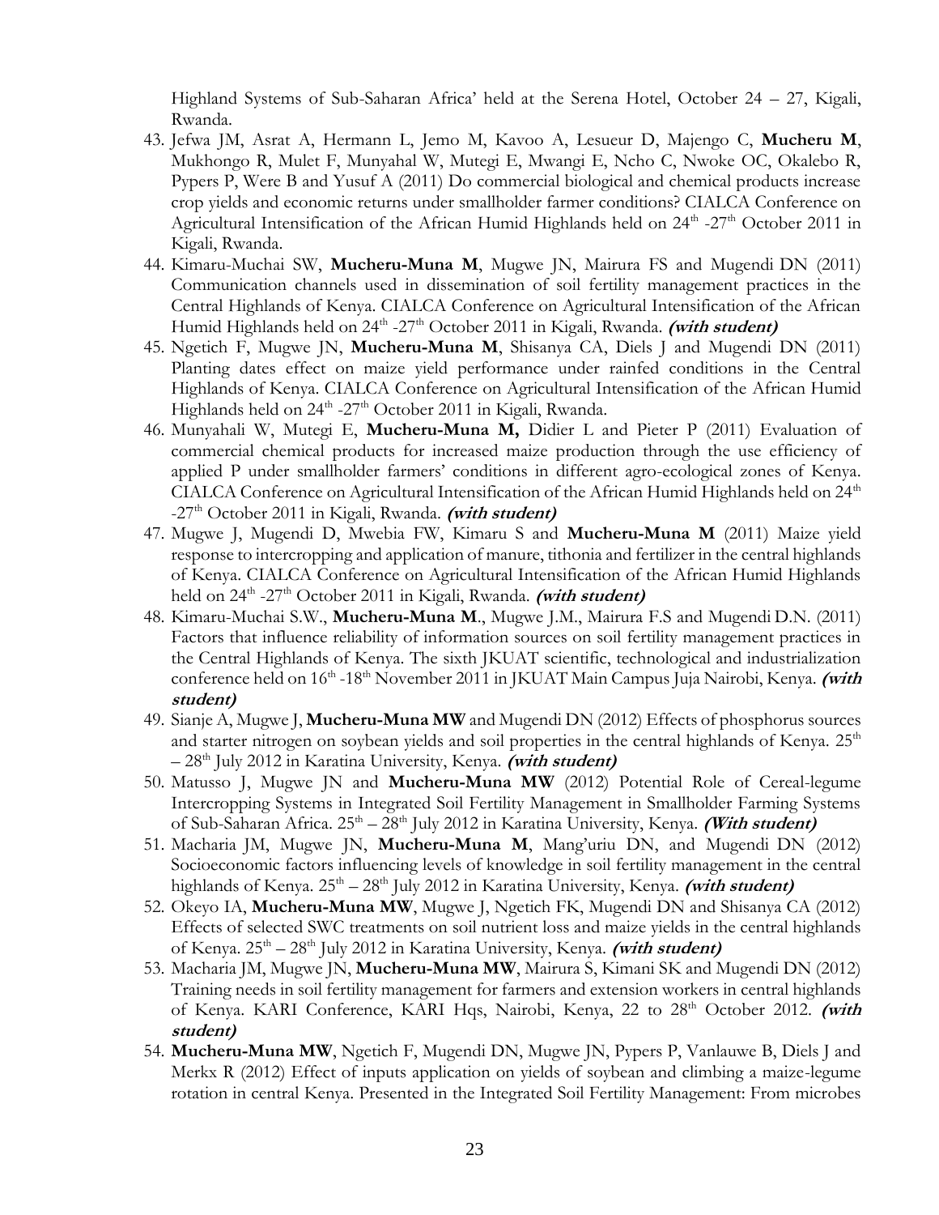Highland Systems of Sub-Saharan Africa' held at the Serena Hotel, October 24 – 27, Kigali, Rwanda.

43. Jefwa JM, Asrat A, Hermann L, Jemo M, Kavoo A, Lesueur D, Majengo C, **Mucheru M**, Mukhongo R, Mulet F, Munyahal W, Mutegi E, Mwangi E, Ncho C, Nwoke OC, Okalebo R, Pypers P, Were B and Yusuf A (2011) Do commercial biological and chemical products increase crop yields and economic returns under smallholder farmer conditions? CIALCA Conference on Agricultural Intensification of the African Humid Highlands held on 24th -27th October 2011 in Kigali, Rwanda.
44. Kimaru-Muchai SW, **Mucheru-Muna M**, Mugwe JN, Mairura FS and Mugendi DN (2011) Communication channels used in dissemination of soil fertility management practices in the Central Highlands of Kenya. CIALCA Conference on Agricultural Intensification of the African Humid Highlands held on 24th -27th October 2011 in Kigali, Rwanda. ***(with student)***
45. Ngetich F, Mugwe JN, **Mucheru-Muna M**, Shisanya CA, Diels J and Mugendi DN (2011) Planting dates effect on maize yield performance under rainfed conditions in the Central Highlands of Kenya. CIALCA Conference on Agricultural Intensification of the African Humid Highlands held on 24th -27th October 2011 in Kigali, Rwanda.
46. Munyahali W, Mutegi E, **Mucheru-Muna M,** Didier L and Pieter P (2011) Evaluation of commercial chemical products for increased maize production through the use efficiency of applied P under smallholder farmers' conditions in different agro-ecological zones of Kenya. CIALCA Conference on Agricultural Intensification of the African Humid Highlands held on 24th -27th October 2011 in Kigali, Rwanda. ***(with student)***
47. Mugwe J, Mugendi D, Mwebia FW, Kimaru S and **Mucheru-Muna M** (2011) Maize yield response to intercropping and application of manure, tithonia and fertilizer in the central highlands of Kenya. CIALCA Conference on Agricultural Intensification of the African Humid Highlands held on 24th -27th October 2011 in Kigali, Rwanda. ***(with student)***
48. Kimaru-Muchai S.W., **Mucheru-Muna M**., Mugwe J.M., Mairura F.S and Mugendi D.N. (2011) Factors that influence reliability of information sources on soil fertility management practices in the Central Highlands of Kenya. The sixth JKUAT scientific, technological and industrialization conference held on 16th -18th November 2011 in JKUAT Main Campus Juja Nairobi, Kenya. ***(with student)***
49. Sianje A, Mugwe J, **Mucheru-Muna MW** and Mugendi DN (2012) Effects of phosphorus sources and starter nitrogen on soybean yields and soil properties in the central highlands of Kenya. 25th – 28th July 2012 in Karatina University, Kenya. ***(with student)***
50. Matusso J, Mugwe JN and **Mucheru-Muna MW** (2012) Potential Role of Cereal-legume Intercropping Systems in Integrated Soil Fertility Management in Smallholder Farming Systems of Sub-Saharan Africa. 25th – 28th July 2012 in Karatina University, Kenya. ***(With student)***
51. Macharia JM, Mugwe JN, **Mucheru-Muna M**, Mang'uriu DN, and Mugendi DN (2012) Socioeconomic factors influencing levels of knowledge in soil fertility management in the central highlands of Kenya. 25th – 28th July 2012 in Karatina University, Kenya. ***(with student)***
52. Okeyo IA, **Mucheru-Muna MW**, Mugwe J, Ngetich FK, Mugendi DN and Shisanya CA (2012) Effects of selected SWC treatments on soil nutrient loss and maize yields in the central highlands of Kenya. 25th – 28th July 2012 in Karatina University, Kenya. ***(with student)***
53. Macharia JM, Mugwe JN, **Mucheru-Muna MW**, Mairura S, Kimani SK and Mugendi DN (2012) Training needs in soil fertility management for farmers and extension workers in central highlands of Kenya. KARI Conference, KARI Hqs, Nairobi, Kenya, 22 to 28th October 2012. ***(with student)***
54. **Mucheru-Muna MW**, Ngetich F, Mugendi DN, Mugwe JN, Pypers P, Vanlauwe B, Diels J and Merkx R (2012) Effect of inputs application on yields of soybean and climbing a maize-legume rotation in central Kenya. Presented in the Integrated Soil Fertility Management: From microbes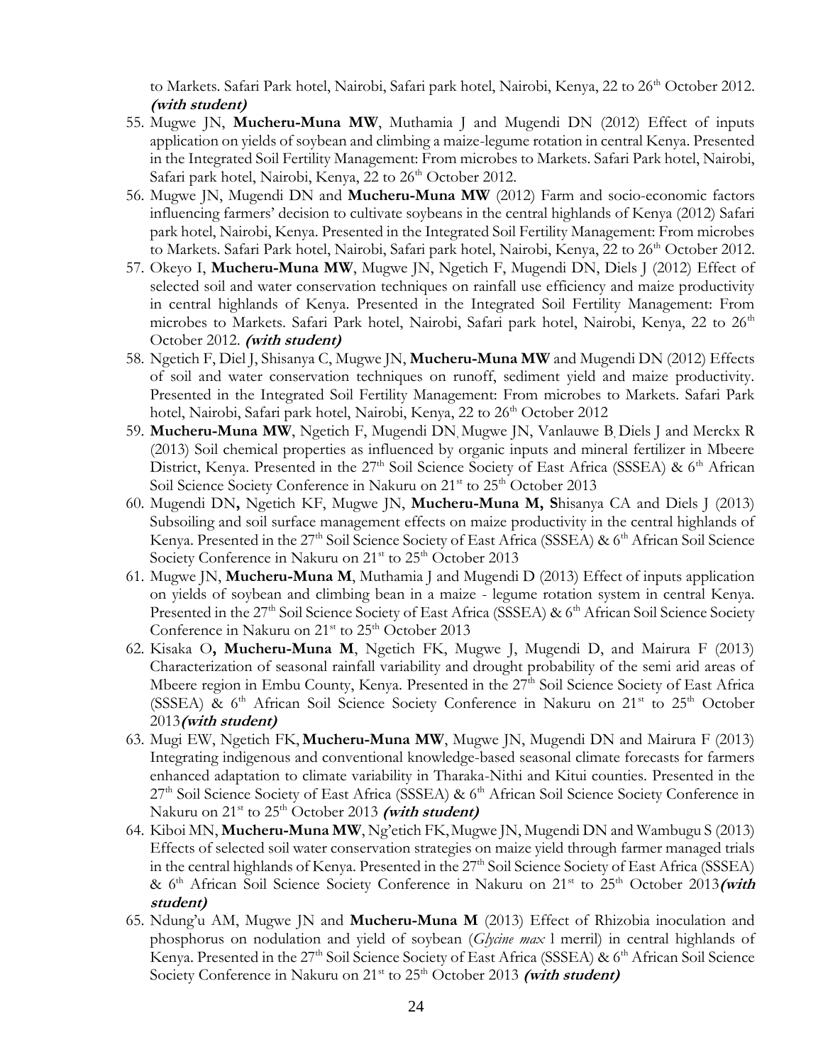to Markets. Safari Park hotel, Nairobi, Safari park hotel, Nairobi, Kenya, 22 to 26th October 2012. ***(with student)***

55. Mugwe JN, **Mucheru-Muna MW**, Muthamia J and Mugendi DN (2012) Effect of inputs application on yields of soybean and climbing a maize-legume rotation in central Kenya. Presented in the Integrated Soil Fertility Management: From microbes to Markets. Safari Park hotel, Nairobi, Safari park hotel, Nairobi, Kenya, 22 to 26th October 2012.
56. Mugwe JN, Mugendi DN and **Mucheru-Muna MW** (2012) Farm and socio-economic factors influencing farmers' decision to cultivate soybeans in the central highlands of Kenya (2012) Safari park hotel, Nairobi, Kenya. Presented in the Integrated Soil Fertility Management: From microbes to Markets. Safari Park hotel, Nairobi, Safari park hotel, Nairobi, Kenya, 22 to 26th October 2012.
57. Okeyo I, **Mucheru-Muna MW**, Mugwe JN, Ngetich F, Mugendi DN, Diels J (2012) Effect of selected soil and water conservation techniques on rainfall use efficiency and maize productivity in central highlands of Kenya. Presented in the Integrated Soil Fertility Management: From microbes to Markets. Safari Park hotel, Nairobi, Safari park hotel, Nairobi, Kenya, 22 to 26th October 2012. ***(with student)***
58. Ngetich F, Diel J, Shisanya C, Mugwe JN, **Mucheru-Muna MW** and Mugendi DN (2012) Effects of soil and water conservation techniques on runoff, sediment yield and maize productivity. Presented in the Integrated Soil Fertility Management: From microbes to Markets. Safari Park hotel, Nairobi, Safari park hotel, Nairobi, Kenya, 22 to 26th October 2012
59. **Mucheru-Muna MW**, Ngetich F, Mugendi DN, Mugwe JN, Vanlauwe B, Diels J and Merckx R (2013) Soil chemical properties as influenced by organic inputs and mineral fertilizer in Mbeere District, Kenya. Presented in the 27th Soil Science Society of East Africa (SSSEA) & 6th African Soil Science Society Conference in Nakuru on 21st to 25th October 2013
60. Mugendi DN**,** Ngetich KF, Mugwe JN, **Mucheru-Muna M, S**hisanya CA and Diels J (2013) Subsoiling and soil surface management effects on maize productivity in the central highlands of Kenya. Presented in the 27th Soil Science Society of East Africa (SSSEA) & 6th African Soil Science Society Conference in Nakuru on 21st to 25th October 2013
61. Mugwe JN, **Mucheru-Muna M**, Muthamia J and Mugendi D (2013) Effect of inputs application on yields of soybean and climbing bean in a maize - legume rotation system in central Kenya. Presented in the 27th Soil Science Society of East Africa (SSSEA) & 6th African Soil Science Society Conference in Nakuru on 21st to 25th October 2013
62. Kisaka O**, Mucheru-Muna M**, Ngetich FK, Mugwe J, Mugendi D, and Mairura F (2013) Characterization of seasonal rainfall variability and drought probability of the semi arid areas of Mbeere region in Embu County, Kenya. Presented in the 27th Soil Science Society of East Africa (SSSEA) & 6th African Soil Science Society Conference in Nakuru on 21st to 25th October 2013***(with student)***
63. Mugi EW, Ngetich FK, **Mucheru-Muna MW**, Mugwe JN, Mugendi DN and Mairura F (2013) Integrating indigenous and conventional knowledge-based seasonal climate forecasts for farmers enhanced adaptation to climate variability in Tharaka-Nithi and Kitui counties. Presented in the 27th Soil Science Society of East Africa (SSSEA) & 6th African Soil Science Society Conference in Nakuru on 21st to 25th October 2013 ***(with student)***
64. Kiboi MN, **Mucheru-Muna MW**, Ng'etich FK, Mugwe JN, Mugendi DN and Wambugu S (2013) Effects of selected soil water conservation strategies on maize yield through farmer managed trials in the central highlands of Kenya. Presented in the 27th Soil Science Society of East Africa (SSSEA) & 6th African Soil Science Society Conference in Nakuru on 21st to 25th October 2013***(with student)***
65. Ndung'u AM, Mugwe JN and **Mucheru-Muna M** (2013) Effect of Rhizobia inoculation and phosphorus on nodulation and yield of soybean (*Glycine max* l merril) in central highlands of Kenya. Presented in the 27th Soil Science Society of East Africa (SSSEA) & 6th African Soil Science Society Conference in Nakuru on 21st to 25th October 2013 ***(with student)***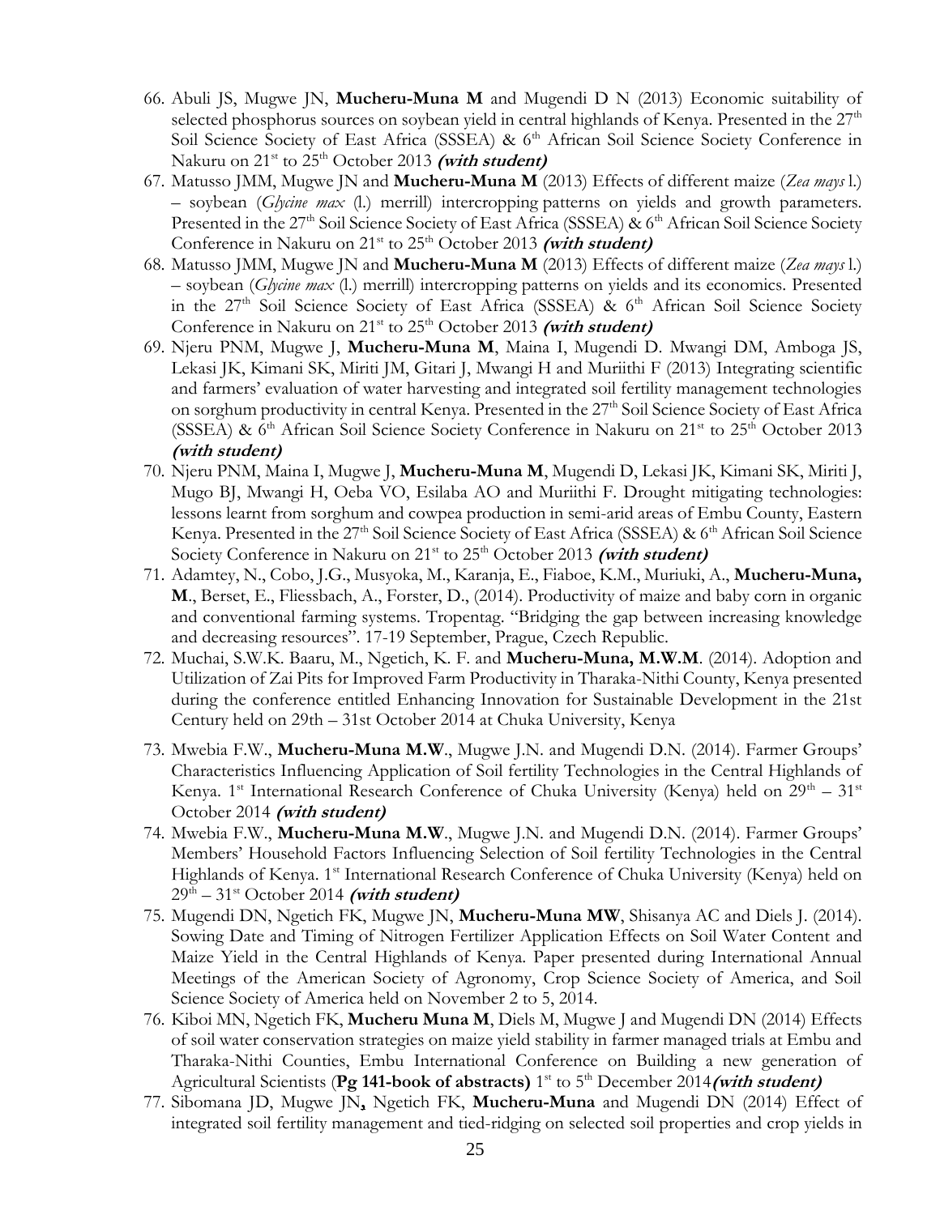66. Abuli JS, Mugwe JN, **Mucheru-Muna M** and Mugendi D N (2013) Economic suitability of selected phosphorus sources on soybean yield in central highlands of Kenya. Presented in the 27th Soil Science Society of East Africa (SSSEA) & 6th African Soil Science Society Conference in Nakuru on 21st to 25th October 2013 ***(with student)***
67. Matusso JMM, Mugwe JN and **Mucheru-Muna M** (2013) Effects of different maize (*Zea mays* l.) – soybean (*Glycine max* (l.) merrill) intercropping patterns on yields and growth parameters. Presented in the 27th Soil Science Society of East Africa (SSSEA) & 6th African Soil Science Society Conference in Nakuru on 21st to 25th October 2013 ***(with student)***
68. Matusso JMM, Mugwe JN and **Mucheru-Muna M** (2013) Effects of different maize (*Zea mays* l.) – soybean (*Glycine max* (l.) merrill) intercropping patterns on yields and its economics. Presented in the 27th Soil Science Society of East Africa (SSSEA) & 6th African Soil Science Society Conference in Nakuru on 21st to 25th October 2013 ***(with student)***
69. Njeru PNM, Mugwe J, **Mucheru-Muna M**, Maina I, Mugendi D. Mwangi DM, Amboga JS, Lekasi JK, Kimani SK, Miriti JM, Gitari J, Mwangi H and Muriithi F (2013) Integrating scientific and farmers' evaluation of water harvesting and integrated soil fertility management technologies on sorghum productivity in central Kenya. Presented in the 27th Soil Science Society of East Africa (SSSEA) & 6th African Soil Science Society Conference in Nakuru on 21st to 25th October 2013 ***(with student)***
70. Njeru PNM, Maina I, Mugwe J, **Mucheru-Muna M**, Mugendi D, Lekasi JK, Kimani SK, Miriti J, Mugo BJ, Mwangi H, Oeba VO, Esilaba AO and Muriithi F. Drought mitigating technologies: lessons learnt from sorghum and cowpea production in semi-arid areas of Embu County, Eastern Kenya. Presented in the 27th Soil Science Society of East Africa (SSSEA) & 6th African Soil Science Society Conference in Nakuru on 21st to 25th October 2013 ***(with student)***
71. Adamtey, N., Cobo, J.G., Musyoka, M., Karanja, E., Fiaboe, K.M., Muriuki, A., **Mucheru-Muna, M**., Berset, E., Fliessbach, A., Forster, D., (2014). Productivity of maize and baby corn in organic and conventional farming systems. Tropentag. "Bridging the gap between increasing knowledge and decreasing resources". 17-19 September, Prague, Czech Republic.
72. Muchai, S.W.K. Baaru, M., Ngetich, K. F. and **Mucheru-Muna, M.W.M**. (2014). Adoption and Utilization of Zai Pits for Improved Farm Productivity in Tharaka-Nithi County, Kenya presented during the conference entitled Enhancing Innovation for Sustainable Development in the 21st Century held on 29th – 31st October 2014 at Chuka University, Kenya
73. Mwebia F.W., **Mucheru-Muna M.W**., Mugwe J.N. and Mugendi D.N. (2014). Farmer Groups' Characteristics Influencing Application of Soil fertility Technologies in the Central Highlands of Kenya. 1st International Research Conference of Chuka University (Kenya) held on 29th – 31st October 2014 ***(with student)***
74. Mwebia F.W., **Mucheru-Muna M.W**., Mugwe J.N. and Mugendi D.N. (2014). Farmer Groups' Members' Household Factors Influencing Selection of Soil fertility Technologies in the Central Highlands of Kenya. 1st International Research Conference of Chuka University (Kenya) held on 29th – 31st October 2014 ***(with student)***
75. Mugendi DN, Ngetich FK, Mugwe JN, **Mucheru-Muna MW**, Shisanya AC and Diels J. (2014). Sowing Date and Timing of Nitrogen Fertilizer Application Effects on Soil Water Content and Maize Yield in the Central Highlands of Kenya. Paper presented during International Annual Meetings of the American Society of Agronomy, Crop Science Society of America, and Soil Science Society of America held on November 2 to 5, 2014.
76. Kiboi MN, Ngetich FK, **Mucheru Muna M**, Diels M, Mugwe J and Mugendi DN (2014) Effects of soil water conservation strategies on maize yield stability in farmer managed trials at Embu and Tharaka-Nithi Counties, Embu International Conference on Building a new generation of Agricultural Scientists (**Pg 141-book of abstracts)** 1st to 5th December 2014***(with student)***
77. Sibomana JD, Mugwe JN**,** Ngetich FK, **Mucheru-Muna** and Mugendi DN (2014) Effect of integrated soil fertility management and tied-ridging on selected soil properties and crop yields in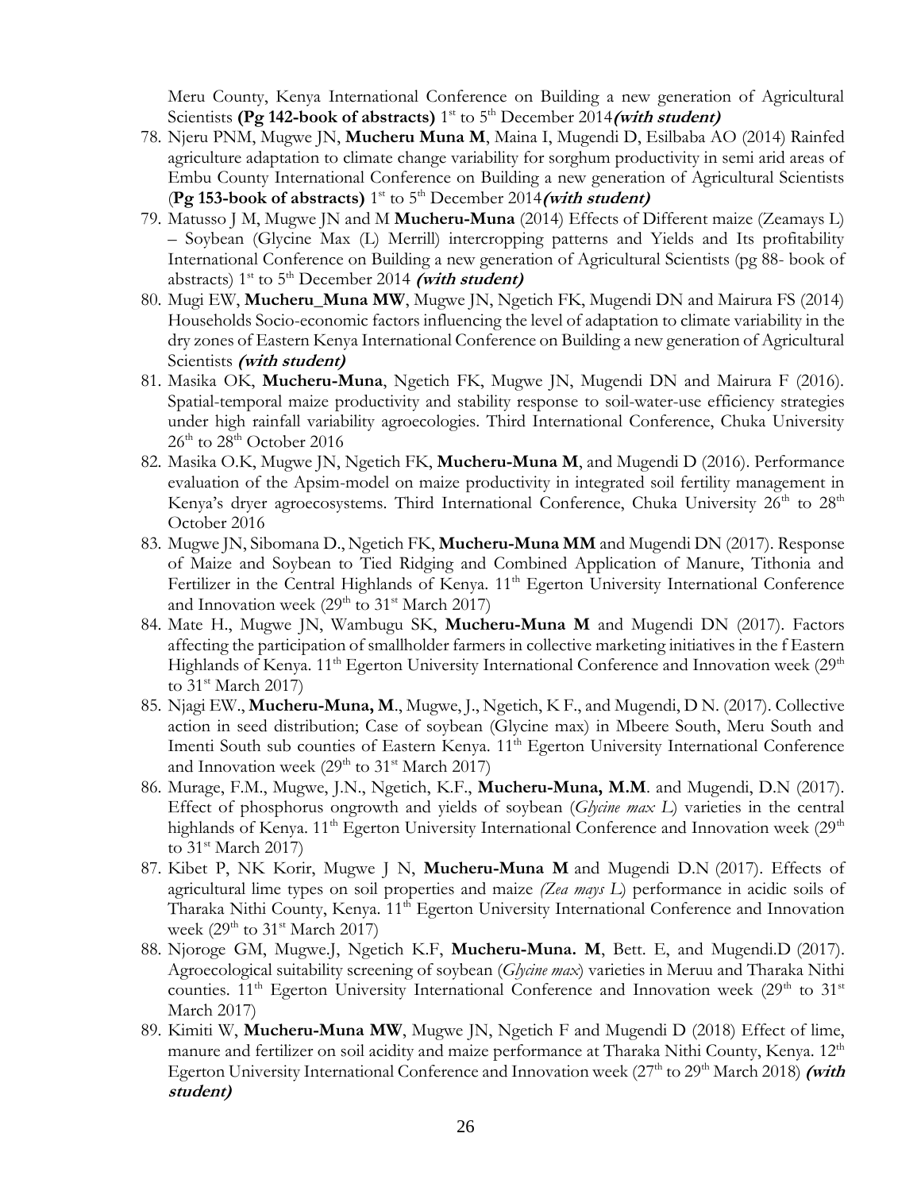Meru County, Kenya International Conference on Building a new generation of Agricultural Scientists **(Pg 142-book of abstracts)** 1st to 5th December 2014***(with student)***

78. Njeru PNM, Mugwe JN, **Mucheru Muna M**, Maina I, Mugendi D, Esilbaba AO (2014) Rainfed agriculture adaptation to climate change variability for sorghum productivity in semi arid areas of Embu County International Conference on Building a new generation of Agricultural Scientists (**Pg 153-book of abstracts)** 1st to 5th December 2014***(with student)***
79. Matusso J M, Mugwe JN and M **Mucheru-Muna** (2014) Effects of Different maize (Zeamays L) – Soybean (Glycine Max (L) Merrill) intercropping patterns and Yields and Its profitability International Conference on Building a new generation of Agricultural Scientists (pg 88- book of abstracts) 1st to 5th December 2014 ***(with student)***
80. Mugi EW, **Mucheru_Muna MW**, Mugwe JN, Ngetich FK, Mugendi DN and Mairura FS (2014) Households Socio-economic factors influencing the level of adaptation to climate variability in the dry zones of Eastern Kenya International Conference on Building a new generation of Agricultural Scientists ***(with student)***
81. Masika OK, **Mucheru-Muna**, Ngetich FK, Mugwe JN, Mugendi DN and Mairura F (2016). Spatial-temporal maize productivity and stability response to soil-water-use efficiency strategies under high rainfall variability agroecologies. Third International Conference, Chuka University 26th to 28th October 2016
82. Masika O.K, Mugwe JN, Ngetich FK, **Mucheru-Muna M**, and Mugendi D (2016). Performance evaluation of the Apsim-model on maize productivity in integrated soil fertility management in Kenya's dryer agroecosystems. Third International Conference, Chuka University 26th to 28th October 2016
83. Mugwe JN, Sibomana D., Ngetich FK, **Mucheru-Muna MM** and Mugendi DN (2017). Response of Maize and Soybean to Tied Ridging and Combined Application of Manure, Tithonia and Fertilizer in the Central Highlands of Kenya. 11th Egerton University International Conference and Innovation week (29th to 31st March 2017)
84. Mate H., Mugwe JN, Wambugu SK, **Mucheru-Muna M** and Mugendi DN (2017). Factors affecting the participation of smallholder farmers in collective marketing initiatives in the f Eastern Highlands of Kenya. 11th Egerton University International Conference and Innovation week (29th to 31st March 2017)
85. Njagi EW., **Mucheru-Muna, M**., Mugwe, J., Ngetich, K F., and Mugendi, D N. (2017). Collective action in seed distribution; Case of soybean (Glycine max) in Mbeere South, Meru South and Imenti South sub counties of Eastern Kenya. 11th Egerton University International Conference and Innovation week (29th to 31st March 2017)
86. Murage, F.M., Mugwe, J.N., Ngetich, K.F., **Mucheru-Muna, M.M**. and Mugendi, D.N (2017). Effect of phosphorus ongrowth and yields of soybean (*Glycine max L*) varieties in the central highlands of Kenya. 11th Egerton University International Conference and Innovation week (29th to 31st March 2017)
87. Kibet P, NK Korir, Mugwe J N, **Mucheru-Muna M** and Mugendi D.N (2017). Effects of agricultural lime types on soil properties and maize *(Zea mays L*) performance in acidic soils of Tharaka Nithi County, Kenya. 11th Egerton University International Conference and Innovation week (29th to 31st March 2017)
88. Njoroge GM, Mugwe.J, Ngetich K.F, **Mucheru-Muna. M**, Bett. E, and Mugendi.D (2017). Agroecological suitability screening of soybean (*Glycine max*) varieties in Meruu and Tharaka Nithi counties. 11th Egerton University International Conference and Innovation week (29th to 31st March 2017)
89. Kimiti W, **Mucheru-Muna MW**, Mugwe JN, Ngetich F and Mugendi D (2018) Effect of lime, manure and fertilizer on soil acidity and maize performance at Tharaka Nithi County, Kenya. 12th Egerton University International Conference and Innovation week (27th to 29th March 2018) ***(with student)***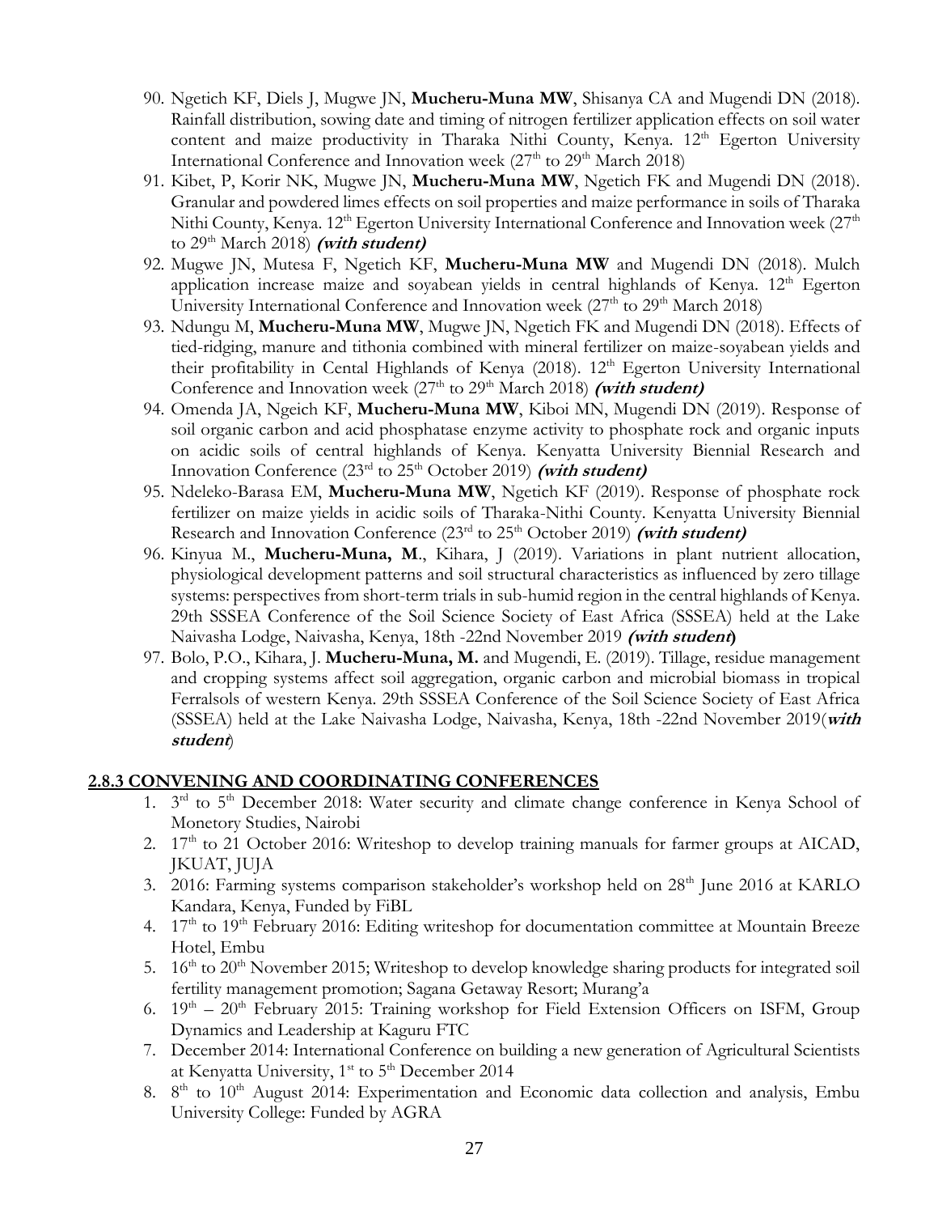90. Ngetich KF, Diels J, Mugwe JN, **Mucheru-Muna MW**, Shisanya CA and Mugendi DN (2018). Rainfall distribution, sowing date and timing of nitrogen fertilizer application effects on soil water content and maize productivity in Tharaka Nithi County, Kenya. 12th Egerton University International Conference and Innovation week (27th to 29th March 2018)
91. Kibet, P, Korir NK, Mugwe JN, **Mucheru-Muna MW**, Ngetich FK and Mugendi DN (2018). Granular and powdered limes effects on soil properties and maize performance in soils of Tharaka Nithi County, Kenya. 12th Egerton University International Conference and Innovation week (27th to 29th March 2018) ***(with student)***
92. Mugwe JN, Mutesa F, Ngetich KF, **Mucheru-Muna MW** and Mugendi DN (2018). Mulch application increase maize and soyabean yields in central highlands of Kenya. 12th Egerton University International Conference and Innovation week (27th to 29th March 2018)
93. Ndungu M, **Mucheru-Muna MW**, Mugwe JN, Ngetich FK and Mugendi DN (2018). Effects of tied-ridging, manure and tithonia combined with mineral fertilizer on maize-soyabean yields and their profitability in Cental Highlands of Kenya (2018). 12th Egerton University International Conference and Innovation week (27th to 29th March 2018) ***(with student)***
94. Omenda JA, Ngeich KF, **Mucheru-Muna MW**, Kiboi MN, Mugendi DN (2019). Response of soil organic carbon and acid phosphatase enzyme activity to phosphate rock and organic inputs on acidic soils of central highlands of Kenya. Kenyatta University Biennial Research and Innovation Conference (23rd to 25th October 2019) ***(with student)***
95. Ndeleko-Barasa EM, **Mucheru-Muna MW**, Ngetich KF (2019). Response of phosphate rock fertilizer on maize yields in acidic soils of Tharaka-Nithi County. Kenyatta University Biennial Research and Innovation Conference (23rd to 25th October 2019) ***(with student)***
96. Kinyua M., **Mucheru-Muna, M**., Kihara, J (2019). Variations in plant nutrient allocation, physiological development patterns and soil structural characteristics as influenced by zero tillage systems: perspectives from short-term trials in sub-humid region in the central highlands of Kenya. 29th SSSEA Conference of the Soil Science Society of East Africa (SSSEA) held at the Lake Naivasha Lodge, Naivasha, Kenya, 18th -22nd November 2019 ***(with student)***
97. Bolo, P.O., Kihara, J. **Mucheru-Muna, M.** and Mugendi, E. (2019). Tillage, residue management and cropping systems affect soil aggregation, organic carbon and microbial biomass in tropical Ferralsols of western Kenya. 29th SSSEA Conference of the Soil Science Society of East Africa (SSSEA) held at the Lake Naivasha Lodge, Naivasha, Kenya, 18th -22nd November 2019(***with student***)

### 2.8.3 CONVENING AND COORDINATING CONFERENCES

1. 3rd to 5th December 2018: Water security and climate change conference in Kenya School of Monetory Studies, Nairobi
2. 17th to 21 October 2016: Writeshop to develop training manuals for farmer groups at AICAD, JKUAT, JUJA
3. 2016: Farming systems comparison stakeholder's workshop held on 28th June 2016 at KARLO Kandara, Kenya, Funded by FiBL
4. 17th to 19th February 2016: Editing writeshop for documentation committee at Mountain Breeze Hotel, Embu
5. 16th to 20th November 2015; Writeshop to develop knowledge sharing products for integrated soil fertility management promotion; Sagana Getaway Resort; Murang'a
6. 19th – 20th February 2015: Training workshop for Field Extension Officers on ISFM, Group Dynamics and Leadership at Kaguru FTC
7. December 2014: International Conference on building a new generation of Agricultural Scientists at Kenyatta University, 1st to 5th December 2014
8. 8th to 10th August 2014: Experimentation and Economic data collection and analysis, Embu University College: Funded by AGRA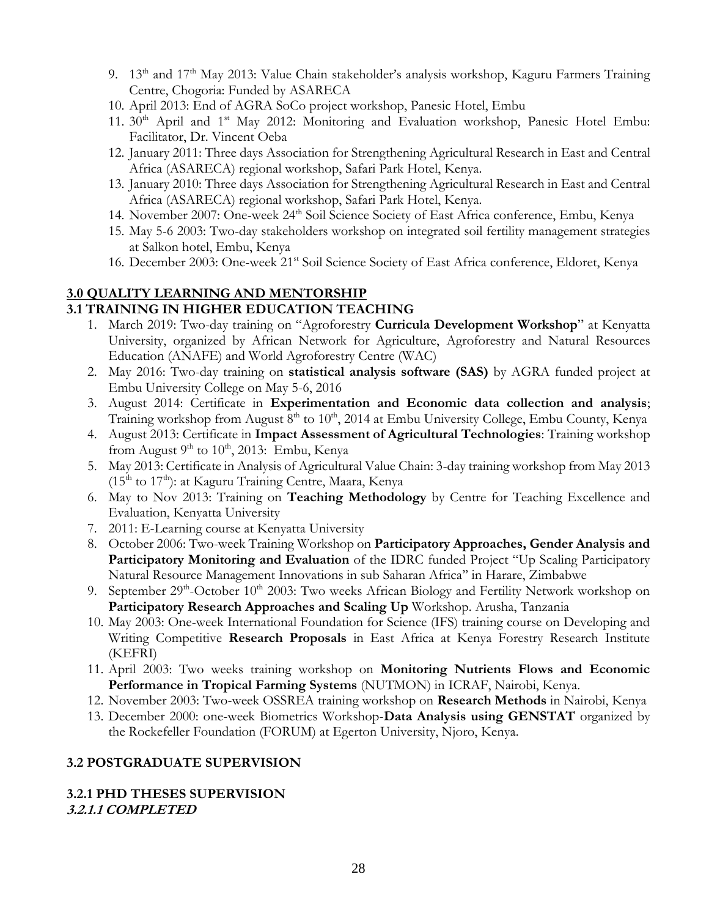9. 13th and 17th May 2013: Value Chain stakeholder's analysis workshop, Kaguru Farmers Training Centre, Chogoria: Funded by ASARECA
10. April 2013: End of AGRA SoCo project workshop, Panesic Hotel, Embu
11. 30th April and 1st May 2012: Monitoring and Evaluation workshop, Panesic Hotel Embu: Facilitator, Dr. Vincent Oeba
12. January 2011: Three days Association for Strengthening Agricultural Research in East and Central Africa (ASARECA) regional workshop, Safari Park Hotel, Kenya.
13. January 2010: Three days Association for Strengthening Agricultural Research in East and Central Africa (ASARECA) regional workshop, Safari Park Hotel, Kenya.
14. November 2007: One-week 24th Soil Science Society of East Africa conference, Embu, Kenya
15. May 5-6 2003: Two-day stakeholders workshop on integrated soil fertility management strategies at Salkon hotel, Embu, Kenya
16. December 2003: One-week 21st Soil Science Society of East Africa conference, Eldoret, Kenya

## 3.0 QUALITY LEARNING AND MENTORSHIP

### 3.1 TRAINING IN HIGHER EDUCATION TEACHING

1. March 2019: Two-day training on "Agroforestry **Curricula Development Workshop**" at Kenyatta University, organized by African Network for Agriculture, Agroforestry and Natural Resources Education (ANAFE) and World Agroforestry Centre (WAC)
2. May 2016: Two-day training on **statistical analysis software (SAS)** by AGRA funded project at Embu University College on May 5-6, 2016
3. August 2014: Certificate in **Experimentation and Economic data collection and analysis**; Training workshop from August 8th to 10th, 2014 at Embu University College, Embu County, Kenya
4. August 2013: Certificate in **Impact Assessment of Agricultural Technologies**: Training workshop from August 9th to 10th, 2013: Embu, Kenya
5. May 2013: Certificate in Analysis of Agricultural Value Chain: 3-day training workshop from May 2013 (15th to 17th): at Kaguru Training Centre, Maara, Kenya
6. May to Nov 2013: Training on **Teaching Methodology** by Centre for Teaching Excellence and Evaluation, Kenyatta University
7. 2011: E-Learning course at Kenyatta University
8. October 2006: Two-week Training Workshop on **Participatory Approaches, Gender Analysis and Participatory Monitoring and Evaluation** of the IDRC funded Project "Up Scaling Participatory Natural Resource Management Innovations in sub Saharan Africa" in Harare, Zimbabwe
9. September 29th-October 10th 2003: Two weeks African Biology and Fertility Network workshop on **Participatory Research Approaches and Scaling Up** Workshop. Arusha, Tanzania
10. May 2003: One-week International Foundation for Science (IFS) training course on Developing and Writing Competitive **Research Proposals** in East Africa at Kenya Forestry Research Institute (KEFRI)
11. April 2003: Two weeks training workshop on **Monitoring Nutrients Flows and Economic Performance in Tropical Farming Systems** (NUTMON) in ICRAF, Nairobi, Kenya.
12. November 2003: Two-week OSSREA training workshop on **Research Methods** in Nairobi, Kenya
13. December 2000: one-week Biometrics Workshop-**Data Analysis using GENSTAT** organized by the Rockefeller Foundation (FORUM) at Egerton University, Njoro, Kenya.

### 3.2 POSTGRADUATE SUPERVISION

#### 3.2.1 PHD THESES SUPERVISION

***3.2.1.1 COMPLETED***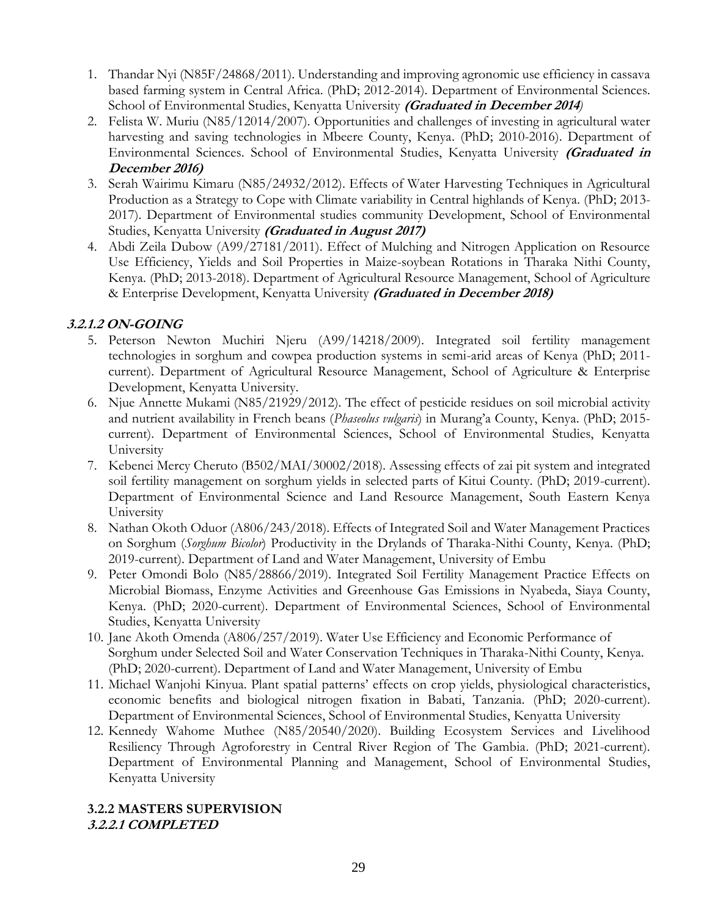1. Thandar Nyi (N85F/24868/2011). Understanding and improving agronomic use efficiency in cassava based farming system in Central Africa. (PhD; 2012-2014). Department of Environmental Sciences. School of Environmental Studies, Kenyatta University ***(Graduated in December 2014)***
2. Felista W. Muriu (N85/12014/2007). Opportunities and challenges of investing in agricultural water harvesting and saving technologies in Mbeere County, Kenya. (PhD; 2010-2016). Department of Environmental Sciences. School of Environmental Studies, Kenyatta University ***(Graduated in December 2016)***
3. Serah Wairimu Kimaru (N85/24932/2012). Effects of Water Harvesting Techniques in Agricultural Production as a Strategy to Cope with Climate variability in Central highlands of Kenya. (PhD; 2013-2017). Department of Environmental studies community Development, School of Environmental Studies, Kenyatta University ***(Graduated in August 2017)***
4. Abdi Zeila Dubow (A99/27181/2011). Effect of Mulching and Nitrogen Application on Resource Use Efficiency, Yields and Soil Properties in Maize-soybean Rotations in Tharaka Nithi County, Kenya. (PhD; 2013-2018). Department of Agricultural Resource Management, School of Agriculture & Enterprise Development, Kenyatta University ***(Graduated in December 2018)***

#### *3.2.1.2 ON-GOING*

5. Peterson Newton Muchiri Njeru (A99/14218/2009). Integrated soil fertility management technologies in sorghum and cowpea production systems in semi-arid areas of Kenya (PhD; 2011-current). Department of Agricultural Resource Management, School of Agriculture & Enterprise Development, Kenyatta University.
6. Njue Annette Mukami (N85/21929/2012). The effect of pesticide residues on soil microbial activity and nutrient availability in French beans (*Phaseolus vulgaris*) in Murang'a County, Kenya. (PhD; 2015-current). Department of Environmental Sciences, School of Environmental Studies, Kenyatta University
7. Kebenei Mercy Cheruto (B502/MAI/30002/2018). Assessing effects of zai pit system and integrated soil fertility management on sorghum yields in selected parts of Kitui County. (PhD; 2019-current). Department of Environmental Science and Land Resource Management, South Eastern Kenya University
8. Nathan Okoth Oduor (A806/243/2018). Effects of Integrated Soil and Water Management Practices on Sorghum (*Sorghum Bicolor*) Productivity in the Drylands of Tharaka-Nithi County, Kenya. (PhD; 2019-current). Department of Land and Water Management, University of Embu
9. Peter Omondi Bolo (N85/28866/2019). Integrated Soil Fertility Management Practice Effects on Microbial Biomass, Enzyme Activities and Greenhouse Gas Emissions in Nyabeda, Siaya County, Kenya. (PhD; 2020-current). Department of Environmental Sciences, School of Environmental Studies, Kenyatta University
10. Jane Akoth Omenda (A806/257/2019). Water Use Efficiency and Economic Performance of Sorghum under Selected Soil and Water Conservation Techniques in Tharaka-Nithi County, Kenya. (PhD; 2020-current). Department of Land and Water Management, University of Embu
11. Michael Wanjohi Kinyua. Plant spatial patterns' effects on crop yields, physiological characteristics, economic benefits and biological nitrogen fixation in Babati, Tanzania. (PhD; 2020-current). Department of Environmental Sciences, School of Environmental Studies, Kenyatta University
12. Kennedy Wahome Muthee (N85/20540/2020). Building Ecosystem Services and Livelihood Resiliency Through Agroforestry in Central River Region of The Gambia. (PhD; 2021-current). Department of Environmental Planning and Management, School of Environmental Studies, Kenyatta University

### 3.2.2 MASTERS SUPERVISION

#### *3.2.2.1 COMPLETED*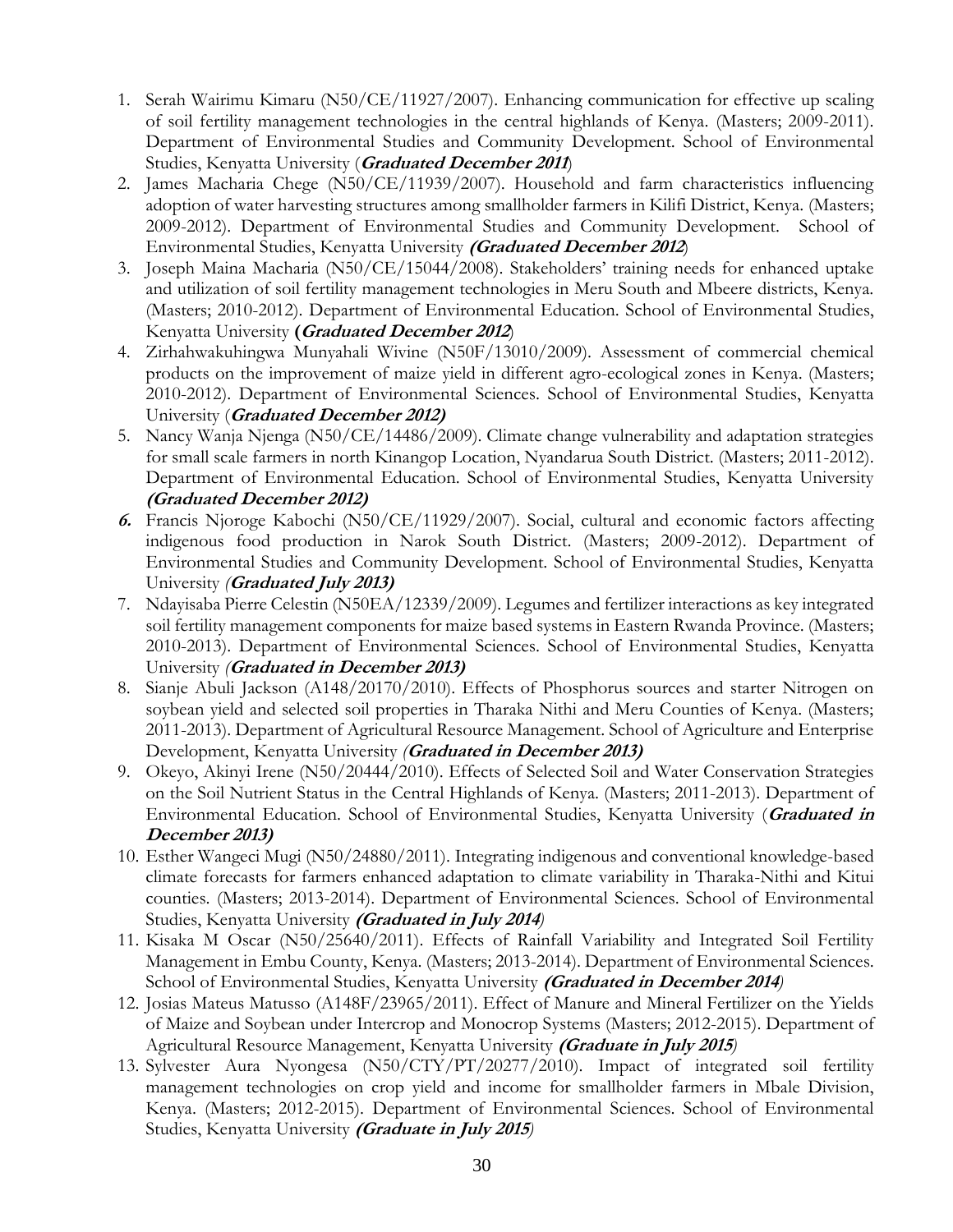1. Serah Wairimu Kimaru (N50/CE/11927/2007). Enhancing communication for effective up scaling of soil fertility management technologies in the central highlands of Kenya. (Masters; 2009-2011). Department of Environmental Studies and Community Development. School of Environmental Studies, Kenyatta University (***Graduated December 2011***)
2. James Macharia Chege (N50/CE/11939/2007). Household and farm characteristics influencing adoption of water harvesting structures among smallholder farmers in Kilifi District, Kenya. (Masters; 2009-2012). Department of Environmental Studies and Community Development. School of Environmental Studies, Kenyatta University ***(Graduated December 2012***)
3. Joseph Maina Macharia (N50/CE/15044/2008). Stakeholders' training needs for enhanced uptake and utilization of soil fertility management technologies in Meru South and Mbeere districts, Kenya. (Masters; 2010-2012). Department of Environmental Education. School of Environmental Studies, Kenyatta University **(*Graduated December 2012***)
4. Zirhahwakuhingwa Munyahali Wivine (N50F/13010/2009). Assessment of commercial chemical products on the improvement of maize yield in different agro-ecological zones in Kenya. (Masters; 2010-2012). Department of Environmental Sciences. School of Environmental Studies, Kenyatta University (***Graduated December 2012)***
5. Nancy Wanja Njenga (N50/CE/14486/2009). Climate change vulnerability and adaptation strategies for small scale farmers in north Kinangop Location, Nyandarua South District. (Masters; 2011-2012). Department of Environmental Education. School of Environmental Studies, Kenyatta University ***(Graduated December 2012)***
6. Francis Njoroge Kabochi (N50/CE/11929/2007). Social, cultural and economic factors affecting indigenous food production in Narok South District. (Masters; 2009-2012). Department of Environmental Studies and Community Development. School of Environmental Studies, Kenyatta University *(**Graduated July 2013)***
7. Ndayisaba Pierre Celestin (N50EA/12339/2009). Legumes and fertilizer interactions as key integrated soil fertility management components for maize based systems in Eastern Rwanda Province. (Masters; 2010-2013). Department of Environmental Sciences. School of Environmental Studies, Kenyatta University *(**Graduated in December 2013)***
8. Sianje Abuli Jackson (A148/20170/2010). Effects of Phosphorus sources and starter Nitrogen on soybean yield and selected soil properties in Tharaka Nithi and Meru Counties of Kenya. (Masters; 2011-2013). Department of Agricultural Resource Management. School of Agriculture and Enterprise Development, Kenyatta University *(**Graduated in December 2013)***
9. Okeyo, Akinyi Irene (N50/20444/2010). Effects of Selected Soil and Water Conservation Strategies on the Soil Nutrient Status in the Central Highlands of Kenya. (Masters; 2011-2013). Department of Environmental Education. School of Environmental Studies, Kenyatta University (***Graduated in December 2013)***
10. Esther Wangeci Mugi (N50/24880/2011). Integrating indigenous and conventional knowledge-based climate forecasts for farmers enhanced adaptation to climate variability in Tharaka-Nithi and Kitui counties. (Masters; 2013-2014). Department of Environmental Sciences. School of Environmental Studies, Kenyatta University ***(Graduated in July 2014****)*
11. Kisaka M Oscar (N50/25640/2011). Effects of Rainfall Variability and Integrated Soil Fertility Management in Embu County, Kenya. (Masters; 2013-2014). Department of Environmental Sciences. School of Environmental Studies, Kenyatta University ***(Graduated in December 2014****)*
12. Josias Mateus Matusso (A148F/23965/2011). Effect of Manure and Mineral Fertilizer on the Yields of Maize and Soybean under Intercrop and Monocrop Systems (Masters; 2012-2015). Department of Agricultural Resource Management, Kenyatta University ***(Graduate in July 2015****)*
13. Sylvester Aura Nyongesa (N50/CTY/PT/20277/2010). Impact of integrated soil fertility management technologies on crop yield and income for smallholder farmers in Mbale Division, Kenya. (Masters; 2012-2015). Department of Environmental Sciences. School of Environmental Studies, Kenyatta University ***(Graduate in July 2015****)*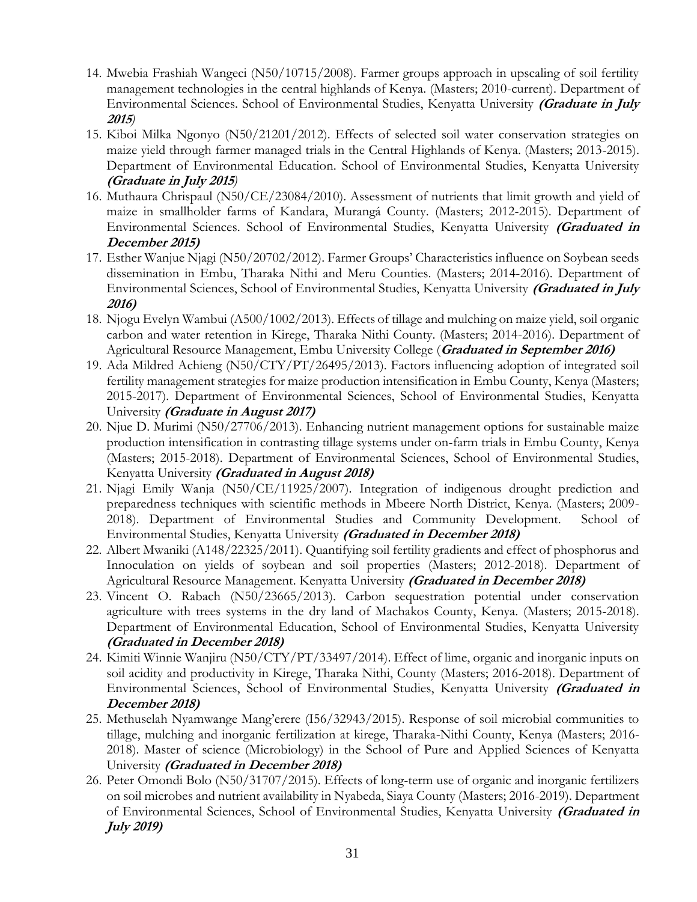14. Mwebia Frashiah Wangeci (N50/10715/2008). Farmer groups approach in upscaling of soil fertility management technologies in the central highlands of Kenya. (Masters; 2010-current). Department of Environmental Sciences. School of Environmental Studies, Kenyatta University ***(Graduate in July 2015***)
15. Kiboi Milka Ngonyo (N50/21201/2012). Effects of selected soil water conservation strategies on maize yield through farmer managed trials in the Central Highlands of Kenya. (Masters; 2013-2015). Department of Environmental Education. School of Environmental Studies, Kenyatta University ***(Graduate in July 2015***)
16. Muthaura Chrispaul (N50/CE/23084/2010). Assessment of nutrients that limit growth and yield of maize in smallholder farms of Kandara, Murangá County. (Masters; 2012-2015). Department of Environmental Sciences. School of Environmental Studies, Kenyatta University ***(Graduated in December 2015)***
17. Esther Wanjue Njagi (N50/20702/2012). Farmer Groups' Characteristics influence on Soybean seeds dissemination in Embu, Tharaka Nithi and Meru Counties. (Masters; 2014-2016). Department of Environmental Sciences, School of Environmental Studies, Kenyatta University ***(Graduated in July 2016)***
18. Njogu Evelyn Wambui (A500/1002/2013). Effects of tillage and mulching on maize yield, soil organic carbon and water retention in Kirege, Tharaka Nithi County. (Masters; 2014-2016). Department of Agricultural Resource Management, Embu University College (***Graduated in September 2016)***
19. Ada Mildred Achieng (N50/CTY/PT/26495/2013). Factors influencing adoption of integrated soil fertility management strategies for maize production intensification in Embu County, Kenya (Masters; 2015-2017). Department of Environmental Sciences, School of Environmental Studies, Kenyatta University ***(Graduate in August 2017)***
20. Njue D. Murimi (N50/27706/2013). Enhancing nutrient management options for sustainable maize production intensification in contrasting tillage systems under on-farm trials in Embu County, Kenya (Masters; 2015-2018). Department of Environmental Sciences, School of Environmental Studies, Kenyatta University ***(Graduated in August 2018)***
21. Njagi Emily Wanja (N50/CE/11925/2007). Integration of indigenous drought prediction and preparedness techniques with scientific methods in Mbeere North District, Kenya. (Masters; 2009-2018). Department of Environmental Studies and Community Development. School of Environmental Studies, Kenyatta University ***(Graduated in December 2018)***
22. Albert Mwaniki (A148/22325/2011). Quantifying soil fertility gradients and effect of phosphorus and Innoculation on yields of soybean and soil properties (Masters; 2012-2018). Department of Agricultural Resource Management. Kenyatta University ***(Graduated in December 2018)***
23. Vincent O. Rabach (N50/23665/2013). Carbon sequestration potential under conservation agriculture with trees systems in the dry land of Machakos County, Kenya. (Masters; 2015-2018). Department of Environmental Education, School of Environmental Studies, Kenyatta University ***(Graduated in December 2018)***
24. Kimiti Winnie Wanjiru (N50/CTY/PT/33497/2014). Effect of lime, organic and inorganic inputs on soil acidity and productivity in Kirege, Tharaka Nithi, County (Masters; 2016-2018). Department of Environmental Sciences, School of Environmental Studies, Kenyatta University ***(Graduated in December 2018)***
25. Methuselah Nyamwange Mang'erere (I56/32943/2015). Response of soil microbial communities to tillage, mulching and inorganic fertilization at kirege, Tharaka-Nithi County, Kenya (Masters; 2016-2018). Master of science (Microbiology) in the School of Pure and Applied Sciences of Kenyatta University ***(Graduated in December 2018)***
26. Peter Omondi Bolo (N50/31707/2015). Effects of long-term use of organic and inorganic fertilizers on soil microbes and nutrient availability in Nyabeda, Siaya County (Masters; 2016-2019). Department of Environmental Sciences, School of Environmental Studies, Kenyatta University ***(Graduated in July 2019)***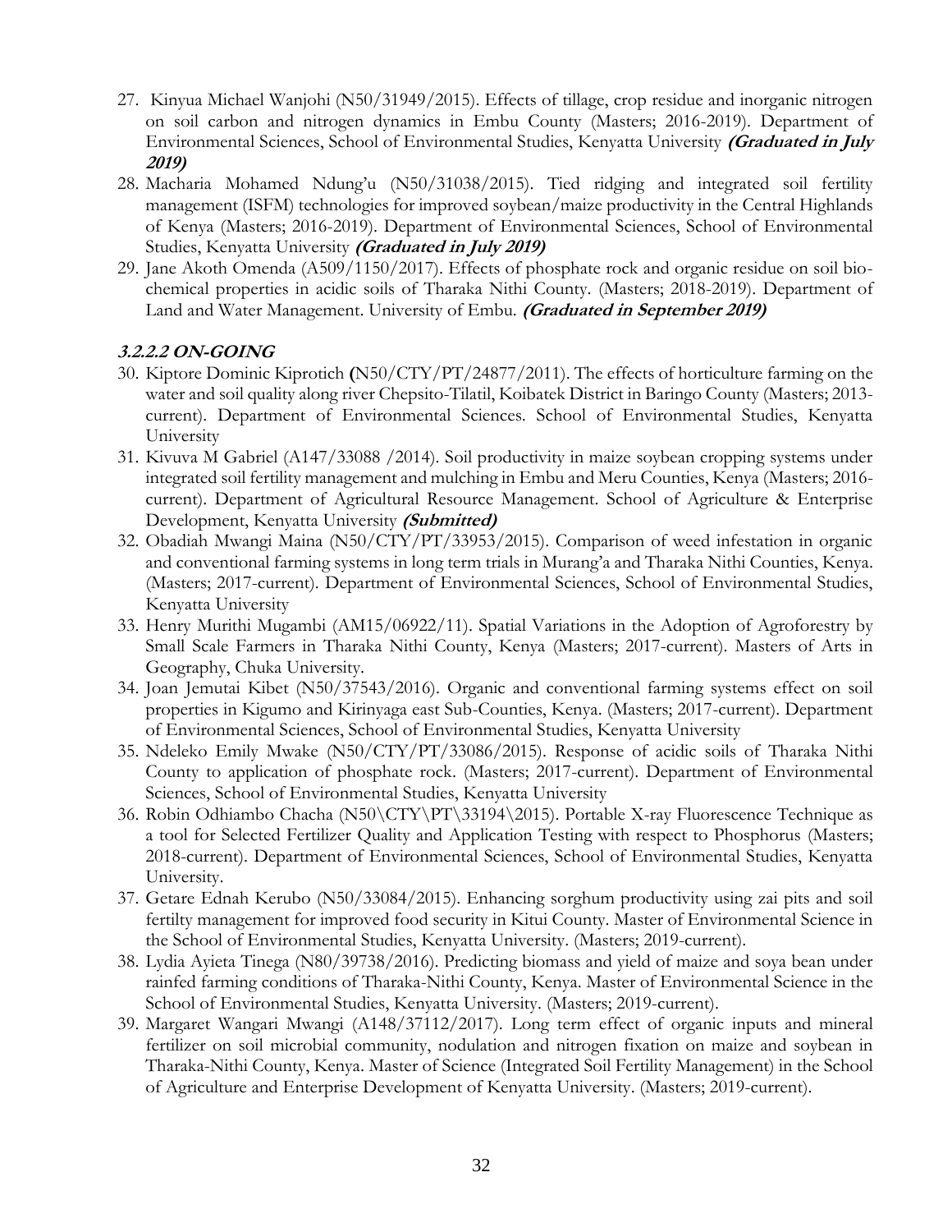27. Kinyua Michael Wanjohi (N50/31949/2015). Effects of tillage, crop residue and inorganic nitrogen on soil carbon and nitrogen dynamics in Embu County (Masters; 2016-2019). Department of Environmental Sciences, School of Environmental Studies, Kenyatta University ***(Graduated in July 2019)***
28. Macharia Mohamed Ndung'u (N50/31038/2015). Tied ridging and integrated soil fertility management (ISFM) technologies for improved soybean/maize productivity in the Central Highlands of Kenya (Masters; 2016-2019). Department of Environmental Sciences, School of Environmental Studies, Kenyatta University ***(Graduated in July 2019)***
29. Jane Akoth Omenda (A509/1150/2017). Effects of phosphate rock and organic residue on soil bio-chemical properties in acidic soils of Tharaka Nithi County. (Masters; 2018-2019). Department of Land and Water Management. University of Embu. ***(Graduated in September 2019)***

#### *3.2.2.2 ON-GOING*

30. Kiptore Dominic Kiprotich **(**N50/CTY/PT/24877/2011). The effects of horticulture farming on the water and soil quality along river Chepsito-Tilatil, Koibatek District in Baringo County (Masters; 2013-current). Department of Environmental Sciences. School of Environmental Studies, Kenyatta University
31. Kivuva M Gabriel (A147/33088 /2014). Soil productivity in maize soybean cropping systems under integrated soil fertility management and mulching in Embu and Meru Counties, Kenya (Masters; 2016-current). Department of Agricultural Resource Management. School of Agriculture & Enterprise Development, Kenyatta University ***(Submitted)***
32. Obadiah Mwangi Maina (N50/CTY/PT/33953/2015). Comparison of weed infestation in organic and conventional farming systems in long term trials in Murang'a and Tharaka Nithi Counties, Kenya. (Masters; 2017-current). Department of Environmental Sciences, School of Environmental Studies, Kenyatta University
33. Henry Murithi Mugambi (AM15/06922/11). Spatial Variations in the Adoption of Agroforestry by Small Scale Farmers in Tharaka Nithi County, Kenya (Masters; 2017-current). Masters of Arts in Geography, Chuka University.
34. Joan Jemutai Kibet (N50/37543/2016). Organic and conventional farming systems effect on soil properties in Kigumo and Kirinyaga east Sub-Counties, Kenya. (Masters; 2017-current). Department of Environmental Sciences, School of Environmental Studies, Kenyatta University
35. Ndeleko Emily Mwake (N50/CTY/PT/33086/2015). Response of acidic soils of Tharaka Nithi County to application of phosphate rock. (Masters; 2017-current). Department of Environmental Sciences, School of Environmental Studies, Kenyatta University
36. Robin Odhiambo Chacha (N50\CTY\PT\33194\2015). Portable X-ray Fluorescence Technique as a tool for Selected Fertilizer Quality and Application Testing with respect to Phosphorus (Masters; 2018-current). Department of Environmental Sciences, School of Environmental Studies, Kenyatta University.
37. Getare Ednah Kerubo (N50/33084/2015). Enhancing sorghum productivity using zai pits and soil fertilty management for improved food security in Kitui County. Master of Environmental Science in the School of Environmental Studies, Kenyatta University. (Masters; 2019-current).
38. Lydia Ayieta Tinega (N80/39738/2016). Predicting biomass and yield of maize and soya bean under rainfed farming conditions of Tharaka-Nithi County, Kenya. Master of Environmental Science in the School of Environmental Studies, Kenyatta University. (Masters; 2019-current).
39. Margaret Wangari Mwangi (A148/37112/2017). Long term effect of organic inputs and mineral fertilizer on soil microbial community, nodulation and nitrogen fixation on maize and soybean in Tharaka-Nithi County, Kenya. Master of Science (Integrated Soil Fertility Management) in the School of Agriculture and Enterprise Development of Kenyatta University. (Masters; 2019-current).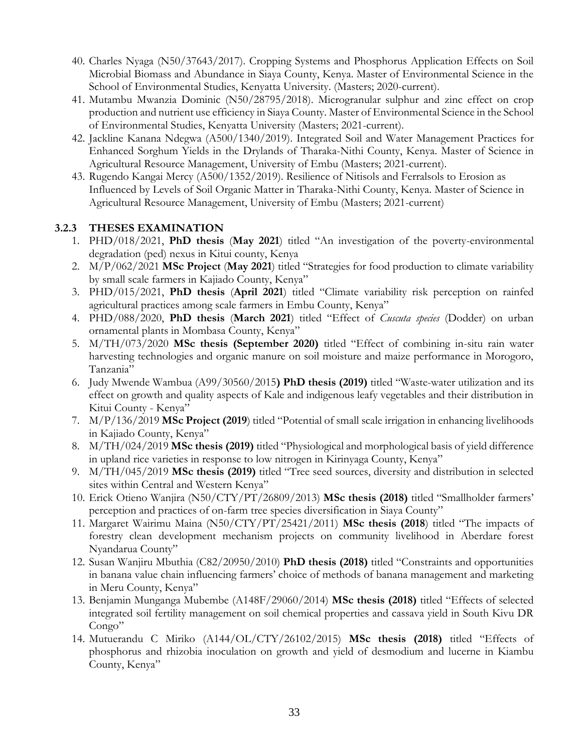40. Charles Nyaga (N50/37643/2017). Cropping Systems and Phosphorus Application Effects on Soil Microbial Biomass and Abundance in Siaya County, Kenya. Master of Environmental Science in the School of Environmental Studies, Kenyatta University. (Masters; 2020-current).
41. Mutambu Mwanzia Dominic (N50/28795/2018). Microgranular sulphur and zinc effect on crop production and nutrient use efficiency in Siaya County. Master of Environmental Science in the School of Environmental Studies, Kenyatta University (Masters; 2021-current).
42. Jackline Kanana Ndegwa (A500/1340/2019). Integrated Soil and Water Management Practices for Enhanced Sorghum Yields in the Drylands of Tharaka-Nithi County, Kenya. Master of Science in Agricultural Resource Management, University of Embu (Masters; 2021-current).
43. Rugendo Kangai Mercy (A500/1352/2019). Resilience of Nitisols and Ferralsols to Erosion as Influenced by Levels of Soil Organic Matter in Tharaka-Nithi County, Kenya. Master of Science in Agricultural Resource Management, University of Embu (Masters; 2021-current)

### 3.2.3 THESES EXAMINATION

1. PHD/018/2021, **PhD thesis** (**May 2021**) titled "An investigation of the poverty-environmental degradation (ped) nexus in Kitui county, Kenya
2. M/P/062/2021 **MSc Project** (**May 2021**) titled "Strategies for food production to climate variability by small scale farmers in Kajiado County, Kenya"
3. PHD/015/2021, **PhD thesis** (**April 2021**) titled "Climate variability risk perception on rainfed agricultural practices among scale farmers in Embu County, Kenya"
4. PHD/088/2020, **PhD thesis** (**March 2021**) titled "Effect of *Cuscuta species* (Dodder) on urban ornamental plants in Mombasa County, Kenya"
5. M/TH/073/2020 **MSc thesis (September 2020)** titled "Effect of combining in-situ rain water harvesting technologies and organic manure on soil moisture and maize performance in Morogoro, Tanzania"
6. Judy Mwende Wambua (A99/30560/2015**) PhD thesis (2019)** titled "Waste-water utilization and its effect on growth and quality aspects of Kale and indigenous leafy vegetables and their distribution in Kitui County - Kenya"
7. M/P/136/2019 **MSc Project (2019**) titled "Potential of small scale irrigation in enhancing livelihoods in Kajiado County, Kenya"
8. M/TH/024/2019 **MSc thesis (2019)** titled "Physiological and morphological basis of yield difference in upland rice varieties in response to low nitrogen in Kirinyaga County, Kenya"
9. M/TH/045/2019 **MSc thesis (2019)** titled "Tree seed sources, diversity and distribution in selected sites within Central and Western Kenya"
10. Erick Otieno Wanjira (N50/CTY/PT/26809/2013) **MSc thesis (2018)** titled "Smallholder farmers' perception and practices of on-farm tree species diversification in Siaya County"
11. Margaret Wairimu Maina (N50/CTY/PT/25421/2011) **MSc thesis (2018**) titled "The impacts of forestry clean development mechanism projects on community livelihood in Aberdare forest Nyandarua County"
12. Susan Wanjiru Mbuthia (C82/20950/2010) **PhD thesis (2018)** titled "Constraints and opportunities in banana value chain influencing farmers' choice of methods of banana management and marketing in Meru County, Kenya"
13. Benjamin Munganga Mubembe (A148F/29060/2014) **MSc thesis (2018)** titled "Effects of selected integrated soil fertility management on soil chemical properties and cassava yield in South Kivu DR Congo"
14. Mutuerandu C Miriko (A144/OL/CTY/26102/2015) **MSc thesis (2018)** titled "Effects of phosphorus and rhizobia inoculation on growth and yield of desmodium and lucerne in Kiambu County, Kenya"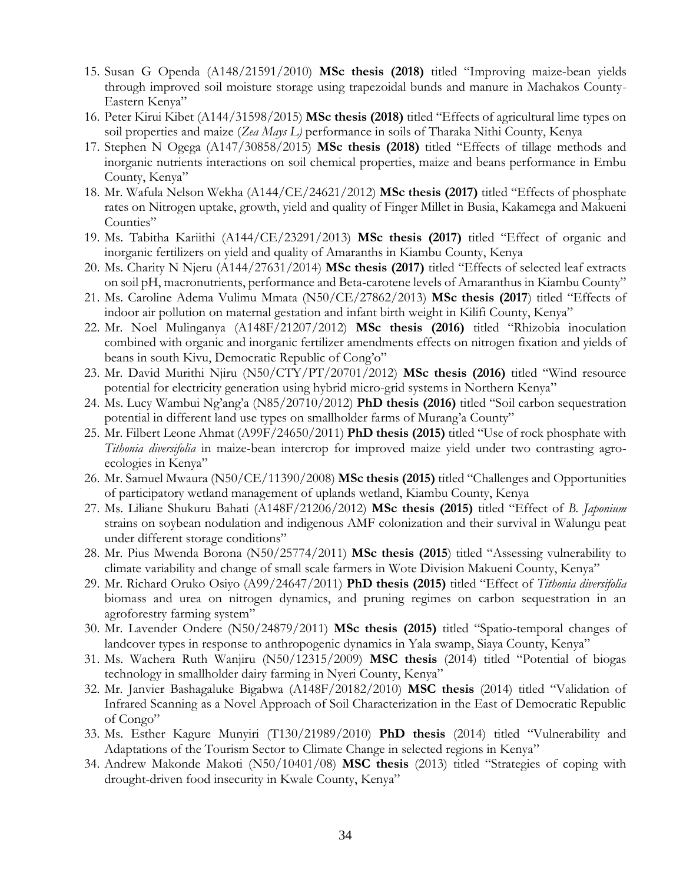15. Susan G Openda (A148/21591/2010) **MSc thesis (2018)** titled "Improving maize-bean yields through improved soil moisture storage using trapezoidal bunds and manure in Machakos County-Eastern Kenya"
16. Peter Kirui Kibet (A144/31598/2015) **MSc thesis (2018)** titled "Effects of agricultural lime types on soil properties and maize (*Zea Mays L)* performance in soils of Tharaka Nithi County, Kenya
17. Stephen N Ogega (A147/30858/2015) **MSc thesis (2018)** titled "Effects of tillage methods and inorganic nutrients interactions on soil chemical properties, maize and beans performance in Embu County, Kenya"
18. Mr. Wafula Nelson Wekha (A144/CE/24621/2012) **MSc thesis (2017)** titled "Effects of phosphate rates on Nitrogen uptake, growth, yield and quality of Finger Millet in Busia, Kakamega and Makueni Counties"
19. Ms. Tabitha Kariithi (A144/CE/23291/2013) **MSc thesis (2017)** titled "Effect of organic and inorganic fertilizers on yield and quality of Amaranths in Kiambu County, Kenya
20. Ms. Charity N Njeru (A144/27631/2014) **MSc thesis (2017)** titled "Effects of selected leaf extracts on soil pH, macronutrients, performance and Beta-carotene levels of Amaranthus in Kiambu County"
21. Ms. Caroline Adema Vulimu Mmata (N50/CE/27862/2013) **MSc thesis (2017**) titled "Effects of indoor air pollution on maternal gestation and infant birth weight in Kilifi County, Kenya"
22. Mr. Noel Mulinganya (A148F/21207/2012) **MSc thesis (2016)** titled "Rhizobia inoculation combined with organic and inorganic fertilizer amendments effects on nitrogen fixation and yields of beans in south Kivu, Democratic Republic of Cong'o"
23. Mr. David Murithi Njiru (N50/CTY/PT/20701/2012) **MSc thesis (2016)** titled "Wind resource potential for electricity generation using hybrid micro-grid systems in Northern Kenya"
24. Ms. Lucy Wambui Ng'ang'a (N85/20710/2012) **PhD thesis (2016)** titled "Soil carbon sequestration potential in different land use types on smallholder farms of Murang'a County"
25. Mr. Filbert Leone Ahmat (A99F/24650/2011) **PhD thesis (2015)** titled "Use of rock phosphate with *Tithonia diversifolia* in maize-bean intercrop for improved maize yield under two contrasting agro-ecologies in Kenya"
26. Mr. Samuel Mwaura (N50/CE/11390/2008) **MSc thesis (2015)** titled "Challenges and Opportunities of participatory wetland management of uplands wetland, Kiambu County, Kenya
27. Ms. Liliane Shukuru Bahati (A148F/21206/2012) **MSc thesis (2015)** titled "Effect of *B. Japonium* strains on soybean nodulation and indigenous AMF colonization and their survival in Walungu peat under different storage conditions"
28. Mr. Pius Mwenda Borona (N50/25774/2011) **MSc thesis (2015**) titled "Assessing vulnerability to climate variability and change of small scale farmers in Wote Division Makueni County, Kenya"
29. Mr. Richard Oruko Osiyo (A99/24647/2011) **PhD thesis (2015)** titled "Effect of *Tithonia diversifolia* biomass and urea on nitrogen dynamics, and pruning regimes on carbon sequestration in an agroforestry farming system"
30. Mr. Lavender Ondere (N50/24879/2011) **MSc thesis (2015)** titled "Spatio-temporal changes of landcover types in response to anthropogenic dynamics in Yala swamp, Siaya County, Kenya"
31. Ms. Wachera Ruth Wanjiru (N50/12315/2009) **MSC thesis** (2014) titled "Potential of biogas technology in smallholder dairy farming in Nyeri County, Kenya"
32. Mr. Janvier Bashagaluke Bigabwa (A148F/20182/2010) **MSC thesis** (2014) titled "Validation of Infrared Scanning as a Novel Approach of Soil Characterization in the East of Democratic Republic of Congo"
33. Ms. Esther Kagure Munyiri (T130/21989/2010) **PhD thesis** (2014) titled "Vulnerability and Adaptations of the Tourism Sector to Climate Change in selected regions in Kenya"
34. Andrew Makonde Makoti (N50/10401/08) **MSC thesis** (2013) titled "Strategies of coping with drought-driven food insecurity in Kwale County, Kenya"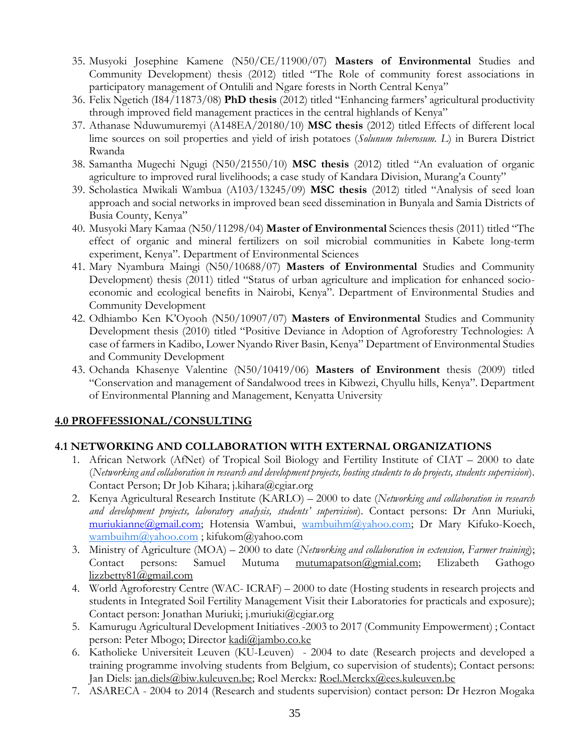35. Musyoki Josephine Kamene (N50/CE/11900/07) **Masters of Environmental** Studies and Community Development) thesis (2012) titled "The Role of community forest associations in participatory management of Ontulili and Ngare forests in North Central Kenya"
36. Felix Ngetich (I84/11873/08) **PhD thesis** (2012) titled "Enhancing farmers' agricultural productivity through improved field management practices in the central highlands of Kenya"
37. Athanase Nduwumuremyi (A148EA/20180/10) **MSC thesis** (2012) titled Effects of different local lime sources on soil properties and yield of irish potatoes (*Solunum tuberosum. L*) in Burera District Rwanda
38. Samantha Mugechi Ngugi (N50/21550/10) **MSC thesis** (2012) titled "An evaluation of organic agriculture to improved rural livelihoods; a case study of Kandara Division, Murang'a County"
39. Scholastica Mwikali Wambua (A103/13245/09) **MSC thesis** (2012) titled "Analysis of seed loan approach and social networks in improved bean seed dissemination in Bunyala and Samia Districts of Busia County, Kenya"
40. Musyoki Mary Kamaa (N50/11298/04) **Master of Environmental** Sciences thesis (2011) titled "The effect of organic and mineral fertilizers on soil microbial communities in Kabete long-term experiment, Kenya". Department of Environmental Sciences
41. Mary Nyambura Maingi (N50/10688/07) **Masters of Environmental** Studies and Community Development) thesis (2011) titled "Status of urban agriculture and implication for enhanced socio-economic and ecological benefits in Nairobi, Kenya". Department of Environmental Studies and Community Development
42. Odhiambo Ken K'Oyooh (N50/10907/07) **Masters of Environmental** Studies and Community Development thesis (2010) titled "Positive Deviance in Adoption of Agroforestry Technologies: A case of farmers in Kadibo, Lower Nyando River Basin, Kenya" Department of Environmental Studies and Community Development
43. Ochanda Khasenye Valentine (N50/10419/06) **Masters of Environment** thesis (2009) titled "Conservation and management of Sandalwood trees in Kibwezi, Chyullu hills, Kenya". Department of Environmental Planning and Management, Kenyatta University

## 4.0 PROFFESSIONAL/CONSULTING

### 4.1 NETWORKING AND COLLABORATION WITH EXTERNAL ORGANIZATIONS

1. African Network (AfNet) of Tropical Soil Biology and Fertility Institute of CIAT – 2000 to date (*Networking and collaboration in research and development projects, hosting students to do projects, students supervision*). Contact Person; Dr Job Kihara; j.kihara@cgiar.org
2. Kenya Agricultural Research Institute (KARLO) – 2000 to date (*Networking and collaboration in research and development projects, laboratory analysis, students' supervision*). Contact persons: Dr Ann Muriuki, muriukianne@gmail.com; Hotensia Wambui, wambuihm@yahoo.com; Dr Mary Kifuko-Koech, wambuihm@yahoo.com ; kifukom@yahoo.com
3. Ministry of Agriculture (MOA) – 2000 to date (*Networking and collaboration in extension, Farmer training*); Contact persons: Samuel Mutuma mutumapatson@gmial.com; Elizabeth Gathogo lizzbetty81@gmail.com
4. World Agroforestry Centre (WAC- ICRAF) – 2000 to date (Hosting students in research projects and students in Integrated Soil Fertility Management Visit their Laboratories for practicals and exposure); Contact person: Jonathan Muriuki; j.muriuki@cgiar.org
5. Kamurugu Agricultural Development Initiatives -2003 to 2017 (Community Empowerment) ; Contact person: Peter Mbogo; Director kadi@jambo.co.ke
6. Katholieke Universiteit Leuven (KU-Leuven) - 2004 to date (Research projects and developed a training programme involving students from Belgium, co supervision of students); Contact persons: Jan Diels: jan.diels@biw.kuleuven.be; Roel Merckx: Roel.Merckx@ees.kuleuven.be
7. ASARECA - 2004 to 2014 (Research and students supervision) contact person: Dr Hezron Mogaka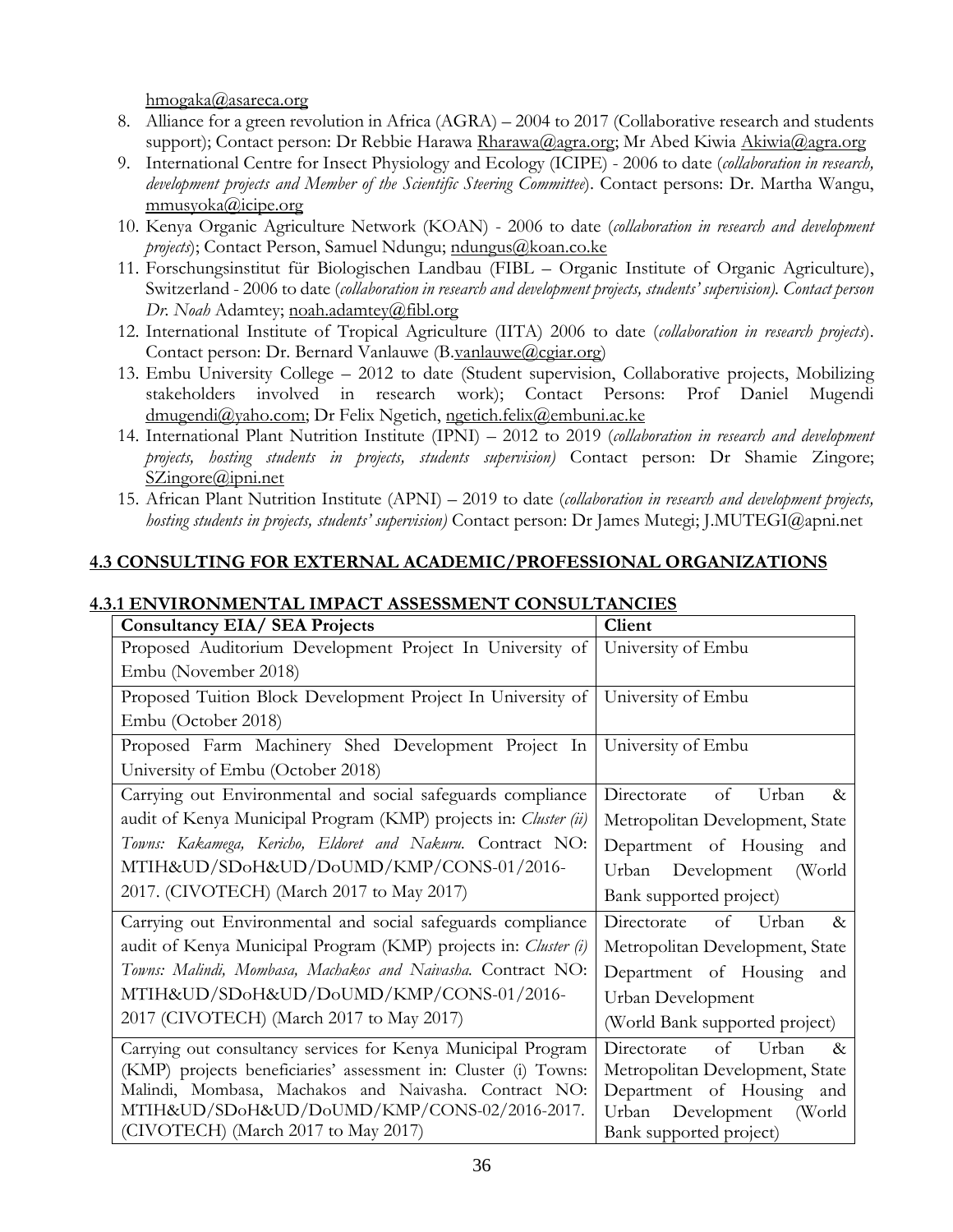hmogaka@asareca.org

8. Alliance for a green revolution in Africa (AGRA) – 2004 to 2017 (Collaborative research and students support); Contact person: Dr Rebbie Harawa Rharawa@agra.org; Mr Abed Kiwia Akiwia@agra.org
9. International Centre for Insect Physiology and Ecology (ICIPE) - 2006 to date (*collaboration in research, development projects and Member of the Scientific Steering Committee*). Contact persons: Dr. Martha Wangu, mmusyoka@icipe.org
10. Kenya Organic Agriculture Network (KOAN) - 2006 to date (*collaboration in research and development projects*); Contact Person, Samuel Ndungu; ndungus@koan.co.ke
11. Forschungsinstitut für Biologischen Landbau (FIBL – Organic Institute of Organic Agriculture), Switzerland - 2006 to date (*collaboration in research and development projects, students' supervision). Contact person Dr. Noah* Adamtey; noah.adamtey@fibl.org
12. International Institute of Tropical Agriculture (IITA) 2006 to date (*collaboration in research projects*). Contact person: Dr. Bernard Vanlauwe (B.vanlauwe@cgiar.org)
13. Embu University College – 2012 to date (Student supervision, Collaborative projects, Mobilizing stakeholders involved in research work); Contact Persons: Prof Daniel Mugendi dmugendi@yaho.com; Dr Felix Ngetich, ngetich.felix@embuni.ac.ke
14. International Plant Nutrition Institute (IPNI) – 2012 to 2019 (*collaboration in research and development projects, hosting students in projects, students supervision)* Contact person: Dr Shamie Zingore; SZingore@ipni.net
15. African Plant Nutrition Institute (APNI) – 2019 to date (*collaboration in research and development projects, hosting students in projects, students' supervision)* Contact person: Dr James Mutegi; J.MUTEGI@apni.net

## 4.3 CONSULTING FOR EXTERNAL ACADEMIC/PROFESSIONAL ORGANIZATIONS

### 4.3.1 ENVIRONMENTAL IMPACT ASSESSMENT CONSULTANCIES

| Consultancy EIA/ SEA Projects | Client |
|---|---|
| Proposed Auditorium Development Project In University of Embu (November 2018) | University of Embu |
| Proposed Tuition Block Development Project In University of Embu (October 2018) | University of Embu |
| Proposed Farm Machinery Shed Development Project In University of Embu (October 2018) | University of Embu |
| Carrying out Environmental and social safeguards compliance audit of Kenya Municipal Program (KMP) projects in: *Cluster (ii) Towns: Kakamega, Kericho, Eldoret and Nakuru.* Contract NO: MTIH&UD/SDoH&UD/DoUMD/KMP/CONS-01/2016-2017. (CIVOTECH) (March 2017 to May 2017) | Directorate of Urban & Metropolitan Development, State Department of Housing and Urban Development (World Bank supported project) |
| Carrying out Environmental and social safeguards compliance audit of Kenya Municipal Program (KMP) projects in: *Cluster (i) Towns: Malindi, Mombasa, Machakos and Naivasha.* Contract NO: MTIH&UD/SDoH&UD/DoUMD/KMP/CONS-01/2016-2017 (CIVOTECH) (March 2017 to May 2017) | Directorate of Urban & Metropolitan Development, State Department of Housing and Urban Development (World Bank supported project) |
| Carrying out consultancy services for Kenya Municipal Program (KMP) projects beneficiaries' assessment in: Cluster (i) Towns: Malindi, Mombasa, Machakos and Naivasha. Contract NO: MTIH&UD/SDoH&UD/DoUMD/KMP/CONS-02/2016-2017. (CIVOTECH) (March 2017 to May 2017) | Directorate of Urban & Metropolitan Development, State Department of Housing and Urban Development (World Bank supported project) |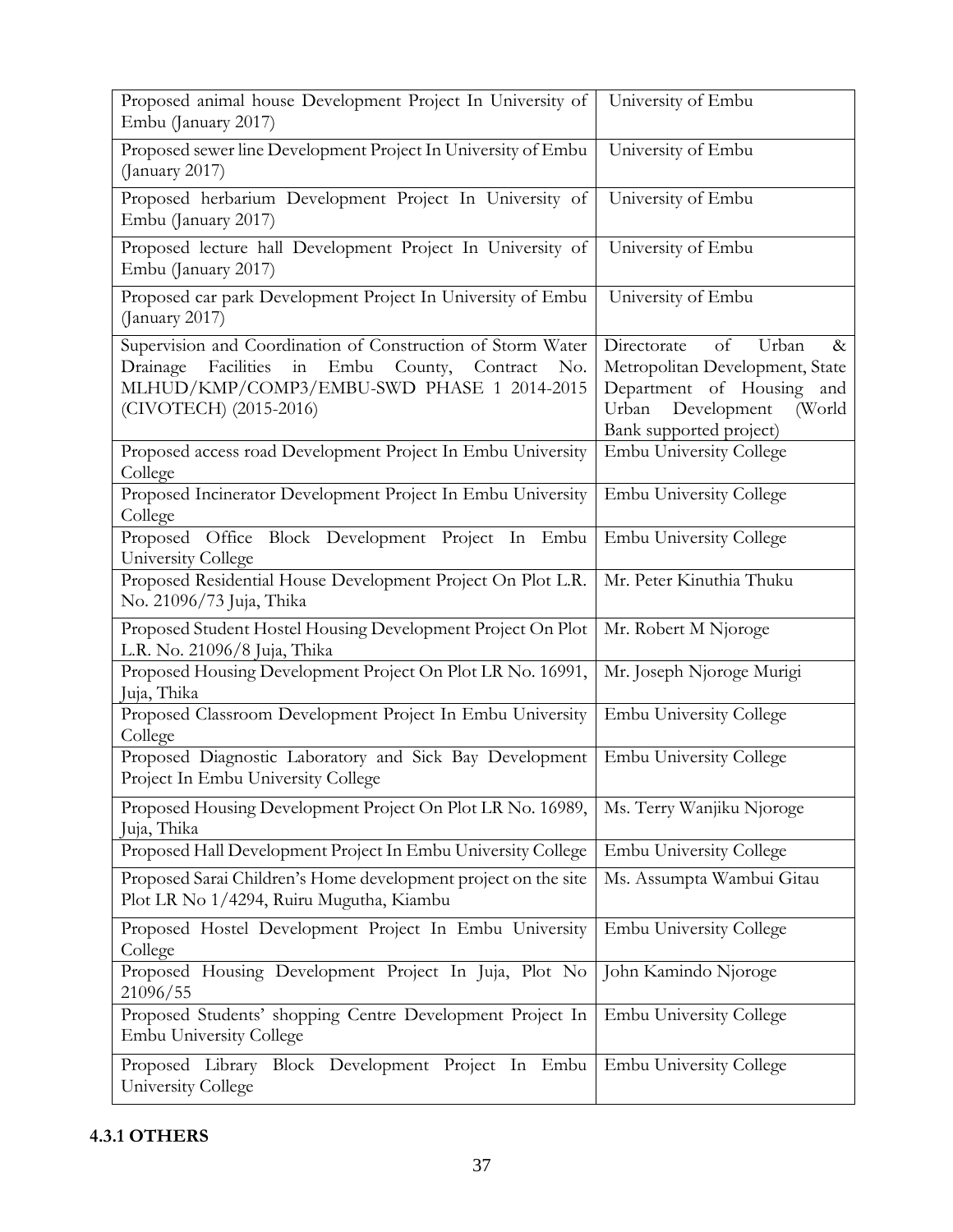| | |
|---|---|
| Proposed animal house Development Project In University of Embu (January 2017) | University of Embu |
| Proposed sewer line Development Project In University of Embu (January 2017) | University of Embu |
| Proposed herbarium Development Project In University of Embu (January 2017) | University of Embu |
| Proposed lecture hall Development Project In University of Embu (January 2017) | University of Embu |
| Proposed car park Development Project In University of Embu (January 2017) | University of Embu |
| Supervision and Coordination of Construction of Storm Water Drainage Facilities in Embu County, Contract No. MLHUD/KMP/COMP3/EMBU-SWD PHASE 1 2014-2015 (CIVOTECH) (2015-2016) | Directorate of Urban & Metropolitan Development, State Department of Housing and Urban Development (World Bank supported project) |
| Proposed access road Development Project In Embu University College | Embu University College |
| Proposed Incinerator Development Project In Embu University College | Embu University College |
| Proposed Office Block Development Project In Embu University College | Embu University College |
| Proposed Residential House Development Project On Plot L.R. No. 21096/73 Juja, Thika | Mr. Peter Kinuthia Thuku |
| Proposed Student Hostel Housing Development Project On Plot L.R. No. 21096/8 Juja, Thika | Mr. Robert M Njoroge |
| Proposed Housing Development Project On Plot LR No. 16991, Juja, Thika | Mr. Joseph Njoroge Murigi |
| Proposed Classroom Development Project In Embu University College | Embu University College |
| Proposed Diagnostic Laboratory and Sick Bay Development Project In Embu University College | Embu University College |
| Proposed Housing Development Project On Plot LR No. 16989, Juja, Thika | Ms. Terry Wanjiku Njoroge |
| Proposed Hall Development Project In Embu University College | Embu University College |
| Proposed Sarai Children's Home development project on the site Plot LR No 1/4294, Ruiru Mugutha, Kiambu | Ms. Assumpta Wambui Gitau |
| Proposed Hostel Development Project In Embu University College | Embu University College |
| Proposed Housing Development Project In Juja, Plot No 21096/55 | John Kamindo Njoroge |
| Proposed Students' shopping Centre Development Project In Embu University College | Embu University College |
| Proposed Library Block Development Project In Embu University College | Embu University College |

### 4.3.1 OTHERS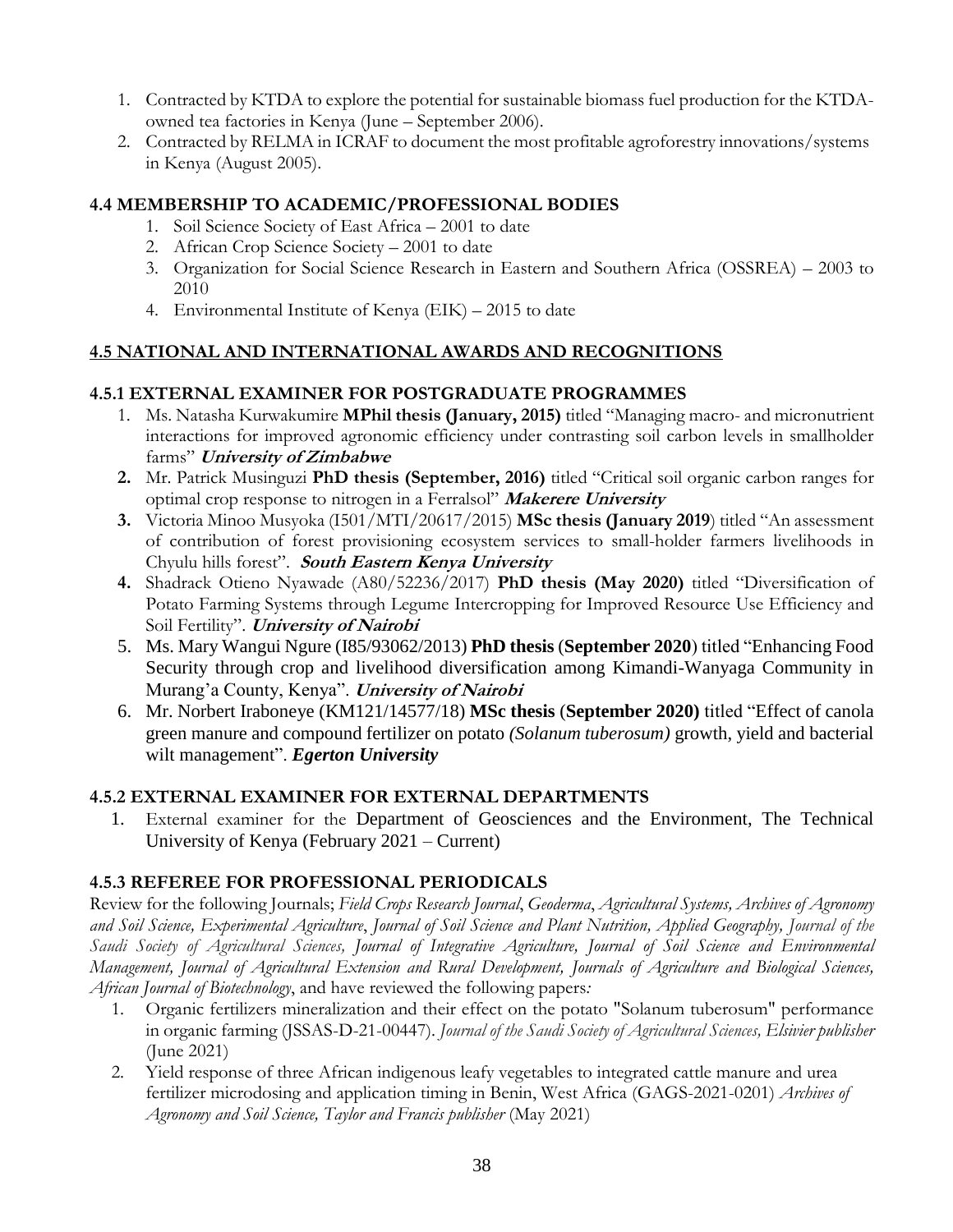1. Contracted by KTDA to explore the potential for sustainable biomass fuel production for the KTDA-owned tea factories in Kenya (June – September 2006).
2. Contracted by RELMA in ICRAF to document the most profitable agroforestry innovations/systems in Kenya (August 2005).

### 4.4 MEMBERSHIP TO ACADEMIC/PROFESSIONAL BODIES

1. Soil Science Society of East Africa – 2001 to date
2. African Crop Science Society – 2001 to date
3. Organization for Social Science Research in Eastern and Southern Africa (OSSREA) – 2003 to 2010
4. Environmental Institute of Kenya (EIK) – 2015 to date

### 4.5 NATIONAL AND INTERNATIONAL AWARDS AND RECOGNITIONS

#### 4.5.1 EXTERNAL EXAMINER FOR POSTGRADUATE PROGRAMMES

1. Ms. Natasha Kurwakumire **MPhil thesis (January, 2015)** titled "Managing macro- and micronutrient interactions for improved agronomic efficiency under contrasting soil carbon levels in smallholder farms" ***University of Zimbabwe***
2. Mr. Patrick Musinguzi **PhD thesis (September, 2016)** titled "Critical soil organic carbon ranges for optimal crop response to nitrogen in a Ferralsol" ***Makerere University***
3. Victoria Minoo Musyoka (I501/MTI/20617/2015) **MSc thesis (January 2019**) titled "An assessment of contribution of forest provisioning ecosystem services to small-holder farmers livelihoods in Chyulu hills forest". ***South Eastern Kenya University***
4. Shadrack Otieno Nyawade (A80/52236/2017) **PhD thesis (May 2020)** titled "Diversification of Potato Farming Systems through Legume Intercropping for Improved Resource Use Efficiency and Soil Fertility". ***University of Nairobi***
5. Ms. Mary Wangui Ngure (I85/93062/2013) **PhD thesis** (**September 2020**) titled "Enhancing Food Security through crop and livelihood diversification among Kimandi-Wanyaga Community in Murang'a County, Kenya". ***University of Nairobi***
6. Mr. Norbert Iraboneye (KM121/14577/18) **MSc thesis** (**September 2020)** titled "Effect of canola green manure and compound fertilizer on potato *(Solanum tuberosum)* growth, yield and bacterial wilt management". ***Egerton University***

#### 4.5.2 EXTERNAL EXAMINER FOR EXTERNAL DEPARTMENTS

1. External examiner for the Department of Geosciences and the Environment, The Technical University of Kenya (February 2021 – Current)

#### 4.5.3 REFEREE FOR PROFESSIONAL PERIODICALS

Review for the following Journals; *Field Crops Research Journal*, *Geoderma*, *Agricultural Systems, Archives of Agronomy and Soil Science, Experimental Agriculture*, *Journal of Soil Science and Plant Nutrition, Applied Geography, Journal of the Saudi Society of Agricultural Sciences, Journal of Integrative Agriculture, Journal of Soil Science and Environmental Management, Journal of Agricultural Extension and Rural Development, Journals of Agriculture and Biological Sciences, African Journal of Biotechnology*, and have reviewed the following papers*:*

1. Organic fertilizers mineralization and their effect on the potato "Solanum tuberosum" performance in organic farming (JSSAS-D-21-00447). *Journal of the Saudi Society of Agricultural Sciences, Elsivier publisher* (June 2021)
2. Yield response of three African indigenous leafy vegetables to integrated cattle manure and urea fertilizer microdosing and application timing in Benin, West Africa (GAGS-2021-0201) *Archives of Agronomy and Soil Science, Taylor and Francis publisher* (May 2021)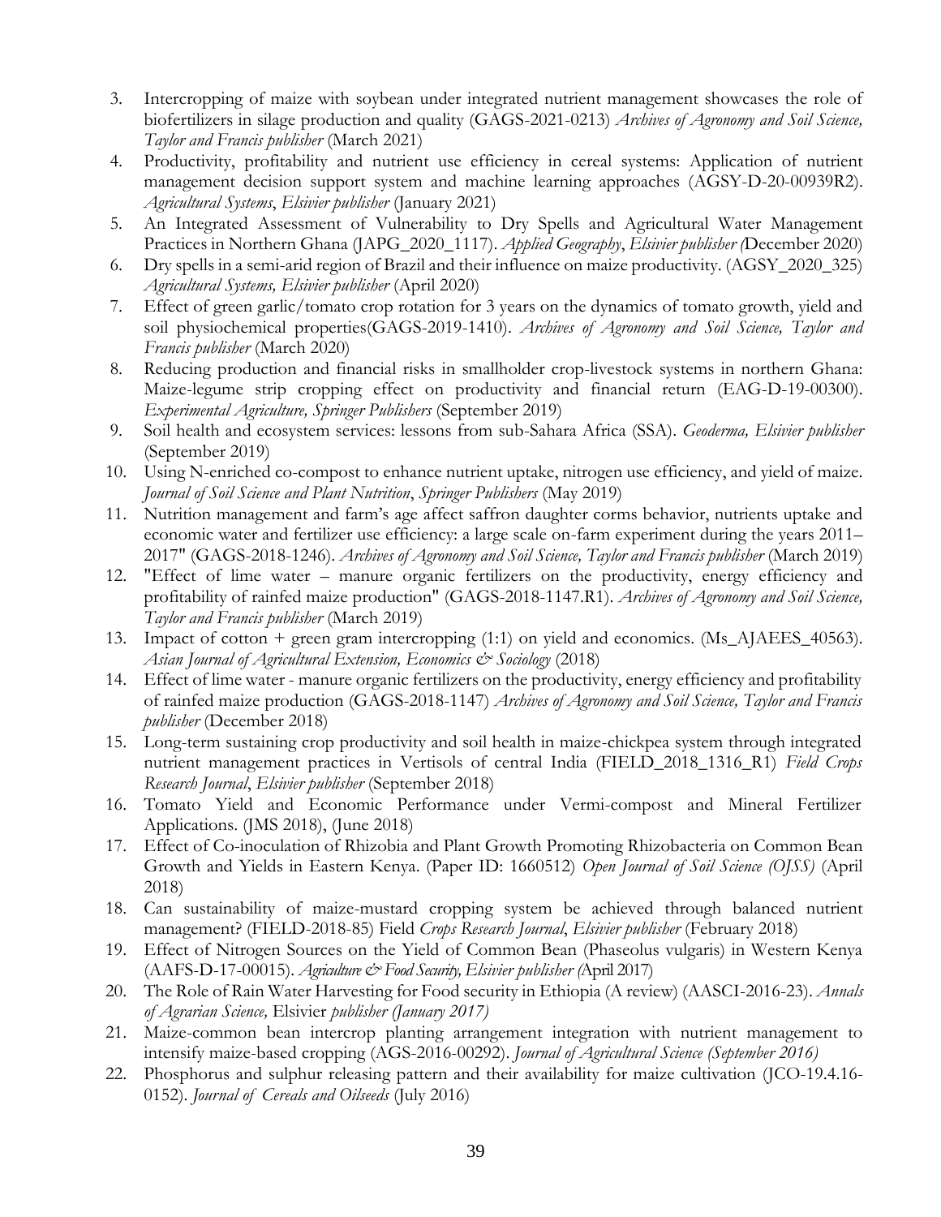3. Intercropping of maize with soybean under integrated nutrient management showcases the role of biofertilizers in silage production and quality (GAGS-2021-0213) *Archives of Agronomy and Soil Science, Taylor and Francis publisher* (March 2021)
4. Productivity, profitability and nutrient use efficiency in cereal systems: Application of nutrient management decision support system and machine learning approaches (AGSY-D-20-00939R2). *Agricultural Systems*, *Elsivier publisher* (January 2021)
5. An Integrated Assessment of Vulnerability to Dry Spells and Agricultural Water Management Practices in Northern Ghana (JAPG_2020_1117). *Applied Geography*, *Elsivier publisher (*December 2020)
6. Dry spells in a semi-arid region of Brazil and their influence on maize productivity. (AGSY_2020_325) *Agricultural Systems, Elsivier publisher* (April 2020)
7. Effect of green garlic/tomato crop rotation for 3 years on the dynamics of tomato growth, yield and soil physiochemical properties(GAGS-2019-1410). *Archives of Agronomy and Soil Science, Taylor and Francis publisher* (March 2020)
8. Reducing production and financial risks in smallholder crop-livestock systems in northern Ghana: Maize-legume strip cropping effect on productivity and financial return (EAG-D-19-00300). *Experimental Agriculture, Springer Publishers* (September 2019)
9. Soil health and ecosystem services: lessons from sub-Sahara Africa (SSA). *Geoderma, Elsivier publisher* (September 2019)
10. Using N-enriched co-compost to enhance nutrient uptake, nitrogen use efficiency, and yield of maize. *Journal of Soil Science and Plant Nutrition*, *Springer Publishers* (May 2019)
11. Nutrition management and farm's age affect saffron daughter corms behavior, nutrients uptake and economic water and fertilizer use efficiency: a large scale on-farm experiment during the years 2011–2017" (GAGS-2018-1246). *Archives of Agronomy and Soil Science, Taylor and Francis publisher* (March 2019)
12. "Effect of lime water – manure organic fertilizers on the productivity, energy efficiency and profitability of rainfed maize production" (GAGS-2018-1147.R1). *Archives of Agronomy and Soil Science, Taylor and Francis publisher* (March 2019)
13. Impact of cotton + green gram intercropping (1:1) on yield and economics. (Ms_AJAEES_40563). *Asian Journal of Agricultural Extension, Economics & Sociology* (2018)
14. Effect of lime water - manure organic fertilizers on the productivity, energy efficiency and profitability of rainfed maize production (GAGS-2018-1147) *Archives of Agronomy and Soil Science, Taylor and Francis publisher* (December 2018)
15. Long-term sustaining crop productivity and soil health in maize-chickpea system through integrated nutrient management practices in Vertisols of central India (FIELD_2018_1316_R1) *Field Crops Research Journal*, *Elsivier publisher* (September 2018)
16. Tomato Yield and Economic Performance under Vermi-compost and Mineral Fertilizer Applications. (JMS 2018), (June 2018)
17. Effect of Co-inoculation of Rhizobia and Plant Growth Promoting Rhizobacteria on Common Bean Growth and Yields in Eastern Kenya. (Paper ID: 1660512) *Open Journal of Soil Science (OJSS)* (April 2018)
18. Can sustainability of maize-mustard cropping system be achieved through balanced nutrient management? (FIELD-2018-85) Field *Crops Research Journal*, *Elsivier publisher* (February 2018)
19. Effect of Nitrogen Sources on the Yield of Common Bean (Phaseolus vulgaris) in Western Kenya (AAFS-D-17-00015). *Agriculture & Food Security, Elsivier publisher (*April 2017)
20. The Role of Rain Water Harvesting for Food security in Ethiopia (A review) (AASCI-2016-23). *Annals of Agrarian Science,* Elsivier *publisher (January 2017)*
21. Maize-common bean intercrop planting arrangement integration with nutrient management to intensify maize-based cropping (AGS-2016-00292). *Journal of Agricultural Science (September 2016)*
22. Phosphorus and sulphur releasing pattern and their availability for maize cultivation (JCO-19.4.16-0152). *Journal of Cereals and Oilseeds* (July 2016)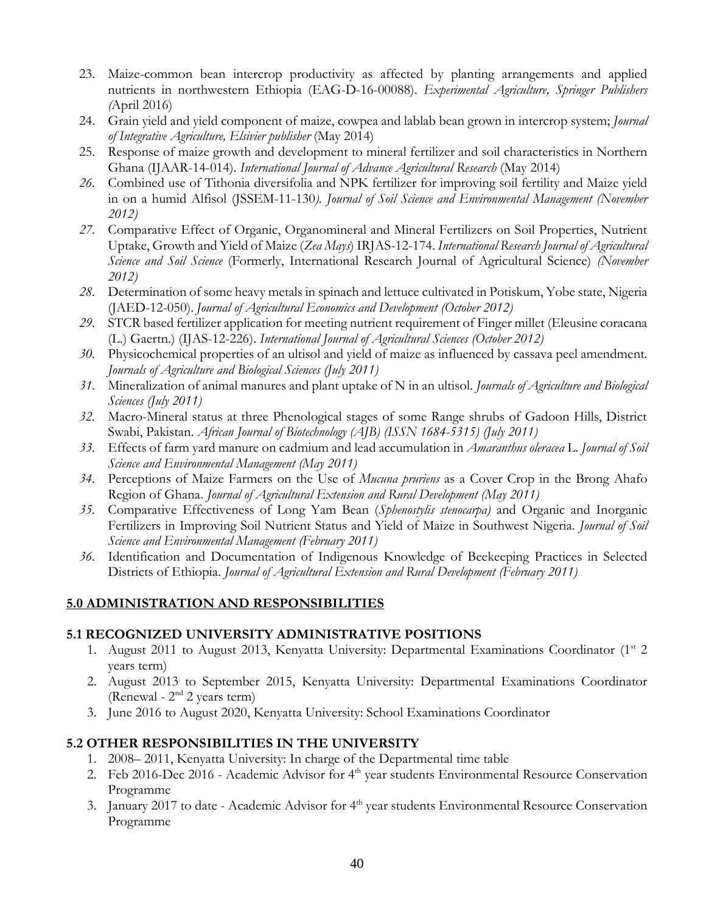23. Maize-common bean intercrop productivity as affected by planting arrangements and applied nutrients in northwestern Ethiopia (EAG-D-16-00088). *Experimental Agriculture, Springer Publishers (*April 2016)
24. Grain yield and yield component of maize, cowpea and lablab bean grown in intercrop system; *Journal of Integrative Agriculture, Elsivier publisher* (May 2014)
25. Response of maize growth and development to mineral fertilizer and soil characteristics in Northern Ghana (IJAAR-14-014). *International Journal of Advance Agricultural Research* (May 2014)
26. Combined use of Tithonia diversifolia and NPK fertilizer for improving soil fertility and Maize yield in on a humid Alfisol (JSSEM-11-130*). Journal of Soil Science and Environmental Management (November 2012)*
27. Comparative Effect of Organic, Organomineral and Mineral Fertilizers on Soil Properties, Nutrient Uptake, Growth and Yield of Maize (*Zea Mays*) IRJAS-12-174. *International Research Journal of Agricultural Science and Soil Science* (Formerly, International Research Journal of Agricultural Science) *(November 2012)*
28. Determination of some heavy metals in spinach and lettuce cultivated in Potiskum, Yobe state, Nigeria (JAED-12-050). *Journal of Agricultural Economics and Development (October 2012)*
29. STCR based fertilizer application for meeting nutrient requirement of Finger millet (Eleusine coracana (L.) Gaertn.) (IJAS-12-226). *International Journal of Agricultural Sciences (October 2012)*
30. Physicochemical properties of an ultisol and yield of maize as influenced by cassava peel amendment. *Journals of Agriculture and Biological Sciences (July 2011)*
31. Mineralization of animal manures and plant uptake of N in an ultisol. *Journals of Agriculture and Biological Sciences (July 2011)*
32. Macro-Mineral status at three Phenological stages of some Range shrubs of Gadoon Hills, District Swabi, Pakistan. *African Journal of Biotechnology (AJB) (ISSN 1684-5315) (July 2011)*
33. Effects of farm yard manure on cadmium and lead accumulation in *Amaranthus oleracea* L. *Journal of Soil Science and Environmental Management (May 2011)*
34. Perceptions of Maize Farmers on the Use of *Mucuna pruriens* as a Cover Crop in the Brong Ahafo Region of Ghana. *Journal of Agricultural Extension and Rural Development (May 2011)*
35. Comparative Effectiveness of Long Yam Bean (*Sphenostylis stenocarpa)* and Organic and Inorganic Fertilizers in Improving Soil Nutrient Status and Yield of Maize in Southwest Nigeria. *Journal of Soil Science and Environmental Management (February 2011)*
36. Identification and Documentation of Indigenous Knowledge of Beekeeping Practices in Selected Districts of Ethiopia. *Journal of Agricultural Extension and Rural Development (February 2011)*

## 5.0 ADMINISTRATION AND RESPONSIBILITIES

### 5.1 RECOGNIZED UNIVERSITY ADMINISTRATIVE POSITIONS

1. August 2011 to August 2013, Kenyatta University: Departmental Examinations Coordinator (1st 2 years term)
2. August 2013 to September 2015, Kenyatta University: Departmental Examinations Coordinator (Renewal - 2nd 2 years term)
3. June 2016 to August 2020, Kenyatta University: School Examinations Coordinator

### 5.2 OTHER RESPONSIBILITIES IN THE UNIVERSITY

1. 2008– 2011, Kenyatta University: In charge of the Departmental time table
2. Feb 2016-Dec 2016 - Academic Advisor for 4th year students Environmental Resource Conservation Programme
3. January 2017 to date - Academic Advisor for 4th year students Environmental Resource Conservation Programme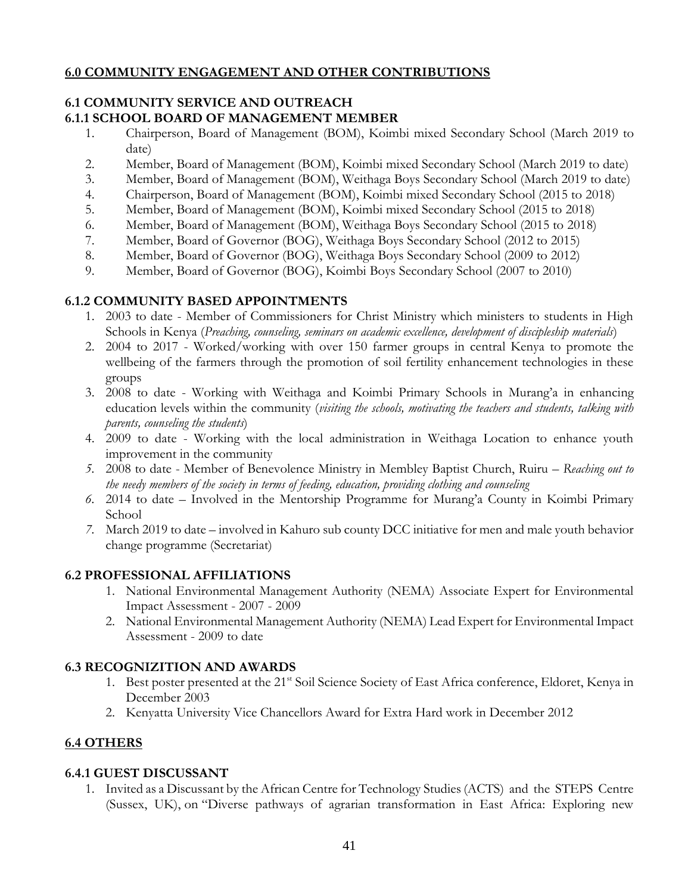## 6.0 COMMUNITY ENGAGEMENT AND OTHER CONTRIBUTIONS

### 6.1 COMMUNITY SERVICE AND OUTREACH

#### 6.1.1 SCHOOL BOARD OF MANAGEMENT MEMBER

1. Chairperson, Board of Management (BOM), Koimbi mixed Secondary School (March 2019 to date)
2. Member, Board of Management (BOM), Koimbi mixed Secondary School (March 2019 to date)
3. Member, Board of Management (BOM), Weithaga Boys Secondary School (March 2019 to date)
4. Chairperson, Board of Management (BOM), Koimbi mixed Secondary School (2015 to 2018)
5. Member, Board of Management (BOM), Koimbi mixed Secondary School (2015 to 2018)
6. Member, Board of Management (BOM), Weithaga Boys Secondary School (2015 to 2018)
7. Member, Board of Governor (BOG), Weithaga Boys Secondary School (2012 to 2015)
8. Member, Board of Governor (BOG), Weithaga Boys Secondary School (2009 to 2012)
9. Member, Board of Governor (BOG), Koimbi Boys Secondary School (2007 to 2010)

#### 6.1.2 COMMUNITY BASED APPOINTMENTS

1. 2003 to date - Member of Commissioners for Christ Ministry which ministers to students in High Schools in Kenya (*Preaching, counseling, seminars on academic excellence, development of discipleship materials*)
2. 2004 to 2017 - Worked/working with over 150 farmer groups in central Kenya to promote the wellbeing of the farmers through the promotion of soil fertility enhancement technologies in these groups
3. 2008 to date - Working with Weithaga and Koimbi Primary Schools in Murang'a in enhancing education levels within the community (*visiting the schools, motivating the teachers and students, talking with parents, counseling the students*)
4. 2009 to date - Working with the local administration in Weithaga Location to enhance youth improvement in the community
5. 2008 to date - Member of Benevolence Ministry in Membley Baptist Church, Ruiru – *Reaching out to the needy members of the society in terms of feeding, education, providing clothing and counseling*
6. 2014 to date – Involved in the Mentorship Programme for Murang'a County in Koimbi Primary School
7. March 2019 to date – involved in Kahuro sub county DCC initiative for men and male youth behavior change programme (Secretariat)

### 6.2 PROFESSIONAL AFFILIATIONS

1. National Environmental Management Authority (NEMA) Associate Expert for Environmental Impact Assessment - 2007 - 2009
2. National Environmental Management Authority (NEMA) Lead Expert for Environmental Impact Assessment - 2009 to date

### 6.3 RECOGNIZITION AND AWARDS

1. Best poster presented at the 21st Soil Science Society of East Africa conference, Eldoret, Kenya in December 2003
2. Kenyatta University Vice Chancellors Award for Extra Hard work in December 2012

### 6.4 OTHERS

#### 6.4.1 GUEST DISCUSSANT

1. Invited as a Discussant by the African Centre for Technology Studies (ACTS) and the STEPS Centre (Sussex, UK), on "Diverse pathways of agrarian transformation in East Africa: Exploring new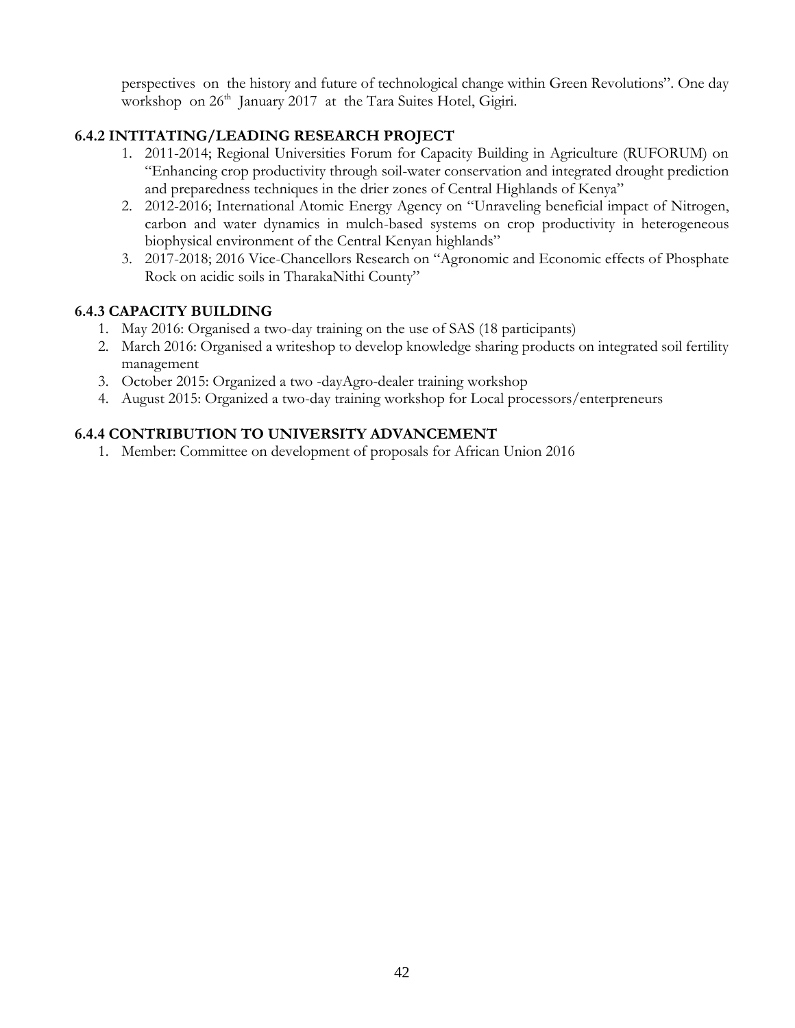perspectives on the history and future of technological change within Green Revolutions". One day workshop on 26th January 2017 at the Tara Suites Hotel, Gigiri.

### 6.4.2 INTITATING/LEADING RESEARCH PROJECT

1. 2011-2014; Regional Universities Forum for Capacity Building in Agriculture (RUFORUM) on "Enhancing crop productivity through soil-water conservation and integrated drought prediction and preparedness techniques in the drier zones of Central Highlands of Kenya"
2. 2012-2016; International Atomic Energy Agency on "Unraveling beneficial impact of Nitrogen, carbon and water dynamics in mulch-based systems on crop productivity in heterogeneous biophysical environment of the Central Kenyan highlands"
3. 2017-2018; 2016 Vice-Chancellors Research on "Agronomic and Economic effects of Phosphate Rock on acidic soils in TharakaNithi County"

### 6.4.3 CAPACITY BUILDING

1. May 2016: Organised a two-day training on the use of SAS (18 participants)
2. March 2016: Organised a writeshop to develop knowledge sharing products on integrated soil fertility management
3. October 2015: Organized a two -dayAgro-dealer training workshop
4. August 2015: Organized a two-day training workshop for Local processors/enterpreneurs

### 6.4.4 CONTRIBUTION TO UNIVERSITY ADVANCEMENT

1. Member: Committee on development of proposals for African Union 2016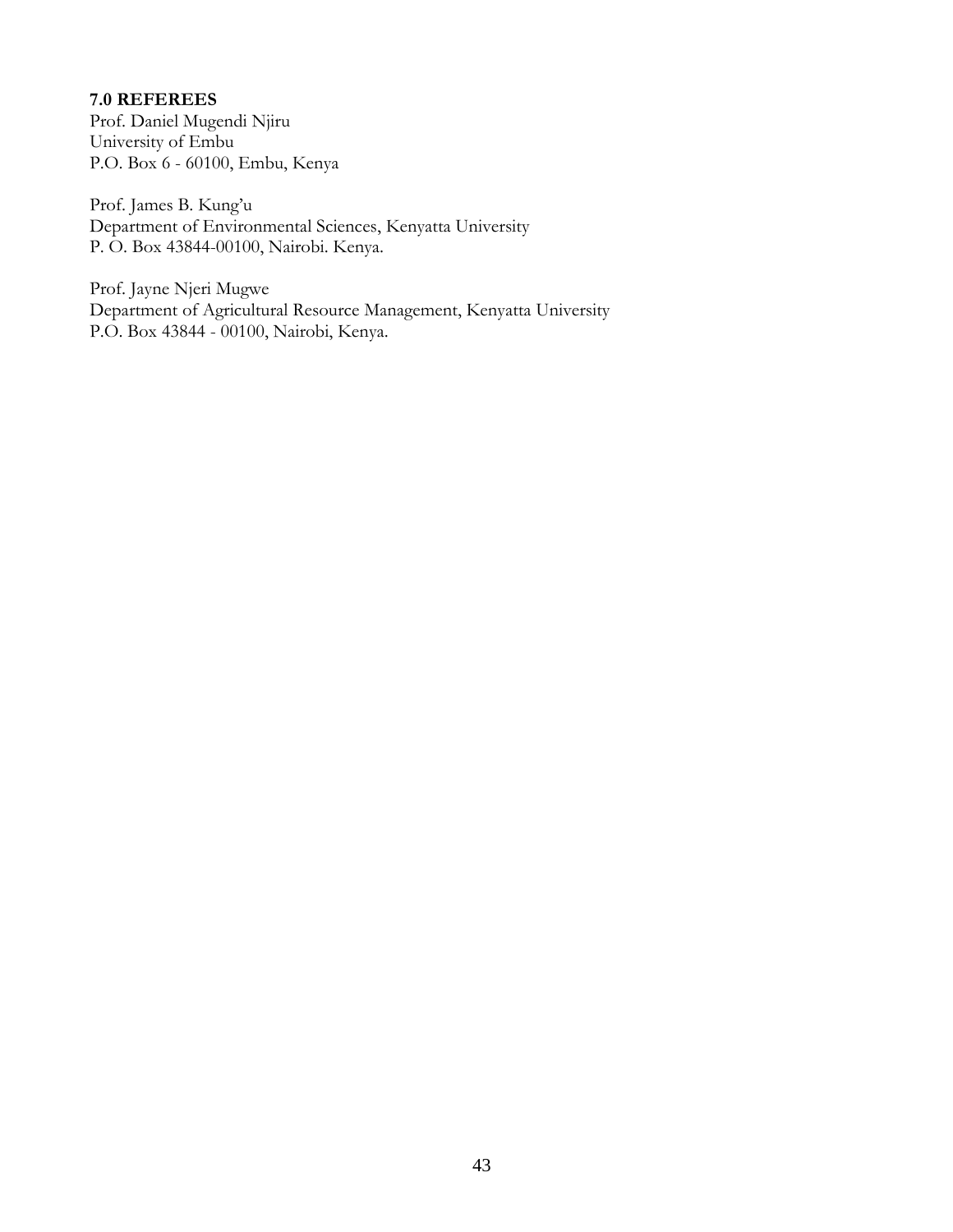**7.0 REFEREES**

Prof. Daniel Mugendi Njiru
University of Embu
P.O. Box 6 - 60100, Embu, Kenya

Prof. James B. Kung'u
Department of Environmental Sciences, Kenyatta University
P. O. Box 43844-00100, Nairobi. Kenya.

Prof. Jayne Njeri Mugwe
Department of Agricultural Resource Management, Kenyatta University
P.O. Box 43844 - 00100, Nairobi, Kenya.